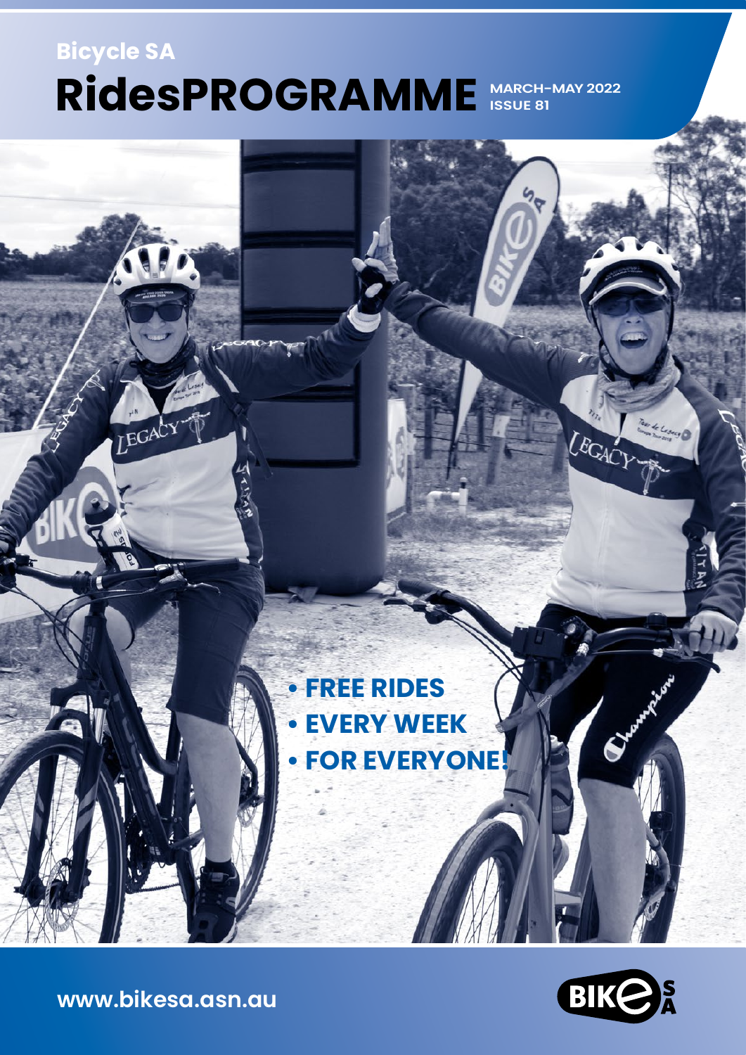Bicycle SA

# RidesPROGRAMME

MARCH–MAY 2022
ISSUE 81

- FREE RIDES
- EVERY WEEK
- FOR EVERYONE!

www.bikesa.asn.au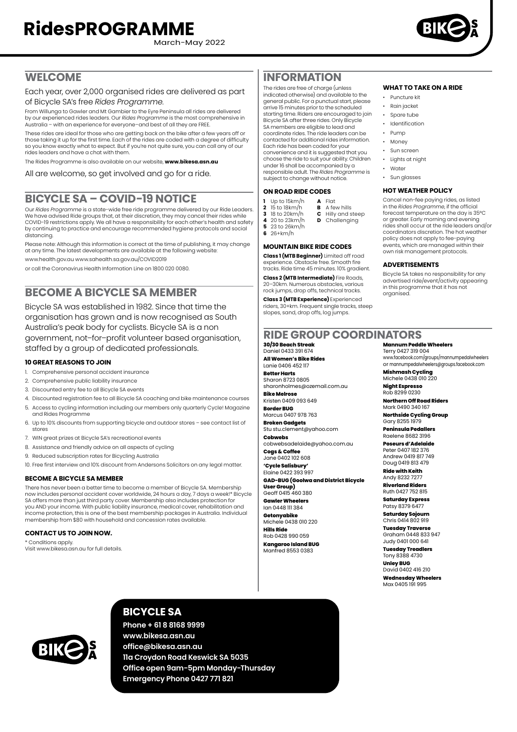# RidesPROGRAMME

March-May 2022

## WELCOME

Each year, over 2,000 organised rides are delivered as part of Bicycle SA's free *Rides Programme.*

From Willunga to Gawler and Mt Gambier to the Eyre Peninsula all rides are delivered by our experienced rides leaders. Our *Rides Programme* is the most comprehensive in Australia – with an experience for everyone–and best of all they are FREE.

These rides are ideal for those who are getting back on the bike after a few years off or those taking it up for the first time. Each of the rides are coded with a degree of difficulty so you know exactly what to expect. But if you're not quite sure, you can call any of our rides leaders and have a chat with them.

The Rides Programme is also available on our website, **www.bikesa.asn.au**

All are welcome, so get involved and go for a ride.

## BICYCLE SA – COVID-19 NOTICE

Our *Rides Programme* is a state-wide free ride programme delivered by our Ride Leaders. We have advised Ride groups that, at their discretion, they may cancel their rides while COVID-19 restrictions apply. We all have a responsibility for each other's health and safety by continuing to practice and encourage recommended hygiene protocols and social distancing.

Please note: Although this information is correct at the time of publishing, it may change at any time. The latest developments are available at the following website:

www.health.gov.au www.sahealth.sa.gov.au/COVID2019

or call the Coronavirus Health Information Line on 1800 020 0080.

## BECOME A BICYCLE SA MEMBER

Bicycle SA was established in 1982. Since that time the organisation has grown and is now recognised as South Australia's peak body for cyclists. Bicycle SA is a non government, not–for–profit volunteer based organisation, staffed by a group of dedicated professionals.

### 10 GREAT REASONS TO JOIN

1. Comprehensive personal accident insurance
2. Comprehensive public liability insurance
3. Discounted entry fee to all Bicycle SA events
4. Discounted registration fee to all Bicycle SA coaching and bike maintenance courses
5. Access to cycling information including our members only quarterly Cycle! Magazine and Rides Programme
6. Up to 10% discounts from supporting bicycle and outdoor stores – see contact list of stores
7. WIN great prizes at Bicycle SA's recreational events
8. Assistance and friendly advice on all aspects of cycling
9. Reduced subscription rates for Bicycling Australia
10. Free first interview and 10% discount from Andersons Solicitors on any legal matter.

### BECOME A BICYCLE SA MEMBER

There has never been a better time to become a member of Bicycle SA. Membership now includes personal accident cover worldwide, 24 hours a day, 7 days a week!* Bicycle SA offers more than just third party cover. Membership also includes protection for you AND your income. With public liability insurance, medical cover, rehabilitation and income protection, this is one of the best membership packages in Australia. Individual membership from $80 with household and concession rates available.

### CONTACT US TO JOIN NOW.

* Conditions apply.
Visit www.bikesa.asn.au for full details.

## INFORMATION

The rides are free of charge (unless indicated otherwise) and available to the general public. For a punctual start, please arrive 15 minutes prior to the scheduled starting time. Riders are encouraged to join Bicycle SA after three rides. Only Bicycle SA members are eligible to lead and coordinate rides. The ride leaders can be contacted for additional rides information. Each ride has been coded for your convenience and it is suggested that you choose the ride to suit your ability. Children under 16 shall be accompanied by a responsible adult. The *Rides Programme* is subject to change without notice.

### ON ROAD RIDE CODES

- **1** Up to 15km/h
- **2** 15 to 18km/h
- **3** 18 to 20km/h
- **4** 20 to 23km/h
- **5** 23 to 26km/h
- **6** 26+km/h

- **A** Flat
- **B** A few hills
- **C** Hilly and steep
- **D** Challenging

### MOUNTAIN BIKE RIDE CODES

**Class 1 (MTB Beginner)** Limited off road experience. Obstacle free. Smooth fire tracks. Ride time 45 minutes. 10% gradient.

**Class 2 (MTB Intermediate)** Fire Roads, 20–30km. Numerous obstacles, various rock jumps, drop offs, technical tracks.

**Class 3 (MTB Experience)** Experienced riders, 30+km. Frequent single tracks, steep slopes, sand, drop offs, log jumps.

### WHAT TO TAKE ON A RIDE

- Puncture kit
- Rain jacket
- Spare tube
- Identification
- Pump
- Money
- Sun screen
- Lights at night
- Water
- Sun glasses

### HOT WEATHER POLICY

Cancel non-fee paying rides, as listed in the *Rides Programme*, if the official forecast temperature on the day is 35ºC or greater. Early morning and evening rides shall occur at the ride leaders and/or coordinators discretion. The hot weather policy does not apply to fee-paying events, which are managed within their own risk management protocols.

### ADVERTISEMENTS

Bicycle SA takes no responsibility for any advertised ride/event/activity appearing in this programme that it has not organised.

## RIDE GROUP COORDINATORS

**30/30 Beach Streak**
Daniel 0433 391 674

**All Women's Bike Rides**
Lanie 0406 452 117

**Better Harts**
Sharon 8723 0805
sharonholmes@ozemail.com.au

**Bike Melrose**
Kristen 0409 093 649

**Border BUG**
Marcus 0407 978 763

**Broken Gadgets**
Stu stu.clement@yahoo.com

**Cobwebs**
cobwebsadelaide@yahoo.com.au

**Cogs & Coffee**
Jane 0402 102 608

**'Cycle Salisbury'**
Elaine 0422 393 997

**GAD-BUG (Goolwa and District Bicycle User Group)**
Geoff 0415 460 380

**Gawler Wheelers**
Ian 0448 111 384

**Getonyabike**
Michele 0438 010 220

**Hills Ride**
Rob 0428 990 059

**Kangaroo Island BUG**
Manfred 8553 0383

**Mannum Peddle Wheelers**
Terry 0427 319 004
www.facebook.com/groups/mannumpedalwheelers or mannumpedalwheelers@groups.facebook.com

**Mishmash Cycling**
Michele 0438 010 220

**Night Espresso**
Rob 8299 0230

**Northern Off Road Riders**
Mark 0490 340 167

**Northside Cycling Group**
Gary 8255 1979

**Peninsula Pedallers**
Raelene 8682 3196

**Poseurs d'Adelaide**
Peter 0407 182 376
Andrew 0419 817 749
Doug 0419 813 479

**Ride with Keith**
Andy 8232 7277

**Riverland Riders**
Ruth 0427 752 815

**Saturday Express**
Patsy 8379 6477

**Saturday Sojourn**
Chris 0414 802 919

**Tuesday Traverse**
Graham 0448 833 947
Judy 0401 000 641

**Tuesday Treadlers**
Tony 8388 4730

**Unley BUG**
David 0402 416 210

**Wednesday Wheelers**
Max 0405 191 995

## BICYCLE SA

**Phone + 61 8 8168 9999**
**www.bikesa.asn.au**
**office@bikesa.asn.au**
**11a Croydon Road Keswick SA 5035**
**Office open 9am-5pm Monday-Thursday**
**Emergency Phone 0427 771 821**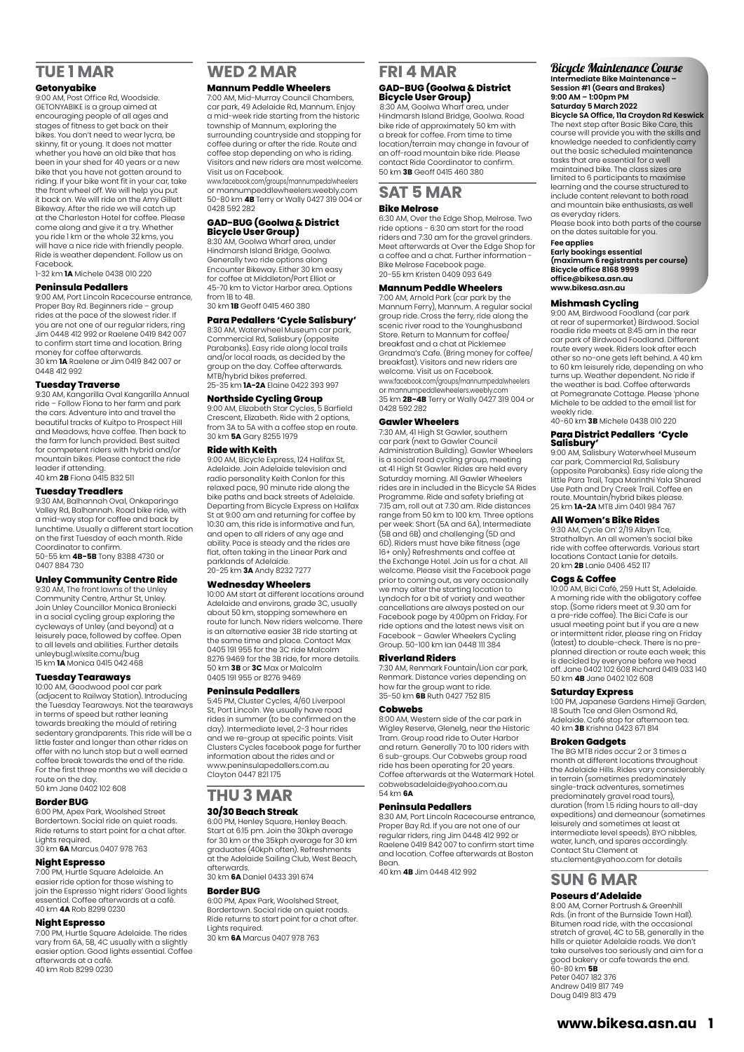## TUE 1 MAR

### Getonyabike

9:00 AM, Post Office Rd, Woodside. GETONYABIKE is a group aimed at encouraging people of all ages and stages of fitness to get back on their bikes. You don't need to wear lycra, be skinny, fit or young. It does not matter whether you have an old bike that has been in your shed for 40 years or a new bike that you have not gotten around to riding. If your bike wont fit in your car, take the front wheel off. We will help you put it back on. We will ride on the Amy Gillett Bikeway. After the ride we will catch up at the Charleston Hotel for coffee. Please come along and give it a try. Whether you ride 1 km or the whole 32 kms, you will have a nice ride with friendly people. Ride is weather dependent. Follow us on Facebook.
1-32 km **1A** Michele 0438 010 220

### Peninsula Pedallers

9:00 AM, Port Lincoln Racecourse entrance, Proper Bay Rd. Beginners ride – group rides at the pace of the slowest rider. If you are not one of our regular riders, ring Jim 0448 412 992 or Raelene 0419 842 007 to confirm start time and location. Bring money for coffee afterwards.
30 km **1A** Raelene or Jim 0419 842 007 or 0448 412 992

### Tuesday Traverse

9:30 AM, Kangarilla Oval Kangarilla Annual ride – Follow Fiona to her farm and park the cars. Adventure into and travel the beautiful tracks of Kuitpo to Prospect Hill and Meadows, have coffee. Then back to the farm for lunch provided. Best suited for competent riders with hybrid and/or mountain bikes. Please contact the ride leader if attending.
40 km **2B** Fiona 0415 832 511

### Tuesday Treadlers

9:30 AM, Balhannah Oval, Onkaparinga Valley Rd, Balhannah. Road bike ride, with a mid-way stop for coffee and back by lunchtime. Usually a different start location on the first Tuesday of each month. Ride Coordinator to confirm.
50-55 km **4B-5B** Tony 8388 4730 or 0407 884 730

### Unley Community Centre Ride

9:30 AM, The front lawns of the Unley Community Centre, Arthur St, Unley. Join Unley Councillor Monica Broniecki in a social cycling group exploring the cycleways of Unley (and beyond) at a leisurely pace, followed by coffee. Open to all levels and abilities. Further details unleybug1.wixsite.comu/bug
15 km **1A** Monica 0415 042 468

### Tuesday Tearaways

10:00 AM, Goodwood pool car park (adjacent to Railway Station). Introducing the Tuesday Tearaways. Not the tearaways in terms of speed but rather leaning towards breaking the mould of retiring sedentary grandparents. This ride will be a little faster and longer than other rides on offer with no lunch stop but a well earned coffee break towards the end of the ride. For the first three months we will decide a route on the day.
50 km Jane 0402 102 608

### Border BUG

6:00 PM, Apex Park, Woolshed Street Bordertown. Social ride on quiet roads. Ride returns to start point for a chat after. Lights required.
30 km **6A** Marcus 0407 978 763

### Night Espresso

7:00 PM, Hurtle Square Adelaide. An easier ride option for those wishing to join the Espresso 'night riders' Good lights essential. Coffee afterwards at a café.
40 km **4A** Rob 8299 0230

### Night Espresso

7:00 PM, Hurtle Square Adelaide. The rides vary from 6A, 5B, 4C usually with a slightly easier option. Good lights essential. Coffee afterwards at a café.
40 km Rob 8299 0230

## WED 2 MAR

### Mannum Peddle Wheelers

7:00 AM, Mid-Murray Council Chambers, car park, 49 Adelaide Rd, Mannum. Enjoy a mid-week ride starting from the historic township of Mannum, exploring the surrounding countryside and stopping for coffee during or after the ride. Route and coffee stop depending on who is riding. Visitors and new riders are most welcome. Visit us on Facebook.
www.facebook.com/groups/mannumpedalwheelers or mannumpeddlewheelers.weebly.com
50-80 km **4B** Terry or Wally 0427 319 004 or 0428 592 282

### GAD-BUG (Goolwa & District Bicycle User Group)

8:30 AM, Goolwa Wharf area, under Hindmarsh Island Bridge, Goolwa. Generally two ride options along Encounter Bikeway. Either 30 km easy for coffee at Middleton/Port Elliot or 45-70 km to Victor Harbor area. Options from 1B to 4B.
30 km **1B** Geoff 0415 460 380

### Para Pedallers 'Cycle Salisbury'

8:30 AM, Waterwheel Museum car park, Commercial Rd, Salisbury (opposite Parabanks). Easy ride along local trails and/or local roads, as decided by the group on the day. Coffee afterwards. MTB/hybrid bikes preferred.
25-35 km **1A-2A** Elaine 0422 393 997

### Northside Cycling Group

9:00 AM, Elizabeth Star Cycles, 5 Barfield Crescent, Elizabeth. Ride with 2 options, from 3A to 5A with a coffee stop en route.
30 km **5A** Gary 8255 1979

### Ride with Keith

9:00 AM, Bicycle Express, 124 Halifax St, Adelaide. Join Adelaide television and radio personality Keith Conlon for this relaxed pace, 90 minute ride along the bike paths and back streets of Adelaide. Departing from Bicycle Express on Halifax St at 9:00 am and returning for coffee by 10:30 am, this ride is informative and fun, and open to all riders of any age and ability. Pace is steady and the rides are flat, often taking in the Linear Park and parklands of Adelaide.
20-25 km **3A** Andy 8232 7277

### Wednesday Wheelers

10:00 AM start at different locations around Adelaide and environs, grade 3C, usually about 50 km, stopping somewhere en route for lunch. New riders welcome. There is an alternative easier 3B ride starting at the same time and place. Contact Max 0405 191 955 for the 3C ride Malcolm 8276 9469 for the 3B ride, for more details.
50 km **3B** or **3C** Max or Malcolm 0405 191 955 or 8276 9469

### Peninsula Pedallers

5:45 PM, Cluster Cycles, 4/60 Liverpool St, Port Lincoln. We usually have road rides in summer (to be confirmed on the day). Intermediate level, 2-3 hour rides and we re-group at specific points. Visit Clusters Cycles facebook page for further information about the rides and or www.peninsulapedallers.com.au
Clayton 0447 821 175

## THU 3 MAR

### 30/30 Beach Streak

6:00 PM, Henley Square, Henley Beach. Start at 6:15 pm. Join the 30kph average for 30 km or the 35kph average for 30 km graduates (40kph often). Refreshments at the Adelaide Sailing Club, West Beach, afterwards.
30 km **6A** Daniel 0433 391 674

### Border BUG

6:00 PM, Apex Park, Woolshed Street, Bordertown. Social ride on quiet roads. Ride returns to start point for a chat after. Lights required.
30 km **6A** Marcus 0407 978 763

## FRI 4 MAR

### GAD-BUG (Goolwa & District Bicycle User Group)

8:30 AM, Goolwa Wharf area, under Hindmarsh Island Bridge, Goolwa. Road bike ride of approximately 50 km with a break for coffee. From time to time location/terrain may change in favour of an off-road mountain bike ride. Please contact Ride Coordinator to confirm.
50 km **3B** Geoff 0415 460 380

## SAT 5 MAR

### Bike Melrose

6:30 AM, Over the Edge Shop, Melrose. Two ride options - 6:30 am start for the road riders and 7:30 am for the gravel grinders. Meet afterwards at Over the Edge Shop for a coffee and a chat. Further information - Bike Melrose Facebook page.
20-55 km Kristen 0409 093 649

### Mannum Peddle Wheelers

7:00 AM, Arnold Park (car park by the Mannum Ferry), Mannum. A regular social group ride. Cross the ferry, ride along the scenic river road to the Younghusband Store. Return to Mannum for coffee/breakfast and a chat at Picklemee Grandma's Cafe. (Bring money for coffee/breakfast). Visitors and new riders are welcome. Visit us on Facebook.
www.facebook.com/groups/mannumpedalwheelers or mannumpeddlewheelers.weebly.com
35 km **2B-4B** Terry or Wally 0427 319 004 or 0428 592 282

### Gawler Wheelers

7:30 AM, 41 High St Gawler, southern car park (next to Gawler Council Administration Building). Gawler Wheelers is a social road cycling group, meeting at 41 High St Gawler. Rides are held every Saturday morning. All Gawler Wheelers rides are in included in the Bicycle SA Rides Programme. Ride and safety briefing at 7:15 am, roll out at 7.30 am. Ride distances range from 50 km to 100 km. Three options per week: Short (5A and 6A), Intermediate (5B and 6B) and challenging (5D and 6D). Riders must have bike fitness (age 16+ only) Refreshments and coffee at the Exchange Hotel. Join us for a chat. All welcome. Please visit the Facebook page prior to coming out, as very occasionally we may alter the starting location to Lyndoch for a bit of variety and weather cancellations are always posted on our Facebook page by 4:00pm on Friday. For ride options and the latest news visit on Facebook – Gawler Wheelers Cycling Group. 50-100 km Ian 0448 111 384

### Riverland Riders

7:30 AM, Renmark Fountain/Lion car park, Renmark. Distance varies depending on how far the group want to ride.
35-50 km **6B** Ruth 0427 752 815

### Cobwebs

8:00 AM, Western side of the car park in Wigley Reserve, Glenelg, near the Historic Tram. Group road ride to Outer Harbor and return. Generally 70 to 100 riders with 6 sub-groups. Our Cobwebs group road ride has been operating for 20 years. Coffee afterwards at the Watermark Hotel. cobwebsadelaide@yahoo.com.au
54 km **6A**

### Peninsula Pedallers

8:30 AM, Port Lincoln Racecourse entrance, Proper Bay Rd. If you are not one of our regular riders, ring Jim 0448 412 992 or Raelene 0419 842 007 to confirm start time and location. Coffee afterwards at Boston Bean.
40 km **4B** Jim 0448 412 992

### *Bicycle Maintenance Course*

**Intermediate Bike Maintenance – Session #1 (Gears and Brakes)**
**9:00 AM – 1:00pm PM**
**Saturday 5 March 2022**
**Bicycle SA Office, 11a Croydon Rd Keswick**

The next step after Basic Bike Care, this course will provide you with the skills and knowledge needed to confidently carry out the basic scheduled maintenance tasks that are essential for a well maintained bike. The class sizes are limited to 6 participants to maximise learning and the course structured to include content relevant to both road and mountain bike enthusiasts, as well as everyday riders.
Please book into both parts of the course on the dates suitable for you.

**Fee applies**
**Early bookings essential (maximum 6 registrants per course)**
**Bicycle office 8168 9999**
**office@bikesa.asn.au**
**www.bikesa.asn.au**

### Mishmash Cycling

9:00 AM, Birdwood Foodland (car park at rear of supermarket) Birdwood. Social roadie ride meets at 8:45 am in the rear car park of Birdwood Foodland. Different route every week. Riders look after each other so no-one gets left behind. A 40 km to 60 km leisurely ride, depending on who turns up. Weather dependent. No ride if the weather is bad. Coffee afterwards at Pomegranate Cottage. Please 'phone Michele to be added to the email list for weekly ride.
40-60 km **3B** Michele 0438 010 220

### Para District Pedallers 'Cycle Salisbury'

9:00 AM, Salisbury Waterwheel Museum car park, Commercial Rd, Salisbury (opposite Parabanks). Easy ride along the little Para Trail, Tapa Marinthi Yala Shared Use Path and Dry Creek Trail. Coffee en route. Mountain/hybrid bikes please.
25 km **1A-2A** MTB Jim 0401 984 767

### All Women's Bike Rides

9:30 AM, Cycle On' 2/19 Albyn Tce, Strathalbyn. An all women's social bike ride with coffee afterwards. Various start locations Contact Lanie for details.
20 km **2B** Lanie 0406 452 117

### Cogs & Coffee

10:00 AM, Bici Café, 259 Hutt St, Adelaide. A morning ride with the obligatory coffee stop. (Some riders meet at 9.30 am for a pre-ride coffee). The Bici Cafe is our usual meeting point but if you are a new or intermittent rider, please ring on Friday (latest) to double-check. There is no pre-planned direction or route each week; this is decided by everyone before we head off. Jane 0402 102 608 Richard 0419 033 140
50 km **4B** Jane 0402 102 608

### Saturday Express

1:00 PM, Japanese Gardens Himeji Garden, 18 South Tce and Glen Osmond Rd, Adelaide. Café stop for afternoon tea.
40 km **3B** Krishna 0423 671 814

### Broken Gadgets

The BG MTB rides occur 2 or 3 times a month at different locations throughout the Adelaide Hills. Rides vary considerably in terrain (sometimes predominately single-track adventures, sometimes predominately gravel road tours), duration (from 1.5 riding hours to all-day expeditions) and demeanour (sometimes leisurely and sometimes at least at intermediate level speeds). BYO nibbles, water, lunch, and spares accordingly. Contact Stu Clement at stu.clement@yahoo.com for details

## SUN 6 MAR

### Poseurs d'Adelaide

8:00 AM, Corner Portrush & Greenhill Rds. (in front of the Burnside Town Hall). Bitumen road ride, with the occasional stretch of gravel, 4C to 5B, generally in the hills or quieter Adelaide roads. We don't take ourselves too seriously and aim for a good bakery or cafe towards the end.
60-80 km **5B**
Peter 0407 182 376
Andrew 0419 817 749
Doug 0419 813 479

**www.bikesa.asn.au**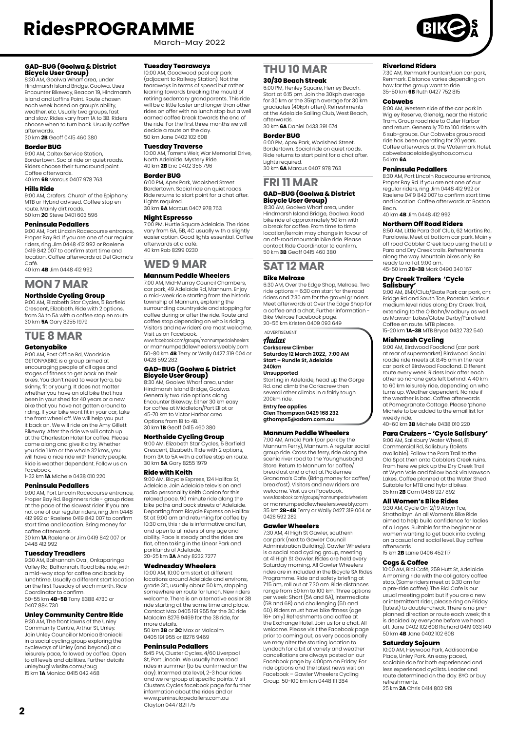# RidesPROGRAMME

March-May 2022

### GAD-BUG (Goolwa & District Bicycle User Group)

8:30 AM, Goolwa Wharf area, under Hindmarsh Island Bridge, Goolwa. Uses Encounter Bikeway, Beacon 19, Hindmarsh Island and Laffins Point. Route chosen each week based on group's ability, weather, etc. Usually two groups, fast and slow. Rides vary from 1A to 3B. Riders choose when to turn back. Usually coffee afterwards.

30 km **2B** Geoff 0415 460 380

### Border BUG

9:00 AM, Caltex Service Station, Bordertown. Social ride on quiet roads. Riders choose their turnaround point. Coffee afterwards.

40 km **6B** Marcus 0407 978 763

### Hills Ride

9:00 AM, Crafers. Church of the Epiphany. MTB or Hybrid advised. Coffee stop en route. Mainly dirt roads.

50 km **2C** Steve 0401 603 596

### Peninsula Pedallers

9:00 AM, Port Lincoln Racecourse entrance, Proper Bay Rd. If you are one of our regular riders, ring Jim 0448 412 992 or Raelene 0419 842 007 to confirm start time and location. Coffee afterwards at Del Giorno's Café.

40 km **4B** Jim 0448 412 992

## MON 7 MAR

### Northside Cycling Group

9:00 AM, Elizabeth Star Cycles, 5 Barfield Crescent, Elizabeth. Ride with 2 options, from 3A to 5A with a coffee stop en route.

30 km **5A** Gary 8255 1979

## TUE 8 MAR

### Getonyabike

9:00 AM, Post Office Rd, Woodside. GETONYABIKE is a group aimed at encouraging people of all ages and stages of fitness to get back on their bikes. You don't need to wear lycra, be skinny, fit or young. It does not matter whether you have an old bike that has been in your shed for 40 years or a new bike that you have not gotten around to riding. If your bike wont fit in your car, take the front wheel off. We will help you put it back on. We will ride on the Amy Gillett Bikeway. After the ride we will catch up at the Charleston Hotel for coffee. Please come along and give it a try. Whether you ride 1 km or the whole 32 kms, you will have a nice ride with friendly people. Ride is weather dependent. Follow us on Facebook.

1-32 km **1A** Michele 0438 010 220

### Peninsula Pedallers

9:00 AM, Port Lincoln Racecourse entrance, Proper Bay Rd. Beginners ride - group rides at the pace of the slowest rider. If you are not one of our regular riders, ring Jim 0448 412 992 or Raelene 0419 842 007 to confirm start time and location. Bring money for coffee afterwards.

30 km **1A** Raelene or Jim 0419 842 007 or 0448 412 992

### Tuesday Treadlers

9:30 AM, Balhannah Oval, Onkaparinga Valley Rd, Balhannah. Road bike ride, with a mid-way stop for coffee and back by lunchtime. Usually a different start location on the first Tuesday of each month. Ride Coordinator to confirm.

50-55 km **4B-5B** Tony 8388 4730 or 0407 884 730

### Unley Community Centre Ride

9:30 AM, The front lawns of the Unley Community Centre, Arthur St, Unley. Join Unley Councillor Monica Broniecki in a social cycling group exploring the cycleways of Unley (and beyond) at a leisurely pace, followed by coffee. Open to all levels and abilities. Further details unleybug1.wixsite.comu/bug

15 km **1A** Monica 0415 042 468

### Tuesday Tearaways

10:00 AM, Goodwood pool car park (adjacent to Railway Station). Not the tearaways in terms of speed but rather leaning towards breaking the mould of retiring sedentary grandparents. This ride will be a little faster and longer than other rides on offer with no lunch stop but a well earned coffee break towards the end of the ride. For the first three months we will decide a route on the day.

50 km Jane 0402 102 608

### Tuesday Traverse

10:00 AM, Torrens Weir, War Memorial Drive, North Adelaide. Mystery Ride.

40 km **2B** Eric 0402 356 796

### Border BUG

6:00 PM, Apex Park, Woolshed Street Bordertown. Social ride on quiet roads. Ride returns to start point for a chat after. Lights required.

30 km **6A** Marcus 0407 978 763

### Night Espresso

7:00 PM, Hurtle Square Adelaide. The rides vary from 6A, 5B, 4C usually with a slightly easier option. Good lights essential. Coffee afterwards at a café.

40 km Rob 8299 0230

## WED 9 MAR

### Mannum Peddle Wheelers

7:00 AM, Mid-Murray Council Chambers, car park, 49 Adelaide Rd, Mannum. Enjoy a mid-week ride starting from the historic township of Mannum, exploring the surrounding countryside and stopping for coffee during or after the ride. Route and coffee stop depending on who is riding. Visitors and new riders are most welcome. Visit us on Facebook.

www.facebook.com/groups/mannumpedalwheelers or mannumpeddlewheelers.weebly.com

50-80 km **4B** Terry or Wally 0427 319 004 or 0428 592 282

### GAD-BUG (Goolwa & District Bicycle User Group)

8:30 AM, Goolwa Wharf area, under Hindmarsh Island Bridge, Goolwa. Generally two ride options along Encounter Bikeway. Either 30 km easy for coffee at Middleton/Port Elliot or 45-70 km to Victor Harbor area. Options from 1B to 4B.

30 km **1B** Geoff 0415 460 380

### Northside Cycling Group

9:00 AM, Elizabeth Star Cycles, 5 Barfield Crescent, Elizabeth. Ride with 2 options, from 3A to 5A with a coffee stop en route.

30 km **5A** Gary 8255 1979

### Ride with Keith

9:00 AM, Bicycle Express, 124 Halifax St, Adelaide. Join Adelaide television and radio personality Keith Conlon for this relaxed pace, 90 minute ride along the bike paths and back streets of Adelaide. Departing from Bicycle Express on Halifax St at 9:00 am and returning for coffee by 10:30 am, this ride is informative and fun, and open to all riders of any age and ability. Pace is steady and the rides are flat, often taking in the Linear Park and parklands of Adelaide.

20-25 km **3A** Andy 8232 7277

### Wednesday Wheelers

10:00 AM, 10:00 am start at different locations around Adelaide and environs, grade 3C, usually about 50 km, stopping somewhere en route for lunch. New riders welcome. There is an alternative easier 3B ride starting at the same time and place. Contact Max 0405 191 955 for the 3C ride Malcolm 8276 9469 for the 3B ride, for more details.

50 km **3B** or **3C** Max or Malcolm 0405 191 955 or 8276 9469

### Peninsula Pedallers

5:45 PM, Cluster Cycles, 4/60 Liverpool St, Port Lincoln. We usually have road rides in summer (to be confirmed on the day). Intermediate level, 2-3 hour rides and we re-group at specific points. Visit Clusters Cycles facebook page for further information about the rides and or www.peninsulapedallers.com.au

Clayton 0447 821 175

## THU 10 MAR

### 30/30 Beach Streak

6:00 PM, Henley Square, Henley Beach. Start at 6:15 pm. Join the 30kph average for 30 km or the 35kph average for 30 km graduates (40kph often). Refreshments at the Adelaide Sailing Club, West Beach, afterwards.

30 km **6A** Daniel 0433 391 674

### Border BUG

6:00 PM, Apex Park, Woolshed Street, Bordertown. Social ride on quiet roads. Ride returns to start point for a chat after. Lights required.

30 km **6A** Marcus 0407 978 763

## FRI 11 MAR

### GAD-BUG (Goolwa & District Bicycle User Group)

8:30 AM, Goolwa Wharf area, under Hindmarsh Island Bridge, Goolwa. Road bike ride of approximately 50 km with a break for coffee. From time to time location/terrain may change in favour of an off-road mountain bike ride. Please contact Ride Coordinator to confirm.

50 km **3B** Geoff 0415 460 380

## SAT 12 MAR

### Bike Melrose

6:30 AM, Over the Edge Shop, Melrose. Two ride options – 6:30 am start for the road riders and 7:30 am for the gravel grinders. Meet afterwards at Over the Edge Shop for a coffee and a chat. Further information - Bike Melrose Facebook page.

20-55 km Kristen 0409 093 649

ADVERTISEMENT

*Audax*

**Corkscrew Climber**
**Saturday 12 March 2022, 7:00 AM**
**Start – Rundle St, Adelaide**
**240km**
**Unsupported**

Starting in Adelaide, head up the Gorge Rd. and climb the Corkscrew then several other climbs in a fairly tough 200km ride.

**Entry fee applies**
**Glen Thompson 0429 168 232**
**gthomps5@adam.com.au**

### Mannum Peddle Wheelers

7:00 AM, Arnold Park (car park by the Mannum Ferry), Mannum. A regular social group ride. Cross the ferry, ride along the scenic river road to the Younghusband Store. Return to Mannum for coffee/breakfast and a chat at Picklemee Grandma's Cafe. (Bring money for coffee/breakfast). Visitors and new riders are welcome. Visit us on Facebook.

www.facebook.com/groups/mannumpedalwheelers or mannumpeddlewheelers.weebly.com

35 km **2B-4B** Terry or Wally 0427 319 004 or 0428 592 282

### Gawler Wheelers

7:30 AM, 41 High St Gawler, southern car park (next to Gawler Council Administration Building). Gawler Wheelers is a social road cycling group, meeting at 41 High St Gawler. Rides are held every Saturday morning. All Gawler Wheelers rides are in included in the Bicycle SA Rides Programme. Ride and safety briefing at 7:15 am, roll out at 7.30 am. Ride distances range from 50 km to 100 km. Three options per week: Short (5A and 6A), Intermediate (5B and 6B) and challenging (5D and 6D). Riders must have bike fitness (age 16+ only) Refreshments and coffee at the Exchange Hotel. Join us for a chat. All welcome. Please visit the Facebook page prior to coming out, as very occasionally we may alter the starting location to Lyndoch for a bit of variety and weather cancellations are always posted on our Facebook page by 4:00pm on Friday. For ride options and the latest news visit on Facebook – Gawler Wheelers Cycling Group. 50-100 km Ian 0448 111 384

### Riverland Riders

7:30 AM, Renmark Fountain/Lion car park, Renmark. Distance varies depending on how far the group want to ride.

35-50 km **6B** Ruth 0427 752 815

### Cobwebs

8:00 AM, Western side of the car park in Wigley Reserve, Glenelg, near the Historic Tram. Group road ride to Outer Harbor and return. Generally 70 to 100 riders with 6 sub-groups. Our Cobwebs group road ride has been operating for 20 years. Coffee afterwards at the Watermark Hotel. cobwebsadelaide@yahoo.com.au

54 km **6A**

### Peninsula Pedallers

8:30 AM, Port Lincoln Racecourse entrance, Proper Bay Rd. If you are not one of our regular riders, ring Jim 0448 412 992 or Raelene 0419 842 007 to confirm start time and location. Coffee afterwards at Boston Bean.

40 km **4B** Jim 0448 412 992

### Northern Off Road Riders

8:50 AM, Little Para Golf Club, 62 Martins Rd, Paralowie. Meet at bottom car park. Mainly off road Cobbler Creek loop using the Little Para and Dry Creek trails. Refreshments along the way. Mountain bikes only. Be ready to roll at 9:00 am.

45-50 km **2B-3B** Mark 0490 340 167

### Dry Creek Trailers 'Cycle Salisbury'

9:00 AM, BMX/Club/Skate Park car park, cnr. Bridge Rd and South Tce, Pooraka. Various medium level rides along Dry Creek Trail, extending to the O Bahn/Modbury as well as Mawson Lakes/Globe Derby/Parafield. Coffee en route. MTB please.

15-20 km **1A-3B** MTB Bryce 0432 732 540

### Mishmash Cycling

9:00 AM, Birdwood Foodland (car park at rear of supermarket) Birdwood. Social roadie ride meets at 8:45 am in the rear car park of Birdwood Foodland. Different route every week. Riders look after each other so no-one gets left behind. A 40 km to 60 km leisurely ride, depending on who turns up. Weather dependent. No ride if the weather is bad. Coffee afterwards at Pomegranate Cottage. Please 'phone Michele to be added to the email list for weekly ride.

40-60 km **3B** Michele 0438 010 220

### Para Cruizers - 'Cycle Salisbury'

9:00 AM, Salisbury Water Wheel, 81 Commercial Rd, Salisbury (toilets available). Follow the Para Trail to the Old Spot then onto Cobblers Creek ruins. From here we pick up the Dry Creek Trail at Wynn Vale and follow back via Mawson Lakes. Coffee planned at the Water Shed. Suitable for MTB and hybrid bikes.

35 km **2B** Cam 0468 927 892

### All Women's Bike Rides

9:30 AM, Cycle On' 2/19 Albyn Tce, Strathalbyn. An all Women's Bike Ride aimed to help build confidence for ladies of all ages. Suitable for the beginner or women wanting to get back into cycling on a casual and social level. Buy coffee afterwards.

15 km **2B** Lanie 0406 452 117

### Cogs & Coffee

10:00 AM, Bici Café, 259 Hutt St, Adelaide. A morning ride with the obligatory coffee stop. (Some riders meet at 9.30 am for a pre-ride coffee). The Bici Cafe is our usual meeting point but if you are a new or intermittent rider, please ring on Friday (latest) to double-check. There is no pre-planned direction or route each week; this is decided by everyone before we head off. Jane 0402 102 608 Richard 0419 033 140

50 km **4B** Jane 0402 102 608

### Saturday Sojourn

10:00 AM, Heywood Park, Addiscombe Place, Unley Park. An easy paced, sociable ride for both experienced and less experienced cyclists. Leader and route determined on the day. BYO or buy refreshments.

25 km **2A** Chris 0414 802 919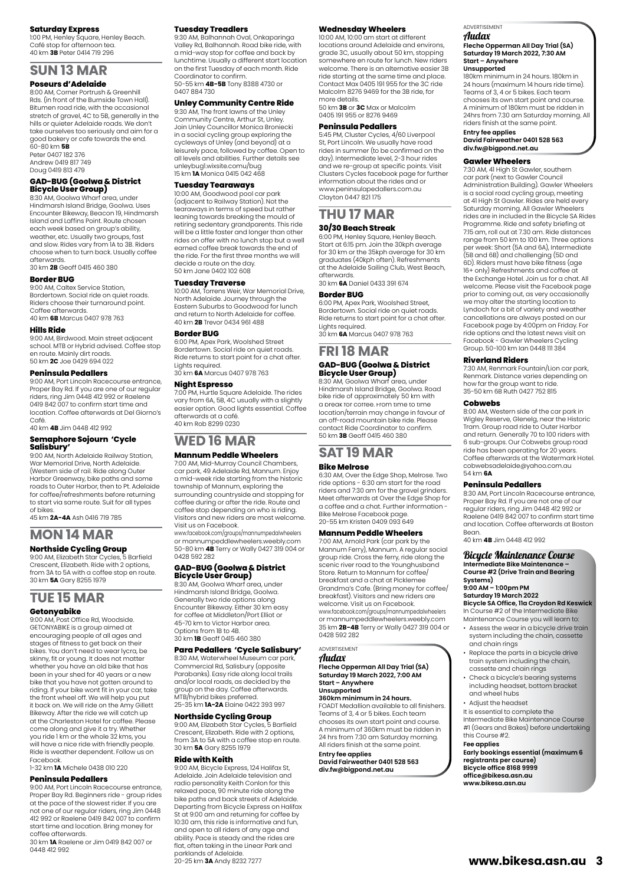### Saturday Express

1:00 PM, Henley Square, Henley Beach. Café stop for afternoon tea.
40 km **3B** Peter 0414 719 296

## SUN 13 MAR

### Poseurs d'Adelaide

8:00 AM, Corner Portrush & Greenhill Rds. (in front of the Burnside Town Hall). Bitumen road ride, with the occasional stretch of gravel, 4C to 5B, generally in the hills or quieter Adelaide roads. We don't take ourselves too seriously and aim for a good bakery or cafe towards the end.
60-80 km **5B**
Peter 0407 182 376
Andrew 0419 817 749
Doug 0419 813 479

### GAD-BUG (Goolwa & District Bicycle User Group)

8:30 AM, Goolwa Wharf area, under Hindmarsh Island Bridge, Goolwa. Uses Encounter Bikeway, Beacon 19, Hindmarsh Island and Laffins Point. Route chosen each week based on group's ability, weather, etc. Usually two groups, fast and slow. Rides vary from 1A to 3B. Riders choose when to turn back. Usually coffee afterwards.
30 km **2B** Geoff 0415 460 380

### Border BUG

9:00 AM, Caltex Service Station, Bordertown. Social ride on quiet roads. Riders choose their turnaround point. Coffee afterwards.
40 km **6B** Marcus 0407 978 763

### Hills Ride

9:00 AM, Birdwood. Main street adjacent school. MTB or Hybrid advised. Coffee stop en route. Mainly dirt roads.
50 km **2C** Joe 0429 694 022

### Peninsula Pedallers

9:00 AM, Port Lincoln Racecourse entrance, Proper Bay Rd. If you are one of our regular riders, ring Jim 0448 412 992 or Raelene 0419 842 007 to confirm start time and location. Coffee afterwards at Del Giorno's Café.
40 km **4B** Jim 0448 412 992

### Semaphore Sojourn 'Cycle Salisbury'

9:00 AM, North Adelaide Railway Station, War Memorial Drive, North Adelaide. (Western side of rail. Ride along Outer Harbor Greenway, bike paths and some roads to Outer Harbor, then to Pt. Adelaide for coffee/refreshments before returning to start via same route. Suit for all types of bikes.
45 km **2A-4A** Ash 0416 719 785

## MON 14 MAR

### Northside Cycling Group

9:00 AM, Elizabeth Star Cycles, 5 Barfield Crescent, Elizabeth. Ride with 2 options, from 3A to 5A with a coffee stop en route.
30 km **5A** Gary 8255 1979

## TUE 15 MAR

### Getonyabike

9:00 AM, Post Office Rd, Woodside. GETONYABIKE is a group aimed at encouraging people of all ages and stages of fitness to get back on their bikes. You don't need to wear lycra, be skinny, fit or young. It does not matter whether you have an old bike that has been in your shed for 40 years or a new bike that you have not gotten around to riding. If your bike wont fit in your car, take the front wheel off. We will help you put it back on. We will ride on the Amy Gillett Bikeway. After the ride we will catch up at the Charleston Hotel for coffee. Please come along and give it a try. Whether you ride 1 km or the whole 32 kms, you will have a nice ride with friendly people. Ride is weather dependent. Follow us on Facebook.
1-32 km **1A** Michele 0438 010 220

### Peninsula Pedallers

9:00 AM, Port Lincoln Racecourse entrance, Proper Bay Rd. Beginners ride - group rides at the pace of the slowest rider. If you are not one of our regular riders, ring Jim 0448 412 992 or Raelene 0419 842 007 to confirm start time and location. Bring money for coffee afterwards.
30 km **1A** Raelene or Jim 0419 842 007 or 0448 412 992

### Tuesday Treadlers

9:30 AM, Balhannah Oval, Onkaparinga Valley Rd, Balhannah. Road bike ride, with a mid-way stop for coffee and back by lunchtime. Usually a different start location on the first Tuesday of each month. Ride Coordinator to confirm.
50-55 km **4B-5B** Tony 8388 4730 or 0407 884 730

### Unley Community Centre Ride

9:30 AM, The front lawns of the Unley Community Centre, Arthur St, Unley. Join Unley Councillor Monica Broniecki in a social cycling group exploring the cycleways of Unley (and beyond) at a leisurely pace, followed by coffee. Open to all levels and abilities. Further details see unleybug1.wixsite.com/bug
15 km **1A** Monica 0415 042 468

### Tuesday Tearaways

10:00 AM, Goodwood pool car park (adjacent to Railway Station). Not the tearaways in terms of speed but rather leaning towards breaking the mould of retiring sedentary grandparents. This ride will be a little faster and longer than other rides on offer with no lunch stop but a well earned coffee break towards the end of the ride. For the first three months we will decide a route on the day.
50 km Jane 0402 102 608

### Tuesday Traverse

10:00 AM, Torrens Weir, War Memorial Drive, North Adelaide. Journey through the Eastern Suburbs to Goodwood for lunch and return to North Adelaide for coffee.
40 km **2B** Trevor 0434 961 488

### Border BUG

6:00 PM, Apex Park, Woolshed Street Bordertown. Social ride on quiet roads. Ride returns to start point for a chat after. Lights required.
30 km **6A** Marcus 0407 978 763

### Night Espresso

7:00 PM, Hurtle Square Adelaide. The rides vary from 6A, 5B, 4C usually with a slightly easier option. Good lights essential. Coffee afterwards at a café.
40 km Rob 8299 0230

## WED 16 MAR

### Mannum Peddle Wheelers

7:00 AM, Mid-Murray Council Chambers, car park, 49 Adelaide Rd, Mannum. Enjoy a mid-week ride starting from the historic township of Mannum, exploring the surrounding countryside and stopping for coffee during or after the ride. Route and coffee stop depending on who is riding. Visitors and new riders are most welcome. Visit us on Facebook.
www.facebook.com/groups/mannumpeddalwheelers or mannumpeddlewheelers.weebly.com
50-80 km **4B** Terry or Wally 0427 319 004 or 0428 592 282

### GAD-BUG (Goolwa & District Bicycle User Group)

8:30 AM, Goolwa Wharf area, under Hindmarsh Island Bridge, Goolwa. Generally two ride options along Encounter Bikeway. Either 30 km easy for coffee at Middleton/Port Elliot or 45-70 km to Victor Harbor area. Options from 1B to 4B.
30 km **1B** Geoff 0415 460 380

### Para Pedallers 'Cycle Salisbury'

8:30 AM, Waterwheel Museum car park, Commercial Rd, Salisbury (opposite Parabanks). Easy ride along local trails and/or local roads, as decided by the group on the day. Coffee afterwards. MTB/hybrid bikes preferred.
25-35 km **1A-2A** Elaine 0422 393 997

### Northside Cycling Group

9:00 AM, Elizabeth Star Cycles, 5 Barfield Crescent, Elizabeth. Ride with 2 options, from 3A to 5A with a coffee stop en route.
30 km **5A** Gary 8255 1979

### Ride with Keith

9:00 AM, Bicycle Express, 124 Halifax St, Adelaide. Join Adelaide television and radio personality Keith Conlon for this relaxed pace, 90 minute ride along the bike paths and back streets of Adelaide. Departing from Bicycle Express on Halifax St at 9:00 am and returning for coffee by 10:30 am, this ride is informative and fun, and open to all riders of any age and ability. Pace is steady and the rides are flat, often taking in the Linear Park and parklands of Adelaide.
20-25 km **3A** Andy 8232 7277

### Wednesday Wheelers

10:00 AM, 10:00 am start at different locations around Adelaide and environs, grade 3C, usually about 50 km, stopping somewhere en route for lunch. New riders welcome. There is an alternative easier 3B ride starting at the same time and place. Contact Max 0405 191 955 for the 3C ride Malcolm 8276 9469 for the 3B ride, for more details.
50 km **3B** or **3C** Max or Malcolm 0405 191 955 or 8276 9469

### Peninsula Pedallers

5:45 PM, Cluster Cycles, 4/60 Liverpool St, Port Lincoln. We usually have road rides in summer (to be confirmed on the day). Intermediate level, 2-3 hour rides and we re-group at specific points. Visit Clusters Cycles facebook page for further information about the rides and or www.peninsulapedallers.com.au
Clayton 0447 821 175

## THU 17 MAR

### 30/30 Beach Streak

6:00 PM, Henley Square, Henley Beach. Start at 6:15 pm. Join the 30kph average for 30 km or the 35kph average for 30 km graduates (40kph often). Refreshments at the Adelaide Sailing Club, West Beach, afterwards.
30 km **6A** Daniel 0433 391 674

### Border BUG

6:00 PM, Apex Park, Woolshed Street, Bordertown. Social ride on quiet roads. Ride returns to start point for a chat after. Lights required.
30 km **6A** Marcus 0407 978 763

## FRI 18 MAR

### GAD-BUG (Goolwa & District Bicycle User Group)

8:30 AM, Goolwa Wharf area, under Hindmarsh Island Bridge, Goolwa. Road bike ride of approximately 50 km with a break for coffee. From time to time location/terrain may change in favour of an off-road mountain bike ride. Please contact Ride Coordinator to confirm.
50 km **3B** Geoff 0415 460 380

## SAT 19 MAR

### Bike Melrose

6:30 AM, Over the Edge Shop, Melrose. Two ride options - 6:30 am start for the road riders and 7:30 am for the gravel grinders. Meet afterwards at Over the Edge Shop for a coffee and a chat. Further information - Bike Melrose Facebook page.
20-55 km Kristen 0409 093 649

### Mannum Peddle Wheelers

7:00 AM, Arnold Park (car park by the Mannum Ferry), Mannum. A regular social group ride. Cross the ferry, ride along the scenic river road to the Younghusband Store. Return to Mannum for coffee/breakfast and a chat at Picklemee Grandma's Cafe. (Bring money for coffee/breakfast). Visitors and new riders are welcome. Visit us on Facebook.
www.facebook.com/groups/mannumpeddalwheelers or mannumpeddlewheelers.weebly.com
35 km **2B-4B** Terry or Wally 0427 319 004 or 0428 592 282

ADVERTISEMENT

*Audax*

**Fleche Opperman All Day Trial (SA)**
**Saturday 19 March 2022, 7:00 AM**
**Start – Anywhere**
**Unsupported**
**360km minimum in 24 hours.**
FOADT Medallion available to all finishers. Teams of 3, 4 or 5 bikes. Each team chooses its own start point and course. A minimum of 360km must be ridden in 24 hrs from 7.30 am Saturday morning. All riders finish at the same point.
**Entry fee applies**
**David Fairweather 0401 528 563**
**div.fw@bigpond.net.au**

ADVERTISEMENT

*Audax*

**Fleche Opperman All Day Trial (SA)**
**Saturday 19 March 2022, 7:30 AM**
**Start – Anywhere**
**Unsupported**
180km minimum in 24 hours. 180km in 24 hours (maximum 14 hours ride time). Teams of 3, 4 or 5 bikes. Each team chooses its own start point and course. A minimum of 180km must be ridden in 24hrs from 7.30 am Saturday morning. All riders finish at the same point.
**Entry fee applies**
**David Fairweather 0401 528 563**
**div.fw@bigpond.net.au**

### Gawler Wheelers

7:30 AM, 41 High St Gawler, southern car park (next to Gawler Council Administration Building). Gawler Wheelers is a social road cycling group, meeting at 41 High St Gawler. Rides are held every Saturday morning. All Gawler Wheelers rides are in included in the Bicycle SA Rides Programme. Ride and safety briefing at 7:15 am, roll out at 7:30 am. Ride distances range from 50 km to 100 km. Three options per week: Short (5A and 6A), Intermediate (5B and 6B) and challenging (5D and 6D). Riders must have bike fitness (age 16+ only) Refreshments and coffee at the Exchange Hotel. Join us for a chat. All welcome. Please visit the Facebook page prior to coming out, as very occasionally we may alter the starting location to Lyndoch for a bit of variety and weather cancellations are always posted on our Facebook page by 4:00pm on Friday. For ride options and the latest news visit on Facebook - Gawler Wheelers Cycling Group. 50-100 km Ian 0448 111 384

### Riverland Riders

7:30 AM, Renmark Fountain/Lion car park, Renmark. Distance varies depending on how far the group want to ride.
35-50 km 6B Ruth 0427 752 815

### Cobwebs

8:00 AM, Western side of the car park in Wigley Reserve, Glenelg, near the Historic Tram. Group road ride to Outer Harbor and return. Generally 70 to 100 riders with 6 sub-groups. Our Cobwebs group road ride has been operating for 20 years. Coffee afterwards at the Watermark Hotel. cobwebsadelaide@yahoo.com.au
54 km **6A**

### Peninsula Pedallers

8:30 AM, Port Lincoln Racecourse entrance, Proper Bay Rd. If you are not one of our regular riders, ring Jim 0448 412 992 or Raelene 0419 842 007 to confirm start time and location. Coffee afterwards at Boston Bean.
40 km **4B** Jim 0448 412 992

### *Bicycle Maintenance Course*

**Intermediate Bike Maintenance – Course #2 (Drive Train and Bearing Systems)**
**9:00 AM – 1:00pm PM**
**Saturday 19 March 2022**
**Bicycle SA Office, 11a Croydon Rd Keswick**
In Course #2 of the Intermediate Bike Maintenance Course you will learn to:

- Assess the wear in a bicycle drive train system including the chain, cassette and chain rings
- Replace the parts in a bicycle drive train system including the chain, cassette and chain rings
- Check a bicycle's bearing systems including headset, bottom bracket and wheel hubs
- Adjust the headset

It is essential to complete the Intermediate Bike Maintenance Course #1 (Gears and Bakes) before undertaking this Course #2.
**Fee applies**
**Early bookings essential (maximum 6 registrants per course)**
**Bicycle office 8168 9999**
**office@bikesa.asn.au**
**www.bikesa.asn.au**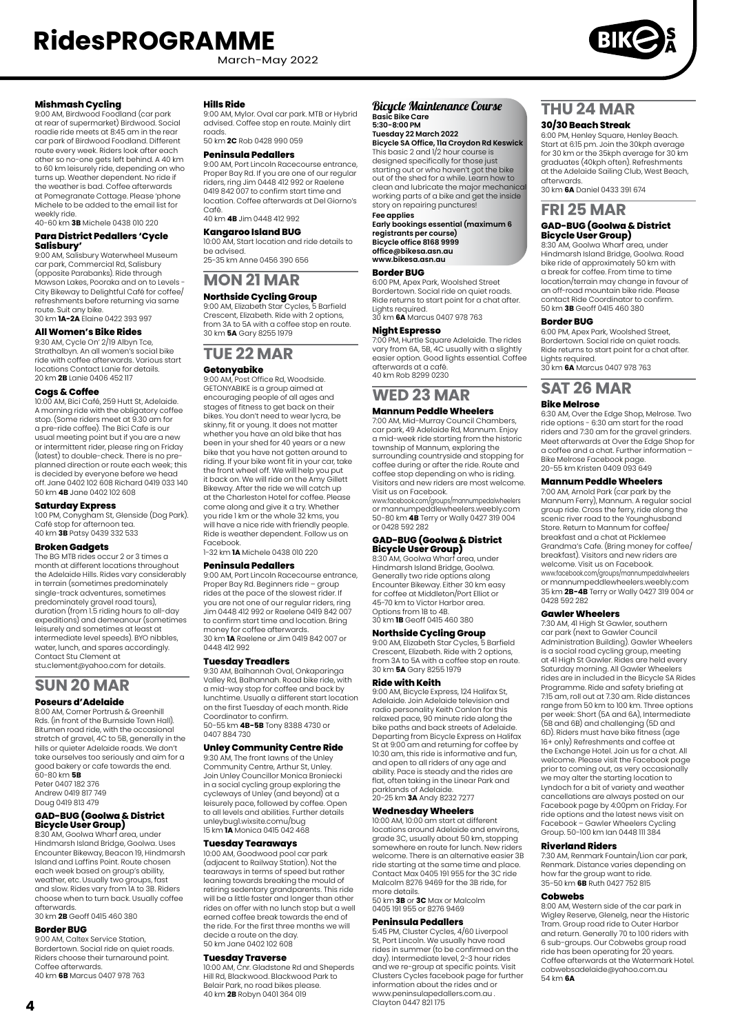**Mishmash Cycling**
9:00 AM, Birdwood Foodland (car park at rear of supermarket) Birdwood. Social roadie ride meets at 8:45 am in the rear car park of Birdwood Foodland. Different route every week. Riders look after each other so no-one gets left behind. A 40 km to 60 km leisurely ride, depending on who turns up. Weather dependent. No ride if the weather is bad. Coffee afterwards at Pomegranate Cottage. Please 'phone Michele to be added to the email list for weekly ride.
40-60 km **3B** Michele 0438 010 220

**Para District Pedallers 'Cycle Salisbury'**
9:00 AM, Salisbury Waterwheel Museum car park, Commercial Rd, Salisbury (opposite Parabanks). Ride through Mawson Lakes, Pooraka and on to Levels - City Bikeway to Delightful Café for coffee/ refreshments before returning via same route. Suit any bike.
30 km **1A–2A** Elaine 0422 393 997

**All Women's Bike Rides**
9:30 AM, Cycle On' 2/19 Albyn Tce, Strathalbyn. An all women's social bike ride with coffee afterwards. Various start locations Contact Lanie for details.
20 km **2B** Lanie 0406 452 117

**Cogs & Coffee**
10:00 AM, Bici Café, 259 Hutt St, Adelaide. A morning ride with the obligatory coffee stop. (Some riders meet at 9.30 am for a pre-ride coffee). The Bici Cafe is our usual meeting point but if you are a new or intermittent rider, please ring on Friday (latest) to double-check. There is no pre-planned direction or route each week; this is decided by everyone before we head off. Jane 0402 102 608 Richard 0419 033 140
50 km **4B** Jane 0402 102 608

**Saturday Express**
1:00 PM, Conygham St, Glenside (Dog Park). Café stop for afternoon tea.
40 km **3B** Patsy 0439 332 533

**Broken Gadgets**
The BG MTB rides occur 2 or 3 times a month at different locations throughout the Adelaide Hills. Rides vary considerably in terrain (sometimes predominately single-track adventures, sometimes predominately gravel road tours), duration (from 1.5 riding hours to all-day expeditions) and demeanour (sometimes leisurely and sometimes at least at intermediate level speeds). BYO nibbles, water, lunch, and spares accordingly. Contact Stu Clement at stu.clement@yahoo.com for details.

## SUN 20 MAR

**Poseurs d'Adelaide**
8:00 AM, Corner Portrush & Greenhill Rds. (in front of the Burnside Town Hall). Bitumen road ride, with the occasional stretch of gravel, 4C to 5B, generally in the hills or quieter Adelaide roads. We don't take ourselves too seriously and aim for a good bakery or cafe towards the end.
60-80 km **5B**
Peter 0407 182 376
Andrew 0419 817 749
Doug 0419 813 479

**GAD-BUG (Goolwa & District Bicycle User Group)**
8:30 AM, Goolwa Wharf area, under Hindmarsh Island Bridge, Goolwa. Uses Encounter Bikeway, Beacon 19, Hindmarsh Island and Laffins Point. Route chosen each week based on group's ability, weather, etc. Usually two groups, fast and slow. Rides vary from 1A to 3B. Riders choose when to turn back. Usually coffee afterwards.
30 km **2B** Geoff 0415 460 380

**Border BUG**
9:00 AM, Caltex Service Station, Bordertown. Social ride on quiet roads. Riders choose their turnaround point. Coffee afterwards.
40 km **6B** Marcus 0407 978 763

**Hills Ride**
9:00 AM, Mylor. Oval car park. MTB or Hybrid advised. Coffee stop en route. Mainly dirt roads.
50 km **2C** Rob 0428 990 059

**Peninsula Pedallers**
9:00 AM, Port Lincoln Racecourse entrance, Proper Bay Rd. If you are one of our regular riders, ring Jim 0448 412 992 or Raelene 0419 842 007 to confirm start time and location. Coffee afterwards at Del Giorno's Café.
40 km **4B** Jim 0448 412 992

**Kangaroo Island BUG**
10:00 AM, Start location and ride details to be advised.
25-35 km Anne 0456 390 656

## MON 21 MAR

**Northside Cycling Group**
9:00 AM, Elizabeth Star Cycles, 5 Barfield Crescent, Elizabeth. Ride with 2 options, from 3A to 5A with a coffee stop en route.
30 km **5A** Gary 8255 1979

## TUE 22 MAR

**Getonyabike**
9:00 AM, Post Office Rd, Woodside. GETONYABIKE is a group aimed at encouraging people of all ages and stages of fitness to get back on their bikes. You don't need to wear lycra, be skinny, fit or young. It does not matter whether you have an old bike that has been in your shed for 40 years or a new bike that you have not gotten around to riding. If your bike wont fit in your car, take the front wheel off. We will help you put it back on. We will ride on the Amy Gillett Bikeway. After the ride we will catch up at the Charleston Hotel for coffee. Please come along and give it a try. Whether you ride 1 km or the whole 32 kms, you will have a nice ride with friendly people. Ride is weather dependent. Follow us on Facebook.
1-32 km **1A** Michele 0438 010 220

**Peninsula Pedallers**
9:00 AM, Port Lincoln Racecourse entrance, Proper Bay Rd. Beginners ride – group rides at the pace of the slowest rider. If you are not one of our regular riders, ring Jim 0448 412 992 or Raelene 0419 842 007 to confirm start time and location. Bring money for coffee afterwards.
30 km **1A** Raelene or Jim 0419 842 007 or 0448 412 992

**Tuesday Treadlers**
9:30 AM, Balhannah Oval, Onkaparinga Valley Rd, Balhannah. Road bike ride, with a mid-way stop for coffee and back by lunchtime. Usually a different start location on the first Tuesday of each month. Ride Coordinator to confirm.
50-55 km **4B–5B** Tony 8388 4730 or 0407 884 730

**Unley Community Centre Ride**
9:30 AM, The front lawns of the Unley Community Centre, Arthur St, Unley. Join Unley Councillor Monica Broniecki in a social cycling group exploring the cycleways of Unley (and beyond) at a leisurely pace, followed by coffee. Open to all levels and abilities. Further details unleybug1.wixsite.comu/bug
15 km **1A** Monica 0415 042 468

**Tuesday Tearaways**
10:00 AM, Goodwood pool car park (adjacent to Railway Station). Not the tearaways in terms of speed but rather leaning towards breaking the mould of retiring sedentary grandparents. This ride will be a little faster and longer than other rides on offer with no lunch stop but a well earned coffee break towards the end of the ride. For the first three months we will decide a route on the day.
50 km Jane 0402 102 608

**Tuesday Traverse**
10:00 AM, Cnr. Gladstone Rd and Sheperds Hill Rd, Blackwood. Blackwood Park to Belair Park, no road bikes please.
40 km **2B** Robyn 0401 364 019

***Bicycle Maintenance Course***
**Basic Bike Care**
**5:30-8:00 PM**
**Tuesday 22 March 2022**
**Bicycle SA Office, 11a Croydon Rd Keswick**
This basic 2 and 1/2 hour course is designed specifically for those just starting out or who haven't got the bike out of the shed for a while. Learn how to clean and lubricate the major mechanical working parts of a bike and get the inside story on repairing punctures!
**Fee applies**
**Early bookings essential (maximum 6 registrants per course)**
**Bicycle office 8168 9999**
**office@bikesa.asn.au**
**www.bikesa.asn.au**

**Border BUG**
6:00 PM, Apex Park, Woolshed Street Bordertown. Social ride on quiet roads. Ride returns to start point for a chat after. Lights required.
30 km **6A** Marcus 0407 978 763

**Night Espresso**
7:00 PM, Hurtle Square Adelaide. The rides vary from 6A, 5B, 4C usually with a slightly easier option. Good lights essential. Coffee afterwards at a café.
40 km Rob 8299 0230

## WED 23 MAR

**Mannum Peddle Wheelers**
7:00 AM, Mid-Murray Council Chambers, car park, 49 Adelaide Rd, Mannum. Enjoy a mid-week ride starting from the historic township of Mannum, exploring the surrounding countryside and stopping for coffee during or after the ride. Route and coffee stop depending on who is riding. Visitors and new riders are most welcome. Visit us on Facebook.
www.facebook.com/groups/mannumpedalwheelers or mannumpeddlewheelers.weebly.com
50-80 km **4B** Terry or Wally 0427 319 004 or 0428 592 282

**GAD-BUG (Goolwa & District Bicycle User Group)**
8:30 AM, Goolwa Wharf area, under Hindmarsh Island Bridge, Goolwa. Generally two ride options along Encounter Bikeway. Either 30 km easy for coffee at Middleton/Port Elliot or 45-70 km to Victor Harbor area. Options from 1B to 4B.
30 km **1B** Geoff 0415 460 380

**Northside Cycling Group**
9:00 AM, Elizabeth Star Cycles, 5 Barfield Crescent, Elizabeth. Ride with 2 options, from 3A to 5A with a coffee stop en route.
30 km **5A** Gary 8255 1979

**Ride with Keith**
9:00 AM, Bicycle Express, 124 Halifax St, Adelaide. Join Adelaide television and radio personality Keith Conlon for this relaxed pace, 90 minute ride along the bike paths and back streets of Adelaide. Departing from Bicycle Express on Halifax St at 9:00 am and returning for coffee by 10:30 am, this ride is informative and fun, and open to all riders of any age and ability. Pace is steady and the rides are flat, often taking in the Linear Park and parklands of Adelaide.
20-25 km **3A** Andy 8232 7277

**Wednesday Wheelers**
10:00 AM, 10:00 am start at different locations around Adelaide and environs, grade 3C, usually about 50 km, stopping somewhere en route for lunch. New riders welcome. There is an alternative easier 3B ride starting at the same time and place. Contact Max 0405 191 955 for the 3C ride Malcolm 8276 9469 for the 3B ride, for more details.
50 km **3B** or **3C** Max or Malcolm 0405 191 955 or 8276 9469

**Peninsula Pedallers**
5:45 PM, Cluster Cycles, 4/60 Liverpool St, Port Lincoln. We usually have road rides in summer (to be confirmed on the day). Intermediate level, 2-3 hour rides and we re-group at specific points. Visit Clusters Cycles facebook page for further information about the rides and or www.peninsulapedallers.com.au .
Clayton 0447 821 175

## THU 24 MAR

**30/30 Beach Streak**
6:00 PM, Henley Square, Henley Beach. Start at 6:15 pm. Join the 30kph average for 30 km or the 35kph average for 30 km graduates (40kph often). Refreshments at the Adelaide Sailing Club, West Beach, afterwards.
30 km **6A** Daniel 0433 391 674

## FRI 25 MAR

**GAD-BUG (Goolwa & District Bicycle User Group)**
8:30 AM, Goolwa Wharf area, under Hindmarsh Island Bridge, Goolwa. Road bike ride of approximately 50 km with a break for coffee. From time to time location/terrain may change in favour of an off-road mountain bike ride. Please contact Ride Coordinator to confirm.
50 km **3B** Geoff 0415 460 380

**Border BUG**
6:00 PM, Apex Park, Woolshed Street, Bordertown. Social ride on quiet roads. Ride returns to start point for a chat after. Lights required.
30 km **6A** Marcus 0407 978 763

## SAT 26 MAR

**Bike Melrose**
6:30 AM, Over the Edge Shop, Melrose. Two ride options - 6:30 am start for the road riders and 7:30 am for the gravel grinders. Meet afterwards at Over the Edge Shop for a coffee and a chat. Further information – Bike Melrose Facebook page.
20-55 km Kristen 0409 093 649

**Mannum Peddle Wheelers**
7:00 AM, Arnold Park (car park by the Mannum Ferry), Mannum. A regular social group ride. Cross the ferry, ride along the scenic river road to the Younghusband Store. Return to Mannum for coffee/ breakfast and a chat at Picklemee Grandma's Cafe. (Bring money for coffee/ breakfast). Visitors and new riders are welcome. Visit us on Facebook.
www.facebook.com/groups/mannumpedalwheelers or mannumpeddlewheelers.weebly.com
35 km **2B-4B** Terry or Wally 0427 319 004 or 0428 592 282

**Gawler Wheelers**
7:30 AM, 41 High St Gawler, southern car park (next to Gawler Council Administration Building). Gawler Wheelers is a social road cycling group, meeting at 41 High St Gawler. Rides are held every Saturday morning. All Gawler Wheelers rides are in included in the Bicycle SA Rides Programme. Ride and safety briefing at 7:15 am, roll out at 7.30 am. Ride distances range from 50 km to 100 km. Three options per week: Short (5A and 6A), Intermediate (5B and 6B) and challenging (5D and 6D). Riders must have bike fitness (age 16+ only) Refreshments and coffee at the Exchange Hotel. Join us for a chat. All welcome. Please visit the Facebook page prior to coming out, as very occasionally we may alter the starting location to Lyndoch for a bit of variety and weather cancellations are always posted on our Facebook page by 4:00pm on Friday. For ride options and the latest news visit on Facebook – Gawler Wheelers Cycling Group. 50-100 km Ian 0448 111 384

**Riverland Riders**
7:30 AM, Renmark Fountain/Lion car park, Renmark. Distance varies depending on how far the group want to ride.
35-50 km **6B** Ruth 0427 752 815

**Cobwebs**
8:00 AM, Western side of the car park in Wigley Reserve, Glenelg, near the Historic Tram. Group road ride to Outer Harbor and return. Generally 70 to 100 riders with 6 sub-groups. Our Cobwebs group road ride has been operating for 20 years. Coffee afterwards at the Watermark Hotel. cobwebsadelaide@yahoo.com.au
54 km **6A**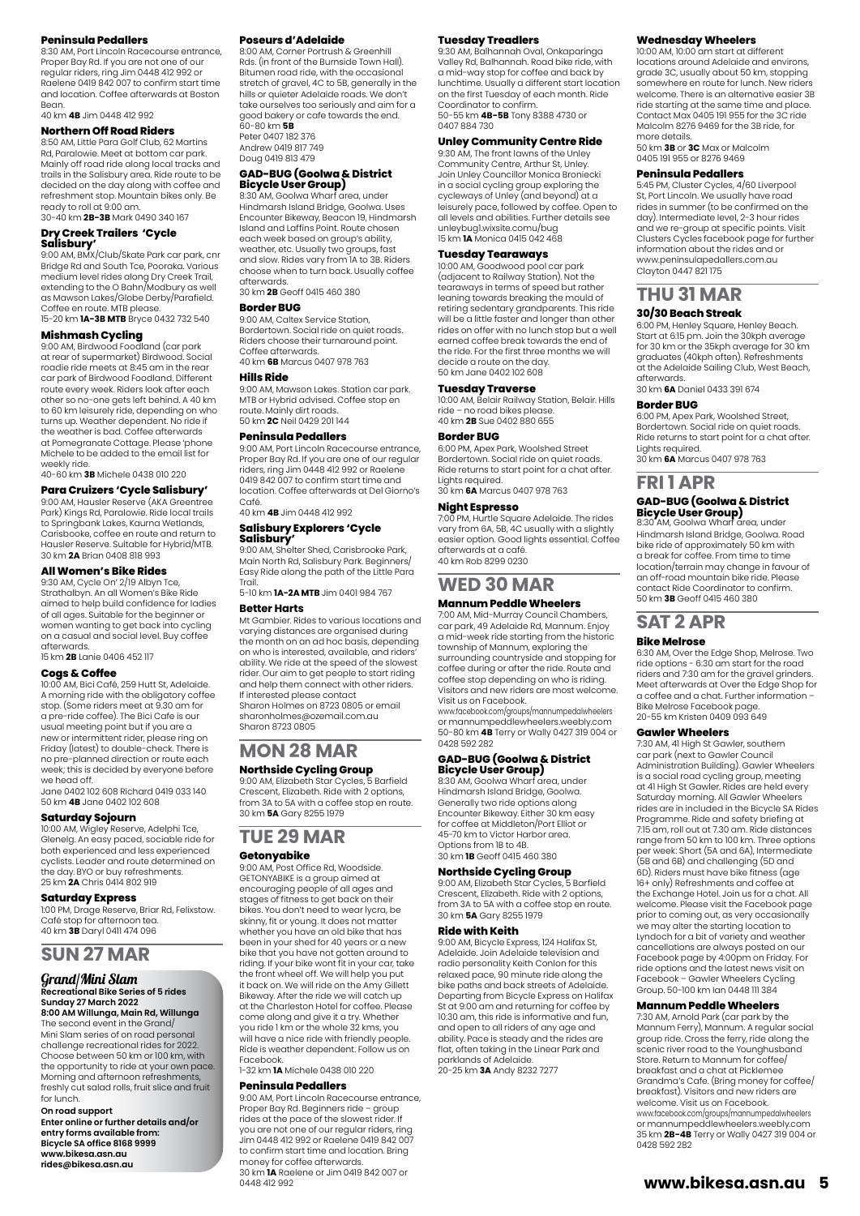#### Peninsula Pedallers

8:30 AM, Port Lincoln Racecourse entrance, Proper Bay Rd. If you are not one of our regular riders, ring Jim 0448 412 992 or Raelene 0419 842 007 to confirm start time and location. Coffee afterwards at Boston Bean.
40 km **4B** Jim 0448 412 992

#### Northern Off Road Riders

8:50 AM, Little Para Golf Club, 62 Martins Rd, Paralowie. Meet at bottom car park. Mainly off road ride along local tracks and trails in the Salisbury area. Ride route to be decided on the day along with coffee and refreshment stop. Mountain bikes only. Be ready to roll at 9:00 am.
30–40 km **2B-3B** Mark 0490 340 167

#### Dry Creek Trailers 'Cycle Salisbury'

9:00 AM, BMX/Club/Skate Park car park, cnr Bridge Rd and South Tce, Pooraka. Various medium level rides along Dry Creek Trail, extending to the O Bahn/Modbury as well as Mawson Lakes/Globe Derby/Parafield. Coffee en route. MTB please.
15-20 km **1A-3B MTB** Bryce 0432 732 540

#### Mishmesh Cycling

9:00 AM, Birdwood Foodland (car park at rear of supermarket) Birdwood. Social roadie ride meets at 8:45 am in the rear car park of Birdwood Foodland. Different route every week. Riders look after each other so no-one gets left behind. A 40 km to 60 km leisurely ride, depending on who turns up. Weather dependent. No ride if the weather is bad. Coffee afterwards at Pomegranate Cottage. Please 'phone Michele to be added to the email list for weekly ride.
40-60 km **3B** Michele 0438 010 220

#### Para Cruizers 'Cycle Salisbury'

9:00 AM, Hausler Reserve (AKA Greentree Park) Kings Rd, Paralowie. Ride local trails to Springbank Lakes, Kaurna Wetlands, Carisbooke, coffee en route and return to Hausler Reserve. Suitable for Hybrid/MTB.
30 km **2A** Brian 0408 818 993

#### All Women's Bike Rides

9:30 AM, Cycle On' 2/19 Albyn Tce, Strathalbyn. An all Women's Bike Ride aimed to help build confidence for ladies of all ages. Suitable for the beginner or women wanting to get back into cycling on a casual and social level. Buy coffee afterwards.
15 km **2B** Lanie 0406 452 117

#### Cogs & Coffee

10:00 AM, Bici Café, 259 Hutt St, Adelaide. A morning ride with the obligatory coffee stop. (Some riders meet at 9.30 am for a pre-ride coffee). The Bici Cafe is our usual meeting point but if you are a new or intermittent rider, please ring on Friday (latest) to double-check. There is no pre-planned direction or route each week; this is decided by everyone before we head off.
Jane 0402 102 608 Richard 0419 033 140
50 km **4B** Jane 0402 102 608

#### Saturday Sojourn

10:00 AM, Wigley Reserve, Adelphi Tce, Glenelg. An easy paced, sociable ride for both experienced and less experienced cyclists. Leader and route determined on the day. BYO or buy refreshments.
25 km **2A** Chris 0414 802 919

#### Saturday Express

1:00 PM, Drage Reserve, Briar Rd, Felixstow. Café stop for afternoon tea.
40 km **3B** Daryl 0411 474 096

## SUN 27 MAR

### Grand/Mini Slam

**Recreational Bike Series of 5 rides**
**Sunday 27 March 2022**
**8:00 AM Willunga, Main Rd, Willunga**
The second event in the Grand/Mini Slam series of on road personal challenge recreational rides for 2022. Choose between 50 km or 100 km, with the opportunity to ride at your own pace. Morning and afternoon refreshments, freshly cut salad rolls, fruit slice and fruit for lunch.
**On road support**
**Enter online or further details and/or entry forms available from: Bicycle SA office 8168 9999**
**www.bikesa.asn.au**
**rides@bikesa.asn.au**

#### Poseurs d'Adelaide

8:00 AM, Corner Portrush & Greenhill Rds. (in front of the Burnside Town Hall). Bitumen road ride, with the occasional stretch of gravel, 4C to 5B, generally in the hills or quieter Adelaide roads. We don't take ourselves too seriously and aim for a good bakery or cafe towards the end.
60-80 km **5B**
Peter 0407 182 376
Andrew 0419 817 749
Doug 0419 813 479

#### GAD-BUG (Goolwa & District Bicycle User Group)

8:30 AM, Goolwa Wharf area, under Hindmarsh Island Bridge, Goolwa. Uses Encounter Bikeway, Beacon 19, Hindmarsh Island and Laffins Point. Route chosen each week based on group's ability, weather, etc. Usually two groups, fast and slow. Rides vary from 1A to 3B. Riders choose when to turn back. Usually coffee afterwards.
30 km **2B** Geoff 0415 460 380

#### Border BUG

9:00 AM, Caltex Service Station, Bordertown. Social ride on quiet roads. Riders choose their turnaround point. Coffee afterwards.
40 km **6B** Marcus 0407 978 763

#### Hills Ride

9:00 AM, Mawson Lakes. Station car park. MTB or Hybrid advised. Coffee stop en route. Mainly dirt roads.
50 km **2C** Neil 0429 201 144

#### Peninsula Pedallers

9:00 AM, Port Lincoln Racecourse entrance, Proper Bay Rd. If you are one of our regular riders, ring Jim 0448 412 992 or Raelene 0419 842 007 to confirm start time and location. Coffee afterwards at Del Giorno's Café.
40 km **4B** Jim 0448 412 992

#### Salisbury Explorers 'Cycle Salisbury'

9:00 AM, Shelter Shed, Carisbrooke Park, Main North Rd, Salisbury Park. Beginners/Easy Ride along the path of the Little Para Trail.
5-10 km **1A-2A MTB** Jim 0401 984 767

#### Better Harts

Mt Gambier. Rides to various locations and varying distances are organised during the month on an ad hoc basis, depending on who is interested, available, and riders' ability. We ride at the speed of the slowest rider. Our aim to get people to start riding and help them connect with other riders. If interested please contact Sharon Holmes on 8723 0805 or email sharonholmes@ozemail.com.au
Sharon 8723 0805

## MON 28 MAR

#### Northside Cycling Group

9:00 AM, Elizabeth Star Cycles, 5 Barfield Crescent, Elizabeth. Ride with 2 options, from 3A to 5A with a coffee stop en route.
30 km **5A** Gary 8255 1979

## TUE 29 MAR

#### Getonyabike

9:00 AM, Post Office Rd, Woodside. GETONYABIKE is a group aimed at encouraging people of all ages and stages of fitness to get back on their bikes. You don't need to wear lycra, be skinny, fit or young. It does not matter whether you have an old bike that has been in your shed for 40 years or a new bike that you have not gotten around to riding. If your bike wont fit in your car, take the front wheel off. We will help you put it back on. We will ride on the Amy Gillett Bikeway. After the ride we will catch up at the Charleston Hotel for coffee. Please come along and give it a try. Whether you ride 1 km or the whole 32 kms, you will have a nice ride with friendly people. Ride is weather dependent. Follow us on Facebook.
1-32 km **1A** Michele 0438 010 220

#### Peninsula Pedallers

9:00 AM, Port Lincoln Racecourse entrance, Proper Bay Rd. Beginners ride – group rides at the pace of the slowest rider. If you are not one of our regular riders, ring Jim 0448 412 992 or Raelene 0419 842 007 to confirm start time and location. Bring money for coffee afterwards.
30 km **1A** Raelene or Jim 0419 842 007 or 0448 412 992

#### Tuesday Treadlers

9:30 AM, Balhannah Oval, Onkaparinga Valley Rd, Balhannah. Road bike ride, with a mid-way stop for coffee and back by lunchtime. Usually a different start location on the first Tuesday of each month. Ride Coordinator to confirm.
50-55 km **4B-5B** Tony 8388 4730 or 0407 884 730

#### Unley Community Centre Ride

9:30 AM, The front lawns of the Unley Community Centre, Arthur St, Unley. Join Unley Councillor Monica Broniecki in a social cycling group exploring the cycleways of Unley (and beyond) at a leisurely pace, followed by coffee. Open to all levels and abilities. Further details see unleybug1.wixsite.comu/bug
15 km **1A** Monica 0415 042 468

#### Tuesday Tearaways

10:00 AM, Goodwood pool car park (adjacent to Railway Station). Not the tearaways in terms of speed but rather leaning towards breaking the mould of retiring sedentary grandparents. This ride will be a little faster and longer than other rides on offer with no lunch stop but a well earned coffee break towards the end of the ride. For the first three months we will decide a route on the day.
50 km Jane 0402 102 608

#### Tuesday Traverse

10:00 AM, Belair Railway Station, Belair. Hills ride – no road bikes please.
40 km **2B** Sue 0402 880 655

#### Border BUG

6:00 PM, Apex Park, Woolshed Street Bordertown. Social ride on quiet roads. Ride returns to start point for a chat after. Lights required.
30 km **6A** Marcus 0407 978 763

#### Night Espresso

7:00 PM, Hurtle Square Adelaide. The rides vary from 6A, 5B, 4C usually with a slightly easier option. Good lights essential. Coffee afterwards at a café.
40 km Rob 8299 0230

## WED 30 MAR

#### Mannum Peddle Wheelers

7:00 AM, Mid-Murray Council Chambers, car park, 49 Adelaide Rd, Mannum. Enjoy a mid-week ride starting from the historic township of Mannum, exploring the surrounding countryside and stopping for coffee during or after the ride. Route and coffee stop depending on who is riding. Visitors and new riders are most welcome. Visit us on Facebook.
www.facebook.com/groups/mannumpedalwheelers or mannumpeddlewheelers.weebly.com
50-80 km **4B** Terry or Wally 0427 319 004 or 0428 592 282

#### GAD-BUG (Goolwa & District Bicycle User Group)

8:30 AM, Goolwa Wharf area, under Hindmarsh Island Bridge, Goolwa. Generally two ride options along Encounter Bikeway. Either 30 km easy for coffee at Middleton/Port Elliot or 45-70 km to Victor Harbor area. Options from 1B to 4B.
30 km **1B** Geoff 0415 460 380

#### Northside Cycling Group

9:00 AM, Elizabeth Star Cycles, 5 Barfield Crescent, Elizabeth. Ride with 2 options, from 3A to 5A with a coffee stop en route.
30 km **5A** Gary 8255 1979

#### Ride with Keith

9:00 AM, Bicycle Express, 124 Halifax St, Adelaide. Join Adelaide television and radio personality Keith Conlon for this relaxed pace, 90 minute ride along the bike paths and back streets of Adelaide. Departing from Bicycle Express on Halifax St at 9:00 am and returning for coffee by 10:30 am, this ride is informative and fun, and open to all riders of any age and ability. Pace is steady and the rides are flat, often taking in the Linear Park and parklands of Adelaide.
20-25 km **3A** Andy 8232 7277

#### Wednesday Wheelers

10:00 AM, 10:00 am start at different locations around Adelaide and environs, grade 3C, usually about 50 km, stopping somewhere en route for lunch. New riders welcome. There is an alternative easier 3B ride starting at the same time and place. Contact Max 0405 191 955 for the 3C ride Malcolm 8276 9469 for the 3B ride, for more details.
50 km **3B** or **3C** Max or Malcolm 0405 191 955 or 8276 9469

#### Peninsula Pedallers

5:45 PM, Cluster Cycles, 4/60 Liverpool St, Port Lincoln. We usually have road rides in summer (to be confirmed on the day). Intermediate level, 2-3 hour rides and we re-group at specific points. Visit Clusters Cycles facebook page for further information about the rides and or www.peninsulapedallers.com.au
Clayton 0447 821 175

## THU 31 MAR

#### 30/30 Beach Streak

6:00 PM, Henley Square, Henley Beach. Start at 6:15 pm. Join the 30kph average for 30 km or the 35kph average for 30 km graduates (40kph often). Refreshments at the Adelaide Sailing Club, West Beach, afterwards.
30 km **6A** Daniel 0433 391 674

#### Border BUG

6:00 PM, Apex Park, Woolshed Street, Bordertown. Social ride on quiet roads. Ride returns to start point for a chat after. Lights required.
30 km **6A** Marcus 0407 978 763

## FRI 1 APR

#### GAD-BUG (Goolwa & District Bicycle User Group)

8:30 AM, Goolwa Wharf area, under Hindmarsh Island Bridge, Goolwa. Road bike ride of approximately 50 km with a break for coffee. From time to time location/terrain may change in favour of an off-road mountain bike ride. Please contact Ride Coordinator to confirm.
50 km **3B** Geoff 0415 460 380

## SAT 2 APR

#### Bike Melrose

6:30 AM, Over the Edge Shop, Melrose. Two ride options - 6:30 am start for the road riders and 7:30 am for the gravel grinders. Meet afterwards at Over the Edge Shop for a coffee and a chat. Further information – Bike Melrose Facebook page.
20–55 km Kristen 0409 093 649

#### Gawler Wheelers

7:30 AM, 41 High St Gawler, southern car park (next to Gawler Council Administration Building). Gawler Wheelers is a social road cycling group, meeting at 41 High St Gawler. Rides are held every Saturday morning. All Gawler Wheelers rides are included in the Bicycle SA Rides Programme. Ride and safety briefing at 7:15 am, roll out at 7.30 am. Ride distances range from 50 km to 100 km. Three options per week: Short (5A and 6A), Intermediate (5B and 6B) and challenging (5D and 6D). Riders must have bike fitness (age 16+ only) Refreshments and coffee at the Exchange Hotel. Join us for a chat. All welcome. Please visit the Facebook page prior to coming out, as very occasionally we may alter the starting location to Lyndoch for a bit of variety and weather cancellations are always posted on our Facebook page by 4:00pm on Friday. For ride options and the latest news visit on Facebook – Gawler Wheelers Cycling Group. 50-100 km Ian 0448 111 384

#### Mannum Peddle Wheelers

7:30 AM, Arnold Park (car park by the Mannum Ferry), Mannum. A regular social group ride. Cross the ferry, ride along the scenic river road to the Younghusband Store. Return to Mannum for coffee/breakfast and a chat at Picklemee Grandma's Cafe. (Bring money for coffee/breakfast). Visitors and new riders are welcome. Visit us on Facebook.
www.facebook.com/groups/mannumpedalwheelers or mannumpeddlewheelers.weebly.com
35 km **2B-4B** Terry or Wally 0427 319 004 or 0428 592 282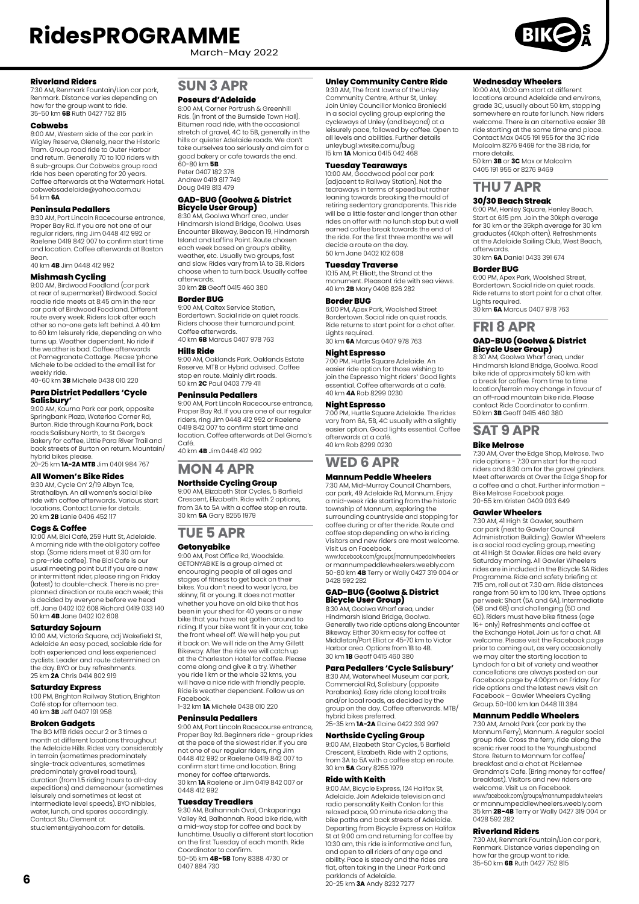### Riverland Riders

7:30 AM, Renmark Fountain/Lion car park, Renmark. Distance varies depending on how far the group want to ride.
35-50 km **6B** Ruth 0427 752 815

### Cobwebs

8:00 AM, Western side of the car park in Wigley Reserve, Glenelg, near the Historic Tram. Group road ride to Outer Harbor and return. Generally 70 to 100 riders with 6 sub-groups. Our Cobwebs group road ride has been operating for 20 years. Coffee afterwards at the Watermark Hotel. cobwebsadelaide@yahoo.com.au
54 km **6A**

### Peninsula Pedallers

8:30 AM, Port Lincoln Racecourse entrance, Proper Bay Rd. If you are not one of our regular riders, ring Jim 0448 412 992 or Raelene 0419 842 007 to confirm start time and location. Coffee afterwards at Boston Bean.
40 km **4B** Jim 0448 412 992

### Mishmash Cycling

9:00 AM, Birdwood Foodland (car park at rear of supermarket) Birdwood. Social roadie ride meets at 8:45 am in the rear car park of Birdwood Foodland. Different route every week. Riders look after each other so no-one gets left behind. A 40 km to 60 km leisurely ride, depending on who turns up. Weather dependent. No ride if the weather is bad. Coffee afterwards at Pomegranate Cottage. Please 'phone Michele to be added to the email list for weekly ride.
40-60 km **3B** Michele 0438 010 220

### Para District Pedallers 'Cycle Salisbury'

9:00 AM, Kaurna Park car park, opposite Springbank Plaza, Waterloo Corner Rd, Burton. Ride through Kaurna Park, back roads Salisbury North, to St George's Bakery for coffee, Little Para River Trail and back streets of Burton on return. Mountain/hybrid bikes please.
20-25 km **1A-2A MTB** Jim 0401 984 767

### All Women's Bike Rides

9:30 AM, Cycle On' 2/19 Albyn Tce, Strathalbyn. An all women's social bike ride with coffee afterwards. Various start locations. Contact Lanie for details.
20 km **2B** Lanie 0406 452 117

### Cogs & Coffee

10:00 AM, Bici Café, 259 Hutt St, Adelaide. A morning ride with the obligatory coffee stop. (Some riders meet at 9.30 am for a pre-ride coffee). The Bici Cafe is our usual meeting point but if you are a new or intermittent rider, please ring on Friday (latest) to double-check. There is no pre-planned direction or route each week; this is decided by everyone before we head off. Jane 0402 102 608 Richard 0419 033 140
50 km **4B** Jane 0402 102 608

### Saturday Sojourn

10:00 AM, Victoria Square, adj Wakefield St, Adelaide An easy paced, sociable ride for both experienced and less experienced cyclists. Leader and route determined on the day. BYO or buy refreshments.
25 km **2A** Chris 0414 802 919

### Saturday Express

1:00 PM, Brighton Railway Station, Brighton Café stop for afternoon tea.
40 km **3B** Jeff 0407 191 958

### Broken Gadgets

The BG MTB rides occur 2 or 3 times a month at different locations throughout the Adelaide Hills. Rides vary considerably in terrain (sometimes predominately single-track adventures, sometimes predominately gravel road tours), duration (from 1.5 riding hours to all-day expeditions) and demeanour (sometimes leisurely and sometimes at least at intermediate level speeds). BYO nibbles, water, lunch, and spares accordingly. Contact Stu Clement at stu.clement@yahoo.com for details.

## SUN 3 APR

### Poseurs d'Adelaide

8:00 AM, Corner Portrush & Greenhill Rds. (in front of the Burnside Town Hall). Bitumen road ride, with the occasional stretch of gravel, 4C to 5B, generally in the hills or quieter Adelaide roads. We don't take ourselves too seriously and aim for a good bakery or cafe towards the end.
60-80 km **5B**
Peter 0407 182 376
Andrew 0419 817 749
Doug 0419 813 479

### GAD-BUG (Goolwa & District Bicycle User Group)

8:30 AM, Goolwa Wharf area, under Hindmarsh Island Bridge, Goolwa. Uses Encounter Bikeway, Beacon 19, Hindmarsh Island and Laffins Point. Route chosen each week based on group's ability, weather, etc. Usually two groups, fast and slow. Rides vary from 1A to 3B. Riders choose when to turn back. Usually coffee afterwards.
30 km **2B** Geoff 0415 460 380

### Border BUG

9:00 AM, Caltex Service Station, Bordertown. Social ride on quiet roads. Riders choose their turnaround point. Coffee afterwards.
40 km **6B** Marcus 0407 978 763

### Hills Ride

9:00 AM, Oaklands Park. Oaklands Estate Reserve. MTB or Hybrid advised. Coffee stop en route. Mainly dirt roads.
50 km **2C** Paul 0403 779 411

### Peninsula Pedallers

9:00 AM, Port Lincoln Racecourse entrance, Proper Bay Rd. If you are one of our regular riders, ring Jim 0448 412 992 or Raelene 0419 842 007 to confirm start time and location. Coffee afterwards at Del Giorno's Café.
40 km **4B** Jim 0448 412 992

## MON 4 APR

### Northside Cycling Group

9:00 AM, Elizabeth Star Cycles, 5 Barfield Crescent, Elizabeth. Ride with 2 options, from 3A to 5A with a coffee stop en route.
30 km **5A** Gary 8255 1979

## TUE 5 APR

### Getonyabike

9:00 AM, Post Office Rd, Woodside. GETONYABIKE is a group aimed at encouraging people of all ages and stages of fitness to get back on their bikes. You don't need to wear lycra, be skinny, fit or young. It does not matter whether you have an old bike that has been in your shed for 40 years or a new bike that you have not gotten around to riding. If your bike wont fit in your car, take the front wheel off. We will help you put it back on. We will ride on the Amy Gillett Bikeway. After the ride we will catch up at the Charleston Hotel for coffee. Please come along and give it a try. Whether you ride 1 km or the whole 32 kms, you will have a nice ride with friendly people. Ride is weather dependent. Follow us on Facebook.
1-32 km **1A** Michele 0438 010 220

### Peninsula Pedallers

9:00 AM, Port Lincoln Racecourse entrance, Proper Bay Rd. Beginners ride - group rides at the pace of the slowest rider. If you are not one of our regular riders, ring Jim 0448 412 992 or Raelene 0419 842 007 to confirm start time and location. Bring money for coffee afterwards.
30 km **1A** Raelene or Jim 0419 842 007 or 0448 412 992

### Tuesday Treadlers

9:30 AM, Balhannah Oval, Onkaparinga Valley Rd, Balhannah. Road bike ride, with a mid-way stop for coffee and back by lunchtime. Usually a different start location on the first Tuesday of each month. Ride Coordinator to confirm.
50-55 km **4B-5B** Tony 8388 4730 or 0407 884 730

### Unley Community Centre Ride

9:30 AM, The front lawns of the Unley Community Centre, Arthur St, Unley. Join Unley Councillor Monica Broniecki in a social cycling group exploring the cycleways of Unley (and beyond) at a leisurely pace, followed by coffee. Open to all levels and abilities. Further details unleybug1.wixsite.comu/bug
15 km **1A** Monica 0415 042 468

### Tuesday Tearaways

10:00 AM, Goodwood pool car park (adjacent to Railway Station). Not the tearaways in terms of speed but rather leaning towards breaking the mould of retiring sedentary grandparents. This ride will be a little faster and longer than other rides on offer with no lunch stop but a well earned coffee break towards the end of the ride. For the first three months we will decide a route on the day.
50 km Jane 0402 102 608

### Tuesday Traverse

10:15 AM, Pt Elliott, the Strand at the monument. Pleasant ride with sea views.
40 km **2B** Mary 0408 826 282

### Border BUG

6:00 PM, Apex Park, Woolshed Street Bordertown. Social ride on quiet roads. Ride returns to start point for a chat after. Lights required.
30 km **6A** Marcus 0407 978 763

### Night Espresso

7:00 PM, Hurtle Square Adelaide. An easier ride option for those wishing to join the Espresso 'night riders' Good lights essential. Coffee afterwards at a café.
40 km **4A** Rob 8299 0230

### Night Espresso

7:00 PM, Hurtle Square Adelaide. The rides vary from 6A, 5B, 4C usually with a slightly easier option. Good lights essential. Coffee afterwards at a café.
40 km Rob 8299 0230

## WED 6 APR

### Mannum Peddle Wheelers

7:30 AM, Mid-Murray Council Chambers, car park, 49 Adelaide Rd, Mannum. Enjoy a mid-week ride starting from the historic township of Mannum, exploring the surrounding countryside and stopping for coffee during or after the ride. Route and coffee stop depending on who is riding. Visitors and new riders are most welcome. Visit us on Facebook.
www.facebook.com/groups/mannumpedalwheelers or mannumpeddlewheelers.weebly.com
50-80 km **4B** Terry or Wally 0427 319 004 or 0428 592 282

### GAD-BUG (Goolwa & District Bicycle User Group)

8:30 AM, Goolwa Wharf area, under Hindmarsh Island Bridge, Goolwa. Generally two ride options along Encounter Bikeway. Either 30 km easy for coffee at Middleton/Port Elliot or 45-70 km to Victor Harbor area. Options from 1B to 4B.
30 km **1B** Geoff 0415 460 380

### Para Pedallers 'Cycle Salisbury'

8:30 AM, Waterwheel Museum car park, Commercial Rd, Salisbury (opposite Parabanks). Easy ride along local trails and/or local roads, as decided by the group on the day. Coffee afterwards. MTB/hybrid bikes preferred.
25-35 km **1A-2A** Elaine 0422 393 997

### Northside Cycling Group

9:00 AM, Elizabeth Star Cycles, 5 Barfield Crescent, Elizabeth. Ride with 2 options, from 3A to 5A with a coffee stop en route.
30 km **5A** Gary 8255 1979

### Ride with Keith

9:00 AM, Bicycle Express, 124 Halifax St, Adelaide. Join Adelaide television and radio personality Keith Conlon for this relaxed pace, 90 minute ride along the bike paths and back streets of Adelaide. Departing from Bicycle Express on Halifax St at 9:00 am and returning for coffee by 10:30 am, this ride is informative and fun, and open to all riders of any age and ability. Pace is steady and the rides are flat, often taking in the Linear Park and parklands of Adelaide.
20-25 km **3A** Andy 8232 7277

### Wednesday Wheelers

10:00 AM, 10:00 am start at different locations around Adelaide and environs, grade 3C, usually about 50 km, stopping somewhere en route for lunch. New riders welcome. There is an alternative easier 3B ride starting at the same time and place. Contact Max 0405 191 955 for the 3C ride Malcolm 8276 9469 for the 3B ride, for more details.
50 km **3B** or **3C** Max or Malcolm 0405 191 955 or 8276 9469

## THU 7 APR

### 30/30 Beach Streak

6:00 PM, Henley Square, Henley Beach. Start at 6:15 pm. Join the 30kph average for 30 km or the 35kph average for 30 km graduates (40kph often). Refreshments at the Adelaide Sailing Club, West Beach, afterwards.
30 km **6A** Daniel 0433 391 674

### Border BUG

6:00 PM, Apex Park, Woolshed Street, Bordertown. Social ride on quiet roads. Ride returns to start point for a chat after. Lights required.
30 km **6A** Marcus 0407 978 763

## FRI 8 APR

### GAD-BUG (Goolwa & District Bicycle User Group)

8:30 AM, Goolwa Wharf area, under Hindmarsh Island Bridge, Goolwa. Road bike ride of approximately 50 km with a break for coffee. From time to time location/terrain may change in favour of an off-road mountain bike ride. Please contact Ride Coordinator to confirm.
50 km **3B** Geoff 0415 460 380

## SAT 9 APR

### Bike Melrose

7:30 AM, Over the Edge Shop, Melrose. Two ride options - 7:30 am start for the road riders and 8:30 am for the gravel grinders. Meet afterwards at Over the Edge Shop for a coffee and a chat. Further information – Bike Melrose Facebook page.
20-55 km Kristen 0409 093 649

### Gawler Wheelers

7:30 AM, 41 High St Gawler, southern car park (next to Gawler Council Administration Building). Gawler Wheelers is a social road cycling group, meeting at 41 High St Gawler. Rides are held every Saturday morning. All Gawler Wheelers rides are in included in the Bicycle SA Rides Programme. Ride and safety briefing at 7:15 am, roll out at 7.30 am. Ride distances range from 50 km to 100 km. Three options per week: Short (5A and 6A), Intermediate (5B and 6B) and challenging (5D and 6D). Riders must have bike fitness (age 16+ only) Refreshments and coffee at the Exchange Hotel. Join us for a chat. All welcome. Please visit the Facebook page prior to coming out, as very occasionally we may alter the starting location to Lyndoch for a bit of variety and weather cancellations are always posted on our Facebook page by 4:00pm on Friday. For ride options and the latest news visit on Facebook – Gawler Wheelers Cycling Group. 50-100 km Ian 0448 111 384

### Mannum Peddle Wheelers

7:30 AM, Arnold Park (car park by the Mannum Ferry), Mannum. A regular social group ride. Cross the ferry, ride along the scenic river road to the Younghusband Store. Return to Mannum for coffee/breakfast and a chat at Picklemee Grandma's Cafe. (Bring money for coffee/breakfast). Visitors and new riders are welcome. Visit us on Facebook.
www.facebook.com/groups/mannumpedalwheelers or mannumpeddlewheelers.weebly.com
35 km **2B-4B** Terry or Wally 0427 319 004 or 0428 592 282

### Riverland Riders

7:30 AM, Renmark Fountain/Lion car park, Renmark. Distance varies depending on how far the group want to ride.
35-50 km **6B** Ruth 0427 752 815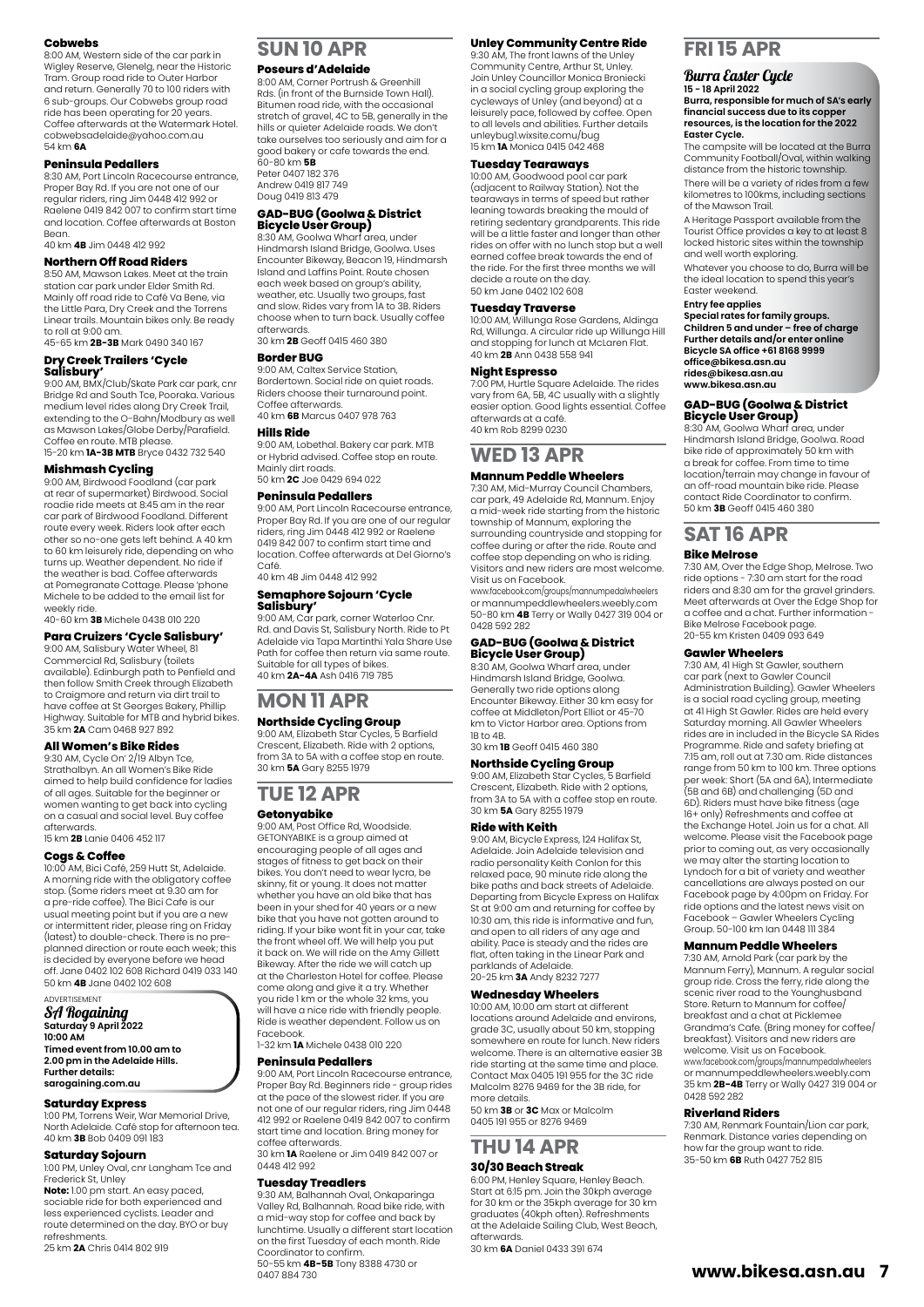### Cobwebs

8:00 AM, Western side of the car park in Wigley Reserve, Glenelg, near the Historic Tram. Group road ride to Outer Harbor and return. Generally 70 to 100 riders with 6 sub-groups. Our Cobwebs group road ride has been operating for 20 years. Coffee afterwards at the Watermark Hotel. cobwebsadelaide@yahoo.com.au
54 km **6A**

### Peninsula Pedallers

8:30 AM, Port Lincoln Racecourse entrance, Proper Bay Rd. If you are not one of our regular riders, ring Jim 0448 412 992 or Raelene 0419 842 007 to confirm start time and location. Coffee afterwards at Boston Bean.
40 km **4B** Jim 0448 412 992

### Northern Off Road Riders

8:50 AM, Mawson Lakes. Meet at the train station car park under Elder Smith Rd. Mainly off road ride to Café Va Bene, via the Little Para, Dry Creek and the Torrens Linear trails. Mountain bikes only. Be ready to roll at 9:00 am.
45-65 km **2B-3B** Mark 0490 340 167

### Dry Creek Trailers 'Cycle Salisbury'

9:00 AM, BMX/Club/Skate Park car park, cnr Bridge Rd and South Tce, Pooraka. Various medium level rides along Dry Creek Trail, extending to the O-Bahn/Modbury as well as Mawson Lakes/Globe Derby/Parafield. Coffee en route. MTB please.
15-20 km **1A-3B MTB** Bryce 0432 732 540

### Mishmash Cycling

9:00 AM, Birdwood Foodland (car park at rear of supermarket) Birdwood. Social roadie ride meets at 8:45 am in the rear car park of Birdwood Foodland. Different route every week. Riders look after each other so no-one gets left behind. A 40 km to 60 km leisurely ride, depending on who turns up. Weather dependent. No ride if the weather is bad. Coffee afterwards at Pomegranate Cottage. Please 'phone Michele to be added to the email list for weekly ride.
40-60 km **3B** Michele 0438 010 220

### Para Cruizers 'Cycle Salisbury'

9:00 AM, Salisbury Water Wheel, 81 Commercial Rd, Salisbury (toilets available). Edinburgh path to Penfield and then follow Smith Creek through Elizabeth to Craigmore and return via dirt trail to have coffee at St Georges Bakery, Phillip Highway. Suitable for MTB and hybrid bikes.
35 km **2A** Cam 0468 927 892

### All Women's Bike Rides

9:30 AM, Cycle On' 2/19 Albyn Tce, Strathalbyn. An all Women's Bike Ride aimed to help build confidence for ladies of all ages. Suitable for the beginner or women wanting to get back into cycling on a casual and social level. Buy coffee afterwards.
15 km **2B** Lanie 0406 452 117

### Cogs & Coffee

10:00 AM, Bici Café, 259 Hutt St, Adelaide. A morning ride with the obligatory coffee stop. (Some riders meet at 9.30 am for a pre-ride coffee). The Bici Cafe is our usual meeting point but if you are a new or intermittent rider, please ring on Friday (latest) to double-check. There is no pre-planned direction or route each week; this is decided by everyone before we head off. Jane 0402 102 608 Richard 0419 033 140
50 km **4B** Jane 0402 102 608

ADVERTISEMENT

***SA Rogaining***
**Saturday 9 April 2022**
**10:00 AM**
**Timed event from 10.00 am to 2.00 pm in the Adelaide Hills.**
**Further details:**
**saroganing.com.au**

### Saturday Express

1:00 PM, Torrens Weir, War Memorial Drive, North Adelaide. Café stop for afternoon tea.
40 km **3B** Bob 0409 091 183

### Saturday Sojourn

1:00 PM, Unley Oval, cnr Langham Tce and Frederick St, Unley
**Note:** 1.00 pm start. An easy paced, sociable ride for both experienced and less experienced cyclists. Leader and route determined on the day. BYO or buy refreshments.
25 km **2A** Chris 0414 802 919

## SUN 10 APR

### Poseurs d'Adelaide

8:00 AM, Corner Portrush & Greenhill Rds. (in front of the Burnside Town Hall). Bitumen road ride, with the occasional stretch of gravel, 4C to 5B, generally in the hills or quieter Adelaide roads. We don't take ourselves too seriously and aim for a good bakery or cafe towards the end.
60-80 km **5B**
Peter 0407 182 376
Andrew 0419 817 749
Doug 0419 813 479

### GAD-BUG (Goolwa & District Bicycle User Group)

8:30 AM, Goolwa Wharf area, under Hindmarsh Island Bridge, Goolwa. Uses Encounter Bikeway, Beacon 19, Hindmarsh Island and Laffins Point. Route chosen each week based on group's ability, weather, etc. Usually two groups, fast and slow. Rides vary from 1A to 3B. Riders choose when to turn back. Usually coffee afterwards.
30 km **2B** Geoff 0415 460 380

### Border BUG

9:00 AM, Caltex Service Station, Bordertown. Social ride on quiet roads. Riders choose their turnaround point. Coffee afterwards.
40 km **6B** Marcus 0407 978 763

### Hills Ride

9:00 AM, Lobethal. Bakery car park. MTB or Hybrid advised. Coffee stop en route. Mainly dirt roads.
50 km **2C** Joe 0429 694 022

### Peninsula Pedallers

9:00 AM, Port Lincoln Racecourse entrance, Proper Bay Rd. If you are one of our regular riders, ring Jim 0448 412 992 or Raelene 0419 842 007 to confirm start time and location. Coffee afterwards at Del Giorno's Café.
40 km 4B Jim 0448 412 992

### Semaphore Sojourn 'Cycle Salisbury'

9:00 AM, Car park, corner Waterloo Cnr. Rd. and Davis St, Salisbury North. Ride to Pt Adelaide via Tapa Martinthi Yala Share Use Path for coffee then return via same route. Suitable for all types of bikes.
40 km **2A-4A** Ash 0416 719 785

## MON 11 APR

### Northside Cycling Group

9:00 AM, Elizabeth Star Cycles, 5 Barfield Crescent, Elizabeth. Ride with 2 options, from 3A to 5A with a coffee stop en route.
30 km **5A** Gary 8255 1979

## TUE 12 APR

### Getonyabike

9:00 AM, Post Office Rd, Woodside. GETONYABIKE is a group aimed at encouraging people of all ages and stages of fitness to get back on their bikes. You don't need to wear lycra, be skinny, fit or young. It does not matter whether you have an old bike that has been in your shed for 40 years or a new bike that you have not gotten around to riding. If your bike wont fit in your car, take the front wheel off. We will help you put it back on. We will ride on the Amy Gillett Bikeway. After the ride we will catch up at the Charleston Hotel for coffee. Please come along and give it a try. Whether you ride 1 km or the whole 32 kms, you will have a nice ride with friendly people. Ride is weather dependent. Follow us on Facebook.
1-32 km **1A** Michele 0438 010 220

### Peninsula Pedallers

9:00 AM, Port Lincoln Racecourse entrance, Proper Bay Rd. Beginners ride - group rides at the pace of the slowest rider. If you are not one of our regular riders, ring Jim 0448 412 992 or Raelene 0419 842 007 to confirm start time and location. Bring money for coffee afterwards.
30 km **1A** Raelene or Jim 0419 842 007 or 0448 412 992

### Tuesday Treadlers

9:30 AM, Balhannah Oval, Onkaparinga Valley Rd, Balhannah. Road bike ride, with a mid-way stop for coffee and back by lunchtime. Usually a different start location on the first Tuesday of each month. Ride Coordinator to confirm.
50-55 km **4B-5B** Tony 8388 4730 or 0407 884 730

### Unley Community Centre Ride

9:30 AM, The front lawns of the Unley Community Centre, Arthur St, Unley. Join Unley Councillor Monica Broniecki in a social cycling group exploring the cycleways of Unley (and beyond) at a leisurely pace, followed by coffee. Open to all levels and abilities. Further details unleybug1.wixsite.comu/bug
15 km **1A** Monica 0415 042 468

### Tuesday Tearaways

10:00 AM, Goodwood pool car park (adjacent to Railway Station). Not the tearaways in terms of speed but rather leaning towards breaking the mould of retiring sedentary grandparents. This ride will be a little faster and longer than other rides on offer with no lunch stop but a well earned coffee break towards the end of the ride. For the first three months we will decide a route on the day.
50 km Jane 0402 102 608

### Tuesday Traverse

10:00 AM, Willunga Rose Gardens, Aldinga Rd, Willunga. A circular ride up Willunga Hill and stopping for lunch at McLaren Flat.
40 km **2B** Ann 0438 558 941

### Night Espresso

7:00 PM, Hurtle Square Adelaide. The rides vary from 6A, 5B, 4C usually with a slightly easier option. Good lights essential. Coffee afterwards at a café.
40 km Rob 8299 0230

## WED 13 APR

### Mannum Peddle Wheelers

7:30 AM, Mid-Murray Council Chambers, car park, 49 Adelaide Rd, Mannum. Enjoy a mid-week ride starting from the historic township of Mannum, exploring the surrounding countryside and stopping for coffee during or after the ride. Route and coffee stop depending on who is riding. Visitors and new riders are most welcome. Visit us on Facebook.
www.facebook.com/groups/mannumpedalwheelers or mannumpeddlewheelers.weebly.com
50-80 km **4B** Terry or Wally 0427 319 004 or 0428 592 282

### GAD-BUG (Goolwa & District Bicycle User Group)

8:30 AM, Goolwa Wharf area, under Hindmarsh Island Bridge, Goolwa. Generally two ride options along Encounter Bikeway. Either 30 km easy for coffee at Middleton/Port Elliot or 45-70 km to Victor Harbor area. Options from 1B to 4B.
30 km **1B** Geoff 0415 460 380

### Northside Cycling Group

9:00 AM, Elizabeth Star Cycles, 5 Barfield Crescent, Elizabeth. Ride with 2 options, from 3A to 5A with a coffee stop en route.
30 km **5A** Gary 8255 1979

### Ride with Keith

9:00 AM, Bicycle Express, 124 Halifax St, Adelaide. Join Adelaide television and radio personality Keith Conlon for this relaxed pace, 90 minute ride along the bike paths and back streets of Adelaide. Departing from Bicycle Express on Halifax St at 9:00 am and returning for coffee by 10:30 am, this ride is informative and fun, and open to all riders of any age and ability. Pace is steady and the rides are flat, often taking in the Linear Park and parklands of Adelaide.
20-25 km **3A** Andy 8232 7277

### Wednesday Wheelers

10:00 AM, 10:00 am start at different locations around Adelaide and environs, grade 3C, usually about 50 km, stopping somewhere en route for lunch. New riders welcome. There is an alternative easier 3B ride starting at the same time and place. Contact Max 0405 191 955 for the 3C ride Malcolm 8276 9469 for the 3B ride, for more details.
50 km **3B** or **3C** Max or Malcolm
0405 191 955 or 8276 9469

## THU 14 APR

### 30/30 Beach Streak

6:00 PM, Henley Square, Henley Beach. Start at 6:15 pm. Join the 30kph average for 30 km or the 35kph average for 30 km graduates (40kph often). Refreshments at the Adelaide Sailing Club, West Beach, afterwards.
30 km **6A** Daniel 0433 391 674

## FRI 15 APR

### *Burra Easter Cycle*

**15 - 18 April 2022**
**Burra, responsible for much of SA's early financial success due to its copper resources, is the location for the 2022 Easter Cycle.**

The campsite will be located at the Burra Community Football/Oval, within walking distance from the historic township.

There will be a variety of rides from a few kilometres to 100kms, including sections of the Mawson Trail.

A Heritage Passport available from the Tourist Office provides a key to at least 8 locked historic sites within the township and well worth exploring.

Whatever you choose to do, Burra will be the ideal location to spend this year's Easter weekend.

**Entry fee applies**
**Special rates for family groups.**
**Children 5 and under – free of charge**
**Further details and/or enter online**
**Bicycle SA office +61 8168 9999**
**office@bikesa.asn.au**
**rides@bikesa.asn.au**
**www.bikesa.asn.au**

### GAD-BUG (Goolwa & District Bicycle User Group)

8:30 AM, Goolwa Wharf area, under Hindmarsh Island Bridge, Goolwa. Road bike ride of approximately 50 km with a break for coffee. From time to time location/terrain may change in favour of an off-road mountain bike ride. Please contact Ride Coordinator to confirm.
50 km **3B** Geoff 0415 460 380

## SAT 16 APR

### Bike Melrose

7:30 AM, Over the Edge Shop, Melrose. Two ride options - 7:30 am start for the road riders and 8:30 am for the gravel grinders. Meet afterwards at Over the Edge Shop for a coffee and a chat. Further information - Bike Melrose Facebook page.
20-55 km Kristen 0409 093 649

### Gawler Wheelers

7:30 AM, 41 High St Gawler, southern car park (next to Gawler Council Administration Building). Gawler Wheelers is a social road cycling group, meeting at 41 High St Gawler. Rides are held every Saturday morning. All Gawler Wheelers rides are in included in the Bicycle SA Rides Programme. Ride and safety briefing at 7:15 am, roll out at 7.30 am. Ride distances range from 50 km to 100 km. Three options per week: Short (5A and 6A), Intermediate (5B and 6B) and challenging (5D and 6D). Riders must have bike fitness (age 16+ only) Refreshments and coffee at the Exchange Hotel. Join us for a chat. All welcome. Please visit the Facebook page prior to coming out, as very occasionally we may alter the starting location to Lyndoch for a bit of variety and weather cancellations are always posted on our Facebook page by 4:00pm on Friday. For ride options and the latest news visit on Facebook – Gawler Wheelers Cycling Group. 50-100 km Ian 0448 111 384

### Mannum Peddle Wheelers

7:30 AM, Arnold Park (car park by the Mannum Ferry), Mannum. A regular social group ride. Cross the ferry, ride along the scenic river road to the Younghusband Store. Return to Mannum for coffee/breakfast and a chat at Picklemee Grandma's Cafe. (Bring money for coffee/breakfast). Visitors and new riders are welcome. Visit us on Facebook.
www.facebook.com/groups/mannumpedalwheelers or mannumpeddlewheelers.weebly.com
35 km **2B-4B** Terry or Wally 0427 319 004 or 0428 592 282

### Riverland Riders

7:30 AM, Renmark Fountain/Lion car park, Renmark. Distance varies depending on how far the group want to ride.
35-50 km **6B** Ruth 0427 752 815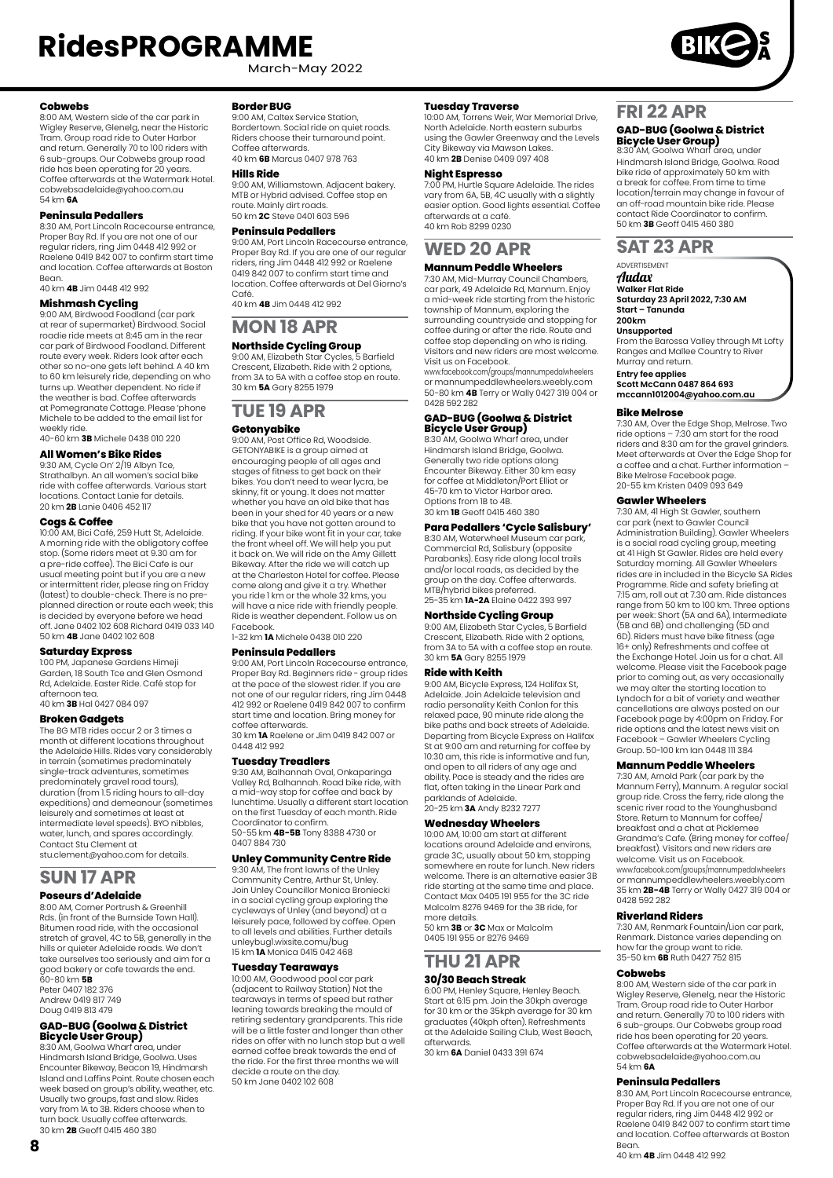#### Cobwebs

8:00 AM, Western side of the car park in Wigley Reserve, Glenelg, near the Historic Tram. Group road ride to Outer Harbor and return. Generally 70 to 100 riders with 6 sub-groups. Our Cobwebs group road ride has been operating for 20 years. Coffee afterwards at the Watermark Hotel. cobwebsadelaide@yahoo.com.au
54 km **6A**

#### Peninsula Pedallers

8:30 AM, Port Lincoln Racecourse entrance, Proper Bay Rd. If you are not one of our regular riders, ring Jim 0448 412 992 or Raelene 0419 842 007 to confirm start time and location. Coffee afterwards at Boston Bean.
40 km **4B** Jim 0448 412 992

#### Mishmash Cycling

9:00 AM, Birdwood Foodland (car park at rear of supermarket) Birdwood. Social roadie ride meets at 8:45 am in the rear car park of Birdwood Foodland. Different route every week. Riders look after each other so no-one gets left behind. A 40 km to 60 km leisurely ride, depending on who turns up. Weather dependent. No ride if the weather is bad. Coffee afterwards at Pomegranate Cottage. Please 'phone Michele to be added to the email list for weekly ride.
40-60 km **3B** Michele 0438 010 220

#### All Women's Bike Rides

9:30 AM, Cycle On' 2/19 Albyn Tce, Strathalbyn. An all women's social bike ride with coffee afterwards. Various start locations. Contact Lanie for details.
20 km **2B** Lanie 0406 452 117

#### Cogs & Coffee

10:00 AM, Bici Café, 259 Hutt St, Adelaide. A morning ride with the obligatory coffee stop. (Some riders meet at 9.30 am for a pre-ride coffee). The Bici Cafe is our usual meeting point but if you are a new or intermittent rider, please ring on Friday (latest) to double-check. There is no pre-planned direction or route each week; this is decided by everyone before we head off. Jane 0402 102 608 Richard 0419 033 140
50 km **4B** Jane 0402 102 608

#### Saturday Express

1:00 PM, Japanese Gardens Himeji Garden, 18 South Tce and Glen Osmond Rd, Adelaide. Easter Ride. Café stop for afternoon tea.
40 km **3B** Hal 0427 084 097

#### Broken Gadgets

The BG MTB rides occur 2 or 3 times a month at different locations throughout the Adelaide Hills. Rides vary considerably in terrain (sometimes predominately single-track adventures, sometimes predominately gravel road tours), duration (from 1.5 riding hours to all-day expeditions) and demeanour (sometimes leisurely and sometimes at least at intermediate level speeds). BYO nibbles, water, lunch, and spares accordingly. Contact Stu Clement at stu.clement@yahoo.com for details.

## SUN 17 APR

#### Poseurs d'Adelaide

8:00 AM, Corner Portrush & Greenhill Rds. (in front of the Burnside Town Hall). Bitumen road ride, with the occasional stretch of gravel, 4C to 5B, generally in the hills or quieter Adelaide roads. We don't take ourselves too seriously and aim for a good bakery or cafe towards the end.
60-80 km **5B**
Peter 0407 182 376
Andrew 0419 817 749
Doug 0419 813 479

#### GAD-BUG (Goolwa & District Bicycle User Group)

8:30 AM, Goolwa Wharf area, under Hindmarsh Island Bridge, Goolwa. Uses Encounter Bikeway, Beacon 19, Hindmarsh Island and Laffins Point. Route chosen each week based on group's ability, weather, etc. Usually two groups, fast and slow. Rides vary from 1A to 3B. Riders choose when to turn back. Usually coffee afterwards.
30 km **2B** Geoff 0415 460 380

#### Border BUG

9:00 AM, Caltex Service Station, Bordertown. Social ride on quiet roads. Riders choose their turnaround point. Coffee afterwards.
40 km **6B** Marcus 0407 978 763

#### Hills Ride

9:00 AM, Williamstown. Adjacent bakery. MTB or Hybrid advised. Coffee stop en route. Mainly dirt roads.
50 km **2C** Steve 0401 603 596

#### Peninsula Pedallers

9:00 AM, Port Lincoln Racecourse entrance, Proper Bay Rd. If you are one of our regular riders, ring Jim 0448 412 992 or Raelene 0419 842 007 to confirm start time and location. Coffee afterwards at Del Giorno's Café.
40 km **4B** Jim 0448 412 992

## MON 18 APR

#### Northside Cycling Group

9:00 AM, Elizabeth Star Cycles, 5 Barfield Crescent, Elizabeth. Ride with 2 options, from 3A to 5A with a coffee stop en route.
30 km **5A** Gary 8255 1979

## TUE 19 APR

#### Getonyabike

9:00 AM, Post Office Rd, Woodside. GETONYABIKE is a group aimed at encouraging people of all ages and stages of fitness to get back on their bikes. You don't need to wear lycra, be skinny, fit or young. It does not matter whether you have an old bike that has been in your shed for 40 years or a new bike that you have not gotten around to riding. If your bike wont fit in your car, take the front wheel off. We will help you put it back on. We will ride on the Amy Gillett Bikeway. After the ride we will catch up at the Charleston Hotel for coffee. Please come along and give it a try. Whether you ride 1 km or the whole 32 kms, you will have a nice ride with friendly people. Ride is weather dependent. Follow us on Facebook.
1-32 km **1A** Michele 0438 010 220

#### Peninsula Pedallers

9:00 AM, Port Lincoln Racecourse entrance, Proper Bay Rd. Beginners ride - group rides at the pace of the slowest rider. If you are not one of our regular riders, ring Jim 0448 412 992 or Raelene 0419 842 007 to confirm start time and location. Bring money for coffee afterwards.
30 km **1A** Raelene or Jim 0419 842 007 or 0448 412 992

#### Tuesday Treadlers

9:30 AM, Balhannah Oval, Onkaparinga Valley Rd, Balhannah. Road bike ride, with a mid-way stop for coffee and back by lunchtime. Usually a different start location on the first Tuesday of each month. Ride Coordinator to confirm.
50-55 km **4B-5B** Tony 8388 4730 or 0407 884 730

#### Unley Community Centre Ride

9:30 AM, The front lawns of the Unley Community Centre, Arthur St, Unley. Join Unley Councillor Monica Broniecki in a social cycling group exploring the cycleways of Unley (and beyond) at a leisurely pace, followed by coffee. Open to all levels and abilities. Further details unleybug1.wixsite.comu/bug
15 km **1A** Monica 0415 042 468

#### Tuesday Tearaways

10:00 AM, Goodwood pool car park (adjacent to Railway Station) Not the tearaways in terms of speed but rather leaning towards breaking the mould of retiring sedentary grandparents. This ride will be a little faster and longer than other rides on offer with no lunch stop but a well earned coffee break towards the end of the ride. For the first three months we will decide a route on the day.
50 km Jane 0402 102 608

#### Tuesday Traverse

10:00 AM, Torrens Weir, War Memorial Drive, North Adelaide. North eastern suburbs using the Gawler Greenway and the Levels City Bikeway via Mawson Lakes.
40 km **2B** Denise 0409 097 408

#### Night Espresso

7:00 PM, Hurtle Square Adelaide. The rides vary from 6A, 5B, 4C usually with a slightly easier option. Good lights essential. Coffee afterwards at a café.
40 km Rob 8299 0230

## WED 20 APR

#### Mannum Peddle Wheelers

7:30 AM, Mid-Murray Council Chambers, car park, 49 Adelaide Rd, Mannum. Enjoy a mid-week ride starting from the historic township of Mannum, exploring the surrounding countryside and stopping for coffee during or after the ride. Route and coffee stop depending on who is riding. Visitors and new riders are most welcome. Visit us on Facebook.
www.facebook.com/groups/mannumpedalwheelers or mannumpeddlewheelers.weebly.com
50-80 km **4B** Terry or Wally 0427 319 004 or 0428 592 282

#### GAD-BUG (Goolwa & District Bicycle User Group)

8:30 AM, Goolwa Wharf area, under Hindmarsh Island Bridge, Goolwa. Generally two ride options along Encounter Bikeway. Either 30 km easy for coffee at Middleton/Port Elliot or 45-70 km to Victor Harbor area. Options from 1B to 4B.
30 km **1B** Geoff 0415 460 380

#### Para Pedallers 'Cycle Salisbury'

8:30 AM, Waterwheel Museum car park, Commercial Rd, Salisbury (opposite Parabanks). Easy ride along local trails and/or local roads, as decided by the group on the day. Coffee afterwards. MTB/hybrid bikes preferred.
25-35 km **1A-2A** Elaine 0422 393 997

#### Northside Cycling Group

9:00 AM, Elizabeth Star Cycles, 5 Barfield Crescent, Elizabeth. Ride with 2 options, from 3A to 5A with a coffee stop en route.
30 km **5A** Gary 8255 1979

#### Ride with Keith

9:00 AM, Bicycle Express, 124 Halifax St, Adelaide. Join Adelaide television and radio personality Keith Conlon for this relaxed pace, 90 minute ride along the bike paths and back streets of Adelaide. Departing from Bicycle Express on Halifax St at 9:00 am and returning for coffee by 10:30 am, this ride is informative and fun, and open to all riders of any age and ability. Pace is steady and the rides are flat, often taking in the Linear Park and parklands of Adelaide.
20-25 km **3A** Andy 8232 7277

#### Wednesday Wheelers

10:00 AM, 10:00 am start at different locations around Adelaide and environs, grade 3C, usually about 50 km, stopping somewhere en route for lunch. New riders welcome. There is an alternative easier 3B ride starting at the same time and place. Contact Max 0405 191 955 for the 3C ride Malcolm 8276 9469 for the 3B ride, for more details.
50 km **3B** or **3C** Max or Malcolm 0405 191 955 or 8276 9469

## THU 21 APR

#### 30/30 Beach Streak

6:00 PM, Henley Square, Henley Beach. Start at 6:15 pm. Join the 30kph average for 30 km or the 35kph average for 30 km graduates (40kph often). Refreshments at the Adelaide Sailing Club, West Beach, afterwards.
30 km **6A** Daniel 0433 391 674

## FRI 22 APR

#### GAD-BUG (Goolwa & District Bicycle User Group)

8:30 AM, Goolwa Wharf area, under Hindmarsh Island Bridge, Goolwa. Road bike ride of approximately 50 km with a break for coffee. From time to time location/terrain may change in favour of an off-road mountain bike ride. Please contact Ride Coordinator to confirm.
50 km **3B** Geoff 0415 460 380

## SAT 23 APR

ADVERTISEMENT

*Audax*
**Walker Flat Ride**
**Saturday 23 April 2022, 7:30 AM**
**Start – Tanunda**
**200km**
**Unsupported**
From the Barossa Valley through Mt Lofty Ranges and Mallee Country to River Murray and return.
**Entry fee applies**
**Scott McCann 0487 864 693**
**mccann1012004@yahoo.com.au**

#### Bike Melrose

7:30 AM, Over the Edge Shop, Melrose. Two ride options – 7:30 am start for the road riders and 8:30 am for the gravel grinders. Meet afterwards at Over the Edge Shop for a coffee and a chat. Further information – Bike Melrose Facebook page.
20-55 km Kristen 0409 093 649

#### Gawler Wheelers

7:30 AM, 41 High St Gawler, southern car park (next to Gawler Council Administration Building). Gawler Wheelers is a social road cycling group, meeting at 41 High St Gawler. Rides are held every Saturday morning. All Gawler Wheelers rides are included in the Bicycle SA Rides Programme. Ride and safety briefing at 7:15 am, roll out at 7.30 am. Ride distances range from 50 km to 100 km. Three options per week: Short (5A and 6A), Intermediate (5B and 6B) and challenging (5D and 6D). Riders must have bike fitness (age 16+ only) Refreshments and coffee at the Exchange Hotel. Join us for a chat. All welcome. Please visit the Facebook page prior to coming out, as very occasionally we may alter the starting location to Lyndoch for a bit of variety and weather cancellations are always posted on our Facebook page by 4:00pm on Friday. For ride options and the latest news visit on Facebook – Gawler Wheelers Cycling Group. 50-100 km Ian 0448 111 384

#### Mannum Peddle Wheelers

7:30 AM, Arnold Park (car park by the Mannum Ferry), Mannum. A regular social group ride. Cross the ferry, ride along the scenic river road to the Younghusband Store. Return to Mannum for coffee/breakfast and a chat at Picklemee Grandma's Cafe. (Bring money for coffee/breakfast). Visitors and new riders are welcome. Visit us on Facebook.
www.facebook.com/groups/mannumpedalwheelers or mannumpeddlewheelers.weebly.com
35 km **2B-4B** Terry or Wally 0427 319 004 or 0428 592 282

#### Riverland Riders

7:30 AM, Renmark Fountain/Lion car park, Renmark. Distance varies depending on how far the group want to ride.
35-50 km **6B** Ruth 0427 752 815

#### Cobwebs

8:00 AM, Western side of the car park in Wigley Reserve, Glenelg, near the Historic Tram. Group road ride to Outer Harbor and return. Generally 70 to 100 riders with 6 sub-groups. Our Cobwebs group road ride has been operating for 20 years. Coffee afterwards at the Watermark Hotel. cobwebsadelaide@yahoo.com.au
54 km **6A**

#### Peninsula Pedallers

8:30 AM, Port Lincoln Racecourse entrance, Proper Bay Rd. If you are not one of our regular riders, ring Jim 0448 412 992 or Raelene 0419 842 007 to confirm start time and location. Coffee afterwards at Boston Bean.
40 km **4B** Jim 0448 412 992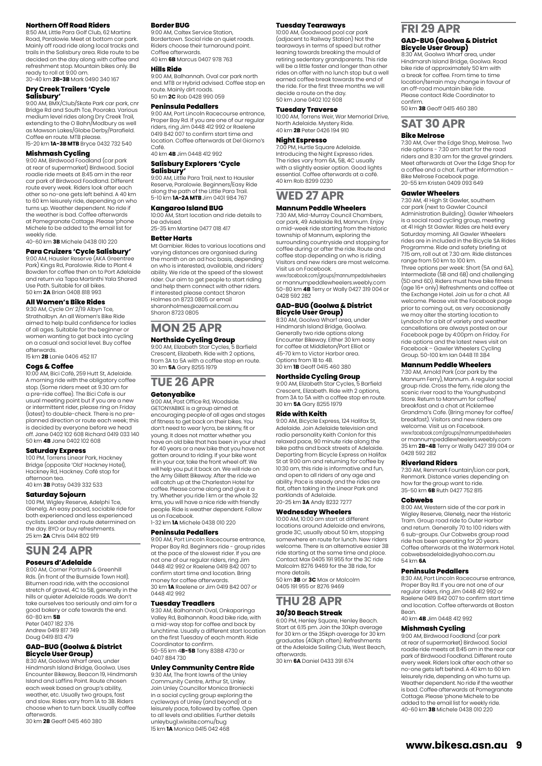### Northern Off Road Riders

8:50 AM, Little Para Golf Club, 62 Martins Road, Paralowie. Meet at bottom car park. Mainly off road ride along local tracks and trails in the Salisbury area. Ride route to be decided on the day along with coffee and refreshment stop. Mountain bikes only. Be ready to roll at 9:00 am.
30-40 km **2B-3B** Mark 0490 340 167

### Dry Creek Trailers 'Cycle Salisbury'

9:00 AM, BMX/Club/Skate Park car park, cnr Bridge Rd and South Tce, Pooraka. Various medium level rides along Dry Creek Trail, extending to the O Bahn/Modbury as well as Mawson Lakes/Globe Derby/Parafield. Coffee en route. MTB please.
15-20 km **1A-3B MTB** Bryce 0432 732 540

### Mishmash Cycling

9:00 AM, Birdwood Foodland (car park at rear of supermarket) Birdwood. Social roadie ride meets at 8:45 am in the rear car park of Birdwood Foodland. Different route every week. Riders look after each other so no-one gets left behind. A 40 km to 60 km leisurely ride, depending on who turns up. Weather dependent. No ride if the weather is bad. Coffee afterwards at Pomegranate Cottage. Please 'phone Michele to be added to the email list for weekly ride.
40-60 km **3B** Michele 0438 010 220

### Para Cruizers 'Cycle Salisbury'

9:00 AM, Hausler Reserve (AKA Greentree Park) Kings Rd, Paralowie. Ride to Plant 4 Bowden for coffee then on to Port Adelaide and return via Tapa Martinthi Yala Shared Use Path. Suitable for all bikes.
50 km **2A** Brian 0408 818 993

### All Women's Bike Rides

9:30 AM, Cycle On' 2/19 Albyn Tce, Strathalbyn. An all Women's Bike Ride aimed to help build confidence for ladies of all ages. Suitable for the beginner or women wanting to get back into cycling on a casual and social level. Buy coffee afterwards.
15 km **2B** Lanie 0406 452 117

### Cogs & Coffee

10:00 AM, Bici Café, 259 Hutt St, Adelaide. A morning ride with the obligatory coffee stop. (Some riders meet at 9.30 am for a pre-ride coffee). The Bici Cafe is our usual meeting point but if you are a new or intermittent rider, please ring on Friday (latest) to double-check. There is no pre-planned direction or route each week; this is decided by everyone before we head off. Jane 0402 102 608 Richard 0419 033 140
50 km **4B** Jane 0402 102 608

### Saturday Express

1:00 PM, Torrens Linear Park, Hackney Bridge (opposite 'Old' Hackney Hotel), Hackney Rd, Hackney. Café stop for afternoon tea.
40 km **3B** Patsy 0439 332 533

### Saturday Sojourn

1:00 PM, Wigley Reserve, Adelphi Tce, Glenelg. An easy paced, sociable ride for both experienced and less experienced cyclists. Leader and route determined on the day. BYO or buy refreshments.
25 km **2A** Chris 0414 802 919

## SUN 24 APR

### Poseurs d'Adelaide

8:00 AM, Corner Portrush & Greenhill Rds. (in front of the Burnside Town Hall). Bitumen road ride, with the occasional stretch of gravel, 4C to 5B, generally in the hills or quieter Adelaide roads. We don't take ourselves too seriously and aim for a good bakery or cafe towards the end.
60-80 km **5B**
Peter 0407 182 376
Andrew 0419 817 749
Doug 0419 813 479

### GAD-BUG (Goolwa & District Bicycle User Group)

8:30 AM, Goolwa Wharf area, under Hindmarsh Island Bridge, Goolwa. Uses Encounter Bikeway, Beacon 19, Hindmarsh Island and Laffins Point. Route chosen each week based on group's ability, weather, etc. Usually two groups, fast and slow. Rides vary from 1A to 3B. Riders choose when to turn back. Usually coffee afterwards.
30 km **2B** Geoff 0415 460 380

### Border BUG

9:00 AM, Caltex Service Station, Bordertown. Social ride on quiet roads. Riders choose their turnaround point. Coffee afterwards.
40 km **6B** Marcus 0407 978 763

### Hills Ride

9:00 AM, Balhannah. Oval car park north end. MTB or Hybrid advised. Coffee stop en route. Mainly dirt roads.
50 km **2C** Rob 0428 990 059

### Peninsula Pedallers

9:00 AM, Port Lincoln Racecourse entrance, Proper Bay Rd. If you are one of our regular riders, ring Jim 0448 412 992 or Raelene 0419 842 007 to confirm start time and location. Coffee afterwards at Del Giorno's Café.
40 km **4B** Jim 0448 412 992

### Salisbury Explorers 'Cycle Salisbury'

9:00 AM, Little Para Trail, next to Hausler Reserve, Paralowie. Beginners/Easy Ride along the path of the Little Para Trail.
5-10 km **1A-2A MTB** Jim 0401 984 767

### Kangaroo Island BUG

10:00 AM, Start location and ride details to be advised.
25-35 km Martine 0477 018 417

### Better Harts

Mt Gambier. Rides to various locations and varying distances are organised during the month on an ad hoc basis, depending on who is interested, available, and riders' ability. We ride at the speed of the slowest rider. Our aim to get people to start riding and help them connect with other riders. If interested please contact Sharon Holmes on 8723 0805 or email sharonholmes@ozemail.com.au
Sharon 8723 0805

## MON 25 APR

### Northside Cycling Group

9:00 AM, Elizabeth Star Cycles, 5 Barfield Crescent, Elizabeth. Ride with 2 options, from 3A to 5A with a coffee stop en route.
30 km **5A** Gary 8255 1979

## TUE 26 APR

### Getonyabike

9:00 AM, Post Office Rd, Woodside. GETONYABIKE is a group aimed at encouraging people of all ages and stages of fitness to get back on their bikes. You don't need to wear lycra, be skinny, fit or young. It does not matter whether you have an old bike that has been in your shed for 40 years or a new bike that you have not gotten around to riding. If your bike wont fit in your car, take the front wheel off. We will help you put it back on. We will ride on the Amy Gillett Bikeway. After the ride we will catch up at the Charleston Hotel for coffee. Please come along and give it a try. Whether you ride 1 km or the whole 32 kms, you will have a nice ride with friendly people. Ride is weather dependent. Follow us on Facebook.
1-32 km **1A** Michele 0438 010 220

### Peninsula Pedallers

9:00 AM, Port Lincoln Racecourse entrance, Proper Bay Rd. Beginners ride - group rides at the pace of the slowest rider. If you are not one of our regular riders, ring Jim 0448 412 992 or Raelene 0419 842 007 to confirm start time and location. Bring money for coffee afterwards.
30 km **1A** Raelene or Jim 0419 842 007 or 0448 412 992

### Tuesday Treadlers

9:30 AM, Balhannah Oval, Onkaparinga Valley Rd, Balhannah. Road bike ride, with a mid-way stop for coffee and back by lunchtime. Usually a different start location on the first Tuesday of each month. Ride Coordinator to confirm.
50-55 km **4B-5B** Tony 8388 4730 or 0407 884 730

### Unley Community Centre Ride

9:30 AM, The front lawns of the Unley Community Centre, Arthur St, Unley. Join Unley Councillor Monica Broniecki in a social cycling group exploring the cycleways of Unley (and beyond) at a leisurely pace, followed by coffee. Open to all levels and abilities. Further details unleybug1.wixsite.comu/bug
15 km **1A** Monica 0415 042 468

### Tuesday Tearaways

10:00 AM, Goodwood pool car park (adjacent to Railway Station) Not the tearaways in terms of speed but rather leaning towards breaking the mould of retiring sedentary grandparents. This ride will be a little faster and longer than other rides on offer with no lunch stop but a well earned coffee break towards the end of the ride. For the first three months we will decide a route on the day.
50 km Jane 0402 102 608

### Tuesday Traverse

10:00 AM, Torrens Weir, War Memorial Drive, North Adelaide. Mystery Ride.
40 km **2B** Peter 0426 194 910

### Night Espresso

7:00 PM, Hurtle Square Adelaide. Introducing the Night Expresso rides. The rides vary from 6A, 5B, 4C usually with a slightly easier option. Good lights essential. Coffee afterwards at a café.
40 km Rob 8299 0230

## WED 27 APR

### Mannum Peddle Wheelers

7:30 AM, Mid-Murray Council Chambers, car park, 49 Adelaide Rd, Mannum. Enjoy a mid-week ride starting from the historic township of Mannum, exploring the surrounding countryside and stopping for coffee during or after the ride. Route and coffee stop depending on who is riding. Visitors and new riders are most welcome. Visit us on Facebook.
www.facebook.com/groups/mannumpedalwheelers or mannumpeddlewheelers.weebly.com
50-80 km **4B** Terry or Wally 0427 319 004 or 0428 592 282

### GAD-BUG (Goolwa & District Bicycle User Group)

8:30 AM, Goolwa Wharf area, under Hindmarsh Island Bridge, Goolwa. Generally two ride options along Encounter Bikeway. Either 30 km easy for coffee at Middleton/Port Elliot or 45-70 km to Victor Harbor area. Options from 1B to 4B.
30 km **1B** Geoff 0415 460 380

### Northside Cycling Group

9:00 AM, Elizabeth Star Cycles, 5 Barfield Crescent, Elizabeth. Ride with 2 options, from 3A to 5A with a coffee stop en route.
30 km **5A** Gary 8255 1979

### Ride with Keith

9:00 AM, Bicycle Express, 124 Halifax St, Adelaide. Join Adelaide television and radio personality Keith Conlon for this relaxed pace, 90 minute ride along the bike paths and back streets of Adelaide. Departing from Bicycle Express on Halifax St at 9:00 am and returning for coffee by 10:30 am, this ride is informative and fun, and open to all riders of any age and ability. Pace is steady and the rides are flat, often taking in the Linear Park and parklands of Adelaide.
20-25 km **3A** Andy 8232 7277

### Wednesday Wheelers

10:00 AM, 10:00 am start at different locations around Adelaide and environs, grade 3C, usually about 50 km, stopping somewhere en route for lunch. New riders welcome. There is an alternative easier 3B ride starting at the same time and place. Contact Max 0405 191 955 for the 3C ride Malcolm 8276 9469 for the 3B ride, for more details.
50 km **3B** or **3C** Max or Malcolm 0405 191 955 or 8276 9469

## THU 28 APR

### 30/30 Beach Streak

6:00 PM, Henley Square, Henley Beach. Start at 6:15 pm. Join the 30kph average for 30 km or the 35kph average for 30 km graduates (40kph often). Refreshments at the Adelaide Sailing Club, West Beach, afterwards.
30 km **6A** Daniel 0433 391 674

## FRI 29 APR

### GAD-BUG (Goolwa & District Bicycle User Group)

8:30 AM, Goolwa Wharf area, under Hindmarsh Island Bridge, Goolwa. Road bike ride of approximately 50 km with a break for coffee. From time to time location/terrain may change in favour of an off-road mountain bike ride. Please contact Ride Coordinator to confirm.
50 km **3B** Geoff 0415 460 380

## SAT 30 APR

### Bike Melrose

7:30 AM, Over the Edge Shop, Melrose. Two ride options - 7:30 am start for the road riders and 8:30 am for the gravel grinders. Meet afterwards at Over the Edge Shop for a coffee and a chat. Further information – Bike Melrose Facebook page.
20-55 km Kristen 0409 093 649

### Gawler Wheelers

7:30 AM, 41 High St Gawler, southern car park (next to Gawler Council Administration Building). Gawler Wheelers is a social road cycling group, meeting at 41 High St Gawler. Rides are held every Saturday morning. All Gawler Wheelers rides are in included in the Bicycle SA Rides Programme. Ride and safety briefing at 7:15 am, roll out at 7:30 am. Ride distances range from 50 km to 100 km.
Three options per week: Short (5A and 6A), Intermediate (5B and 6B) and challenging (5D and 6D). Riders must have bike fitness (age 16+ only) Refreshments and coffee at the Exchange Hotel. Join us for a chat. All welcome. Please visit the Facebook page prior to coming out, as very occasionally we may alter the starting location to Lyndoch for a bit of variety and weather cancellations are always posted on our Facebook page by 4:00pm on Friday. For ride options and the latest news visit on Facebook – Gawler Wheelers Cycling Group. 50-100 km Ian 0448 111 384

### Mannum Peddle Wheelers

7:30 AM, Arnold Park (car park by the Mannum Ferry), Mannum. A regular social group ride. Cross the ferry, ride along the scenic river road to the Younghusband Store. Return to Mannum for coffee/breakfast and a chat at Picklemee Grandma's Cafe. (Bring money for coffee/breakfast). Visitors and new riders are welcome. Visit us on Facebook.
www.facebook.com/groups/mannumpeddlewheelers or mannumpeddlewheelers.weebly.com
35 km **2B-4B** Terry or Wally 0427 319 004 or 0428 592 282

### Riverland Riders

7:30 AM, Renmark Fountain/Lion car park, Renmark. Distance varies depending on how far the group want to ride.
35-50 km **6B** Ruth 0427 752 815

### Cobwebs

8:00 AM, Western side of the car park in Wigley Reserve, Glenelg, near the Historic Tram. Group road ride to Outer Harbor and return. Generally 70 to 100 riders with 6 sub-groups. Our Cobwebs group road ride has been operating for 20 years. Coffee afterwards at the Watermark Hotel. cobwebsadelaide@yahoo.com.au
54 km **6A**

### Peninsula Pedallers

8:30 AM, Port Lincoln Racecourse entrance, Proper Bay Rd. If you are not one of our regular riders, ring Jim 0448 412 992 or Raelene 0419 842 007 to confirm start time and location. Coffee afterwards at Boston Bean.
40 km **4B** Jim 0448 412 992

### Mishmash Cycling

9:00 AM, Birdwood Foodland (car park at rear of supermarket) Birdwood. Social roadie ride meets at 8:45 am in the rear car park of Birdwood Foodland. Different route every week. Riders look after each other so no-one gets left behind. A 40 km to 60 km leisurely ride, depending on who turns up. Weather dependent. No ride if the weather is bad. Coffee afterwards at Pomegranate Cottage. Please 'phone Michele to be added to the email list for weekly ride.
40-60 km **3B** Michele 0438 010 220

**www.bikesa.asn.au**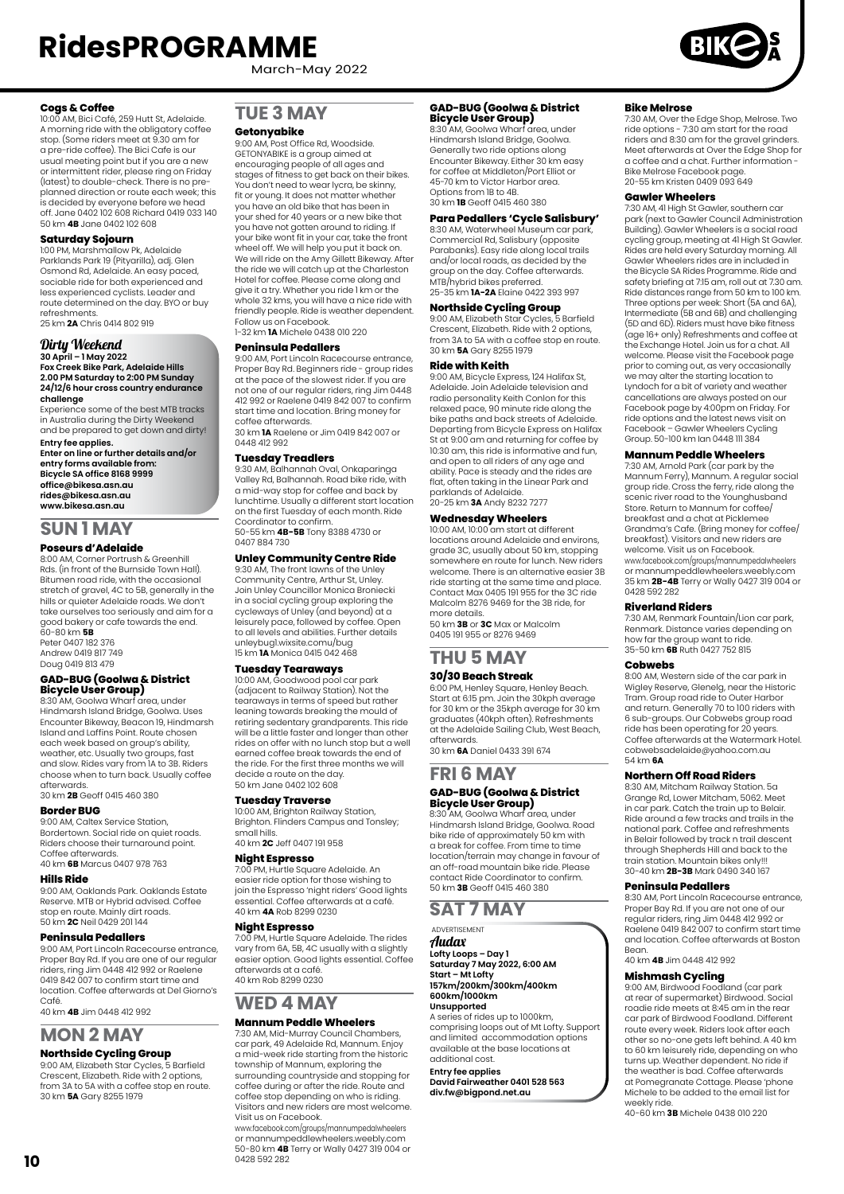# RidesPROGRAMME

March-May 2022

### Cogs & Coffee

10:00 AM, Bici Café, 259 Hutt St, Adelaide. A morning ride with the obligatory coffee stop. (Some riders meet at 9.30 am for a pre-ride coffee). The Bici Cafe is our usual meeting point but if you are a new or intermittent rider, please ring on Friday (latest) to double-check. There is no pre-planned direction or route each week; this is decided by everyone before we head off. Jane 0402 102 608 Richard 0419 033 140
50 km **4B** Jane 0402 102 608

### Saturday Sojourn

1:00 PM, Marshmallow Pk, Adelaide Parklands Park 19 (Pityarilla), adj. Glen Osmond Rd, Adelaide. An easy paced, sociable ride for both experienced and less experienced cyclists. Leader and route determined on the day. BYO or buy refreshments.
25 km **2A** Chris 0414 802 919

### *Dirty Weekend*

**30 April – 1 May 2022**
**Fox Creek Bike Park, Adelaide Hills**
**2.00 PM Saturday to 2:00 PM Sunday**
**24/12/6 hour cross country endurance challenge**

Experience some of the best MTB tracks in Australia during the Dirty Weekend and be prepared to get down and dirty!

**Entry fee applies.**
**Enter on line or further details and/or entry forms available from:**
**Bicycle SA office 8168 9999**
**office@bikesa.asn.au**
**rides@bikesa.asn.au**
**www.bikesa.asn.au**

## SUN 1 MAY

### Poseurs d'Adelaide

8:00 AM, Corner Portrush & Greenhill Rds. (in front of the Burnside Town Hall). Bitumen road ride, with the occasional stretch of gravel, 4C to 5B, generally in the hills or quieter Adelaide roads. We don't take ourselves too seriously and aim for a good bakery or cafe towards the end.
60-80 km **5B**
Peter 0407 182 376
Andrew 0419 817 749
Doug 0419 813 479

### GAD-BUG (Goolwa & District Bicycle User Group)

8:30 AM, Goolwa Wharf area, under Hindmarsh Island Bridge, Goolwa. Uses Encounter Bikeway, Beacon 19, Hindmarsh Island and Laffins Point. Route chosen each week based on group's ability, weather, etc. Usually two groups, fast and slow. Rides vary from 1A to 3B. Riders choose when to turn back. Usually coffee afterwards.
30 km **2B** Geoff 0415 460 380

### Border BUG

9:00 AM, Caltex Service Station, Bordertown. Social ride on quiet roads. Riders choose their turnaround point. Coffee afterwards.
40 km **6B** Marcus 0407 978 763

### Hills Ride

9:00 AM, Oaklands Park. Oaklands Estate Reserve. MTB or Hybrid advised. Coffee stop en route. Mainly dirt roads.
50 km **2C** Neil 0429 201 144

### Peninsula Pedallers

9:00 AM, Port Lincoln Racecourse entrance, Proper Bay Rd. If you are one of our regular riders, ring Jim 0448 412 992 or Raelene 0419 842 007 to confirm start time and location. Coffee afterwards at Del Giorno's Café.
40 km **4B** Jim 0448 412 992

## MON 2 MAY

### Northside Cycling Group

9:00 AM, Elizabeth Star Cycles, 5 Barfield Crescent, Elizabeth. Ride with 2 options, from 3A to 5A with a coffee stop en route.
30 km **5A** Gary 8255 1979

## TUE 3 MAY

### Getonyabike

9:00 AM, Post Office Rd, Woodside. GETONYABIKE is a group aimed at encouraging people of all ages and stages of fitness to get back on their bikes. You don't need to wear lycra, be skinny, fit or young. It does not matter whether you have an old bike that has been in your shed for 40 years or a new bike that you have not gotten around to riding. If your bike wont fit in your car, take the front wheel off. We will help you put it back on. We will ride on the Amy Gillett Bikeway. After the ride we will catch up at the Charleston Hotel for coffee. Please come along and give it a try. Whether you ride 1 km or the whole 32 kms, you will have a nice ride with friendly people. Ride is weather dependent. Follow us on Facebook.
1-32 km **1A** Michele 0438 010 220

### Peninsula Pedallers

9:00 AM, Port Lincoln Racecourse entrance, Proper Bay Rd. Beginners ride - group rides at the pace of the slowest rider. If you are not one of our regular riders, ring Jim 0448 412 992 or Raelene 0419 842 007 to confirm start time and location. Bring money for coffee afterwards.
30 km **1A** Raelene or Jim 0419 842 007 or 0448 412 992

### Tuesday Treadlers

9:30 AM, Balhannah Oval, Onkaparinga Valley Rd, Balhannah. Road bike ride, with a mid-way stop for coffee and back by lunchtime. Usually a different start location on the first Tuesday of each month. Ride Coordinator to confirm.
50-55 km **4B-5B** Tony 8388 4730 or 0407 884 730

### Unley Community Centre Ride

9:30 AM, The front lawns of the Unley Community Centre, Arthur St, Unley. Join Unley Councillor Monica Broniecki in a social cycling group exploring the cycleways of Unley (and beyond) at a leisurely pace, followed by coffee. Open to all levels and abilities. Further details unleybug1.wixsite.comu/bug
15 km **1A** Monica 0415 042 468

### Tuesday Tearaways

10:00 AM, Goodwood pool car park (adjacent to Railway Station). Not the tearaways in terms of speed but rather leaning towards breaking the mould of retiring sedentary grandparents. This ride will be a little faster and longer than other rides on offer with no lunch stop but a well earned coffee break towards the end of the ride. For the first three months we will decide a route on the day.
50 km Jane 0402 102 608

### Tuesday Traverse

10:00 AM, Brighton Railway Station, Brighton. Flinders Campus and Tonsley; small hills.
40 km **2C** Jeff 0407 191 958

### Night Espresso

7:00 PM, Hurtle Square Adelaide. An easier ride option for those wishing to join the Espresso 'night riders' Good lights essential. Coffee afterwards at a café.
40 km **4A** Rob 8299 0230

### Night Espresso

7:00 PM, Hurtle Square Adelaide. The rides vary from 6A, 5B, 4C usually with a slightly easier option. Good lights essential. Coffee afterwards at a café.
40 km Rob 8299 0230

## WED 4 MAY

### Mannum Peddle Wheelers

7:30 AM, Mid-Murray Council Chambers, car park, 49 Adelaide Rd, Mannum. Enjoy a mid-week ride starting from the historic township of Mannum, exploring the surrounding countryside and stopping for coffee during or after the ride. Route and coffee stop depending on who is riding. Visitors and new riders are most welcome. Visit us on Facebook.
www.facebook.com/groups/mannumpedalwheelers or mannumpeddlewheelers.weebly.com
50-80 km **4B** Terry or Wally 0427 319 004 or 0428 592 282

### GAD-BUG (Goolwa & District Bicycle User Group)

8:30 AM, Goolwa Wharf area, under Hindmarsh Island Bridge, Goolwa. Generally two ride options along Encounter Bikeway. Either 30 km easy for coffee at Middleton/Port Elliot or 45-70 km to Victor Harbor area. Options from 1B to 4B.
30 km **1B** Geoff 0415 460 380

### Para Pedallers 'Cycle Salisbury'

8:30 AM, Waterwheel Museum car park, Commercial Rd, Salisbury (opposite Parabanks). Easy ride along local trails and/or local roads, as decided by the group on the day. Coffee afterwards. MTB/hybrid bikes preferred.
25-35 km **1A-2A** Elaine 0422 393 997

### Northside Cycling Group

9:00 AM, Elizabeth Star Cycles, 5 Barfield Crescent, Elizabeth. Ride with 2 options, from 3A to 5A with a coffee stop en route.
30 km **5A** Gary 8255 1979

### Ride with Keith

9:00 AM, Bicycle Express, 124 Halifax St, Adelaide. Join Adelaide television and radio personality Keith Conlon for this relaxed pace, 90 minute ride along the bike paths and back streets of Adelaide. Departing from Bicycle Express on Halifax St at 9:00 am and returning for coffee by 10:30 am, this ride is informative and fun, and open to all riders of any age and ability. Pace is steady and the rides are flat, often taking in the Linear Park and parklands of Adelaide.
20-25 km **3A** Andy 8232 7277

### Wednesday Wheelers

10:00 AM, 10:00 am start at different locations around Adelaide and environs, grade 3C, usually about 50 km, stopping somewhere en route for lunch. New riders welcome. There is an alternative easier 3B ride starting at the same time and place. Contact Max 0405 191 955 for the 3C ride Malcolm 8276 9469 for the 3B ride, for more details.
50 km **3B** or **3C** Max or Malcolm 0405 191 955 or 8276 9469

## THU 5 MAY

### 30/30 Beach Streak

6:00 PM, Henley Square, Henley Beach. Start at 6:15 pm. Join the 30kph average for 30 km or the 35kph average for 30 km graduates (40kph often). Refreshments at the Adelaide Sailing Club, West Beach, afterwards.
30 km **6A** Daniel 0433 391 674

## FRI 6 MAY

### GAD-BUG (Goolwa & District Bicycle User Group)

8:30 AM, Goolwa Wharf area, under Hindmarsh Island Bridge, Goolwa. Road bike ride of approximately 50 km with a break for coffee. From time to time location/terrain may change in favour of an off-road mountain bike ride. Please contact Ride Coordinator to confirm.
50 km **3B** Geoff 0415 460 380

## SAT 7 MAY

ADVERTISEMENT

### *Audax*

**Lofty Loops – Day 1**
**Saturday 7 May 2022, 6:00 AM**
**Start – Mt Lofty**
**157km/200km/300km/400km 600km/1000km**
**Unsupported**

A series of rides up to 1000km, comprising loops out of Mt Lofty. Support and limited accommodation options available at the base locations at additional cost.

**Entry fee applies**
**David Fairweather 0401 528 563**
**div.fw@bigpond.net.au**

### Bike Melrose

7:30 AM, Over the Edge Shop, Melrose. Two ride options - 7:30 am start for the road riders and 8:30 am for the gravel grinders. Meet afterwards at Over the Edge Shop for a coffee and a chat. Further information - Bike Melrose Facebook page.
20-55 km Kristen 0409 093 649

### Gawler Wheelers

7:30 AM, 41 High St Gawler, southern car park (next to Gawler Council Administration Building). Gawler Wheelers is a social road cycling group, meeting at 41 High St Gawler. Rides are held every Saturday morning. All Gawler Wheelers rides are in included in the Bicycle SA Rides Programme. Ride and safety briefing at 7:15 am, roll out at 7.30 am. Ride distances range from 50 km to 100 km. Three options per week: Short (5A and 6A), Intermediate (5B and 6B) and challenging (5D and 6D). Riders must have bike fitness (age 16+ only) Refreshments and coffee at the Exchange Hotel. Join us for a chat. All welcome. Please visit the Facebook page prior to coming out, as very occasionally we may alter the starting location to Lyndoch for a bit of variety and weather cancellations are always posted on our Facebook page by 4:00pm on Friday. For ride options and the latest news visit on Facebook – Gawler Wheelers Cycling Group. 50-100 km Ian 0448 111 384

### Mannum Peddle Wheelers

7:30 AM, Arnold Park (car park by the Mannum Ferry), Mannum. A regular social group ride. Cross the ferry, ride along the scenic river road to the Younghusband Store. Return to Mannum for coffee/breakfast and a chat at Picklemee Grandma's Cafe. (Bring money for coffee/breakfast). Visitors and new riders are welcome. Visit us on Facebook.
www.facebook.com/groups/mannumpeddlewheelers or mannumpeddlewheelers.weebly.com
35 km **2B-4B** Terry or Wally 0427 319 004 or 0428 592 282

### Riverland Riders

7:30 AM, Renmark Fountain/Lion car park, Renmark. Distance varies depending on how far the group want to ride.
35-50 km **6B** Ruth 0427 752 815

### Cobwebs

8:00 AM, Western side of the car park in Wigley Reserve, Glenelg, near the Historic Tram. Group road ride to Outer Harbor and return. Generally 70 to 100 riders with 6 sub-groups. Our Cobwebs group road ride has been operating for 20 years. Coffee afterwards at the Watermark Hotel.
cobwebsadelaide@yahoo.com.au
54 km **6A**

### Northern Off Road Riders

8:30 AM, Mitcham Railway Station. 5a Grange Rd, Lower Mitcham, 5062. Meet in car park. Catch the train up to Belair. Ride around a few tracks and trails in the national park. Coffee and refreshments in Belair followed by track n trail descent through Shepherds Hill and back to the train station. Mountain bikes only!!!
30-40 km **2B-3B** Mark 0490 340 167

### Peninsula Pedallers

8:30 AM, Port Lincoln Racecourse entrance, Proper Bay Rd. If you are not one of our regular riders, ring Jim 0448 412 992 or Raelene 0419 842 007 to confirm start time and location. Coffee afterwards at Boston Bean.
40 km **4B** Jim 0448 412 992

### Mishmash Cycling

9:00 AM, Birdwood Foodland (car park at rear of supermarket) Birdwood. Social roadie ride meets at 8:45 am in the rear car park of Birdwood Foodland. Different route every week. Riders look after each other so no-one gets left behind. A 40 km to 60 km leisurely ride, depending on who turns up. Weather dependent. No ride if the weather is bad. Coffee afterwards at Pomegranate Cottage. Please 'phone Michele to be added to the email list for weekly ride.
40-60 km **3B** Michele 0438 010 220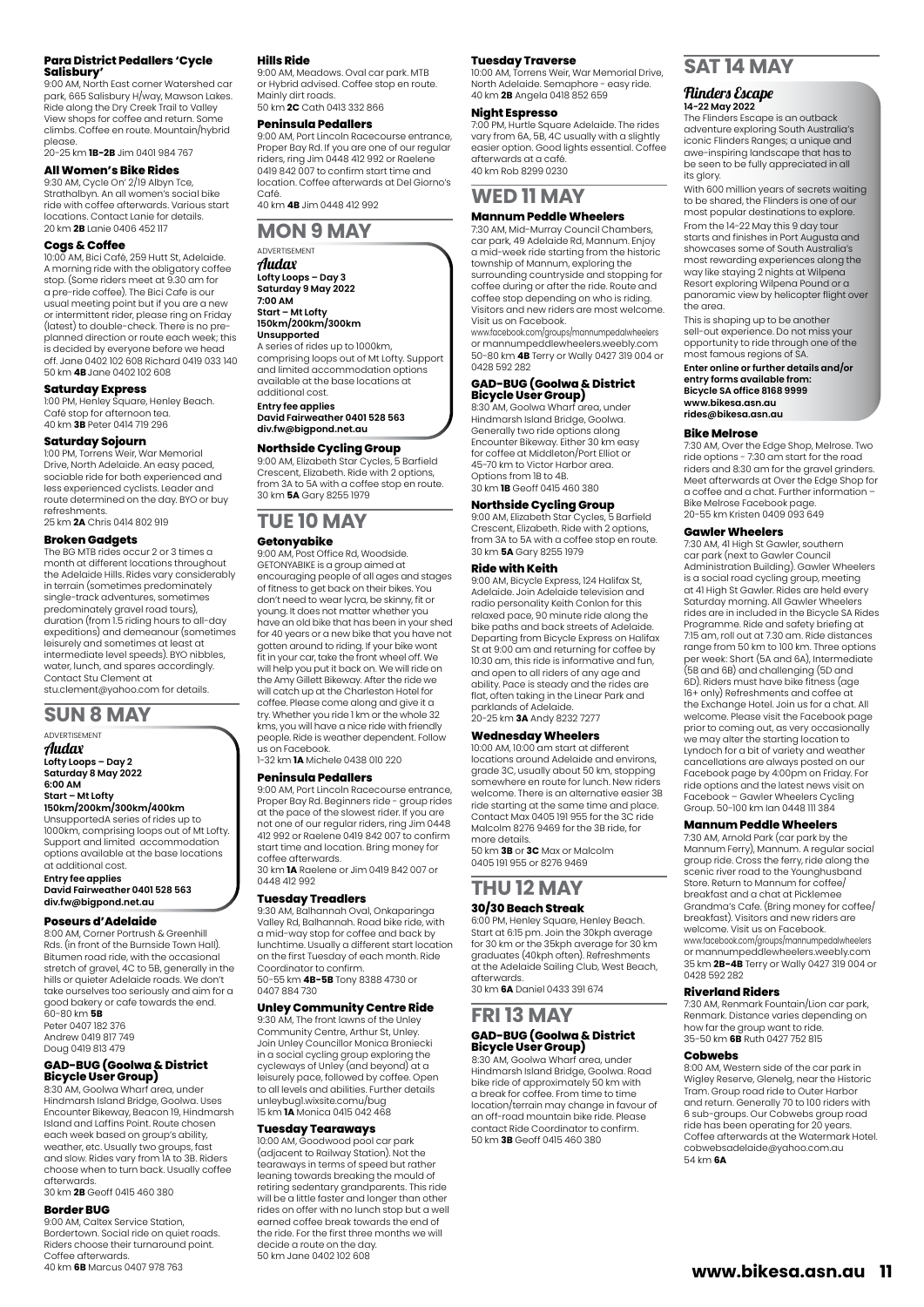#### Para District Pedallers 'Cycle Salisbury'

9:00 AM, North East corner Watershed car park, 665 Salisbury H/way, Mawson Lakes. Ride along the Dry Creek Trail to Valley View shops for coffee and return. Some climbs. Coffee en route. Mountain/hybrid please.
20-25 km **1B-2B** Jim 0401 984 767

#### All Women's Bike Rides

9:30 AM, Cycle On' 2/19 Albyn Tce, Strathalbyn. An all women's social bike ride with coffee afterwards. Various start locations. Contact Lanie for details.
20 km **2B** Lanie 0406 452 117

#### Cogs & Coffee

10:00 AM, Bici Café, 259 Hutt St, Adelaide. A morning ride with the obligatory coffee stop. (Some riders meet at 9.30 am for a pre-ride coffee). The Bici Cafe is our usual meeting point but if you are a new or intermittent rider, please ring on Friday (latest) to double-check. There is no pre-planned direction or route each week; this is decided by everyone before we head off. Jane 0402 102 608 Richard 0419 033 140
50 km **4B** Jane 0402 102 608

#### Saturday Express

1:00 PM, Henley Square, Henley Beach. Café stop for afternoon tea.
40 km **3B** Peter 0414 719 296

#### Saturday Sojourn

1:00 PM, Torrens Weir, War Memorial Drive, North Adelaide. An easy paced, sociable ride for both experienced and less experienced cyclists. Leader and route determined on the day. BYO or buy refreshments.
25 km **2A** Chris 0414 802 919

#### Broken Gadgets

The BG MTB rides occur 2 or 3 times a month at different locations throughout the Adelaide Hills. Rides vary considerably in terrain (sometimes predominately single-track adventures, sometimes predominately gravel road tours), duration (from 1.5 riding hours to all-day expeditions) and demeanour (sometimes leisurely and sometimes at least at intermediate level speeds). BYO nibbles, water, lunch, and spares accordingly. Contact Stu Clement at stu.clement@yahoo.com for details.

## SUN 8 MAY

ADVERTISEMENT

*Audax*

**Lofty Loops – Day 2**
**Saturday 8 May 2022**
**6:00 AM**
**Start – Mt Lofty**
**150km/200km/300km/400km**

UnsupportedA series of rides up to 1000km, comprising loops out of Mt Lofty. Support and limited accommodation options available at the base locations at additional cost.

**Entry fee applies**
**David Fairweather 0401 528 563**
**div.fw@bigpond.net.au**

#### Poseurs d'Adelaide

8:00 AM, Corner Portrush & Greenhill Rds. (in front of the Burnside Town Hall). Bitumen road ride, with the occasional stretch of gravel, 4C to 5B, generally in the hills or quieter Adelaide roads. We don't take ourselves too seriously and aim for a good bakery or cafe towards the end.
60-80 km **5B**
Peter 0407 182 376
Andrew 0419 817 749
Doug 0419 813 479

#### GAD-BUG (Goolwa & District Bicycle User Group)

8:30 AM, Goolwa Wharf area, under Hindmarsh Island Bridge, Goolwa. Uses Encounter Bikeway, Beacon 19, Hindmarsh Island and Laffins Point. Route chosen each week based on group's ability, weather, etc. Usually two groups, fast and slow. Rides vary from 1A to 3B. Riders choose when to turn back. Usually coffee afterwards.
30 km **2B** Geoff 0415 460 380

#### Border BUG

9:00 AM, Caltex Service Station, Bordertown. Social ride on quiet roads. Riders choose their turnaround point. Coffee afterwards.
40 km **6B** Marcus 0407 978 763

#### Hills Ride

9:00 AM, Meadows. Oval car park. MTB or Hybrid advised. Coffee stop en route. Mainly dirt roads.
50 km **2C** Cath 0413 332 866

#### Peninsula Pedallers

9:00 AM, Port Lincoln Racecourse entrance, Proper Bay Rd. If you are one of our regular riders, ring Jim 0448 412 992 or Raelene 0419 842 007 to confirm start time and location. Coffee afterwards at Del Giorno's Café.
40 km **4B** Jim 0448 412 992

## MON 9 MAY

ADVERTISEMENT

*Audax*

**Lofty Loops – Day 3**
**Saturday 9 May 2022**
**7:00 AM**
**Start – Mt Lofty**
**150km/200km/300km**
**Unsupported**

A series of rides up to 1000km, comprising loops out of Mt Lofty. Support and limited accommodation options available at the base locations at additional cost.

**Entry fee applies**
**David Fairweather 0401 528 563**
**div.fw@bigpond.net.au**

#### Northside Cycling Group

9:00 AM, Elizabeth Star Cycles, 5 Barfield Crescent, Elizabeth. Ride with 2 options, from 3A to 5A with a coffee stop en route.
30 km **5A** Gary 8255 1979

## TUE 10 MAY

#### Getonyabike

9:00 AM, Post Office Rd, Woodside. GETONYABIKE is a group aimed at encouraging people of all ages and stages of fitness to get back on their bikes. You don't need to wear lycra, be skinny, fit or young. It does not matter whether you have an old bike that has been in your shed for 40 years or a new bike that you have not gotten around to riding. If your bike wont fit in your car, take the front wheel off. We will help you put it back on. We will ride on the Amy Gillett Bikeway. After the ride we will catch up at the Charleston Hotel for coffee. Please come along and give it a try. Whether you ride 1 km or the whole 32 kms, you will have a nice ride with friendly people. Ride is weather dependent. Follow us on Facebook.
1-32 km **1A** Michele 0438 010 220

#### Peninsula Pedallers

9:00 AM, Port Lincoln Racecourse entrance, Proper Bay Rd. Beginners ride - group rides at the pace of the slowest rider. If you are not one of our regular riders, ring Jim 0448 412 992 or Raelene 0419 842 007 to confirm start time and location. Bring money for coffee afterwards.
30 km **1A** Raelene or Jim 0419 842 007 or 0448 412 992

#### Tuesday Treadlers

9:30 AM, Balhannah Oval, Onkaparinga Valley Rd, Balhannah. Road bike ride, with a mid-way stop for coffee and back by lunchtime. Usually a different start location on the first Tuesday of each month. Ride Coordinator to confirm.
50-55 km **4B-5B** Tony 8388 4730 or 0407 884 730

#### Unley Community Centre Ride

9:30 AM, The front lawns of the Unley Community Centre, Arthur St, Unley. Join Unley Councillor Monica Broniecki in a social cycling group exploring the cycleways of Unley (and beyond) at a leisurely pace, followed by coffee. Open to all levels and abilities. Further details unleybug1.wixsite.comu/bug
15 km **1A** Monica 0415 042 468

#### Tuesday Tearaways

10:00 AM, Goodwood pool car park (adjacent to Railway Station). Not the tearaways in terms of speed but rather leaning towards breaking the mould of retiring sedentary grandparents. This ride will be a little faster and longer than other rides on offer with no lunch stop but a well earned coffee break towards the end of the ride. For the first three months we will decide a route on the day.
50 km Jane 0402 102 608

#### Tuesday Traverse

10:00 AM, Torrens Weir, War Memorial Drive, North Adelaide. Semaphore - easy ride.
40 km **2B** Angela 0418 852 659

#### Night Espresso

7:00 PM, Hurtle Square Adelaide. The rides vary from 6A, 5B, 4C usually with a slightly easier option. Good lights essential. Coffee afterwards at a café.
40 km Rob 8299 0230

## WED 11 MAY

#### Mannum Peddle Wheelers

7:30 AM, Mid-Murray Council Chambers, car park, 49 Adelaide Rd, Mannum. Enjoy a mid-week ride starting from the historic township of Mannum, exploring the surrounding countryside and stopping for coffee during or after the ride. Route and coffee stop depending on who is riding. Visitors and new riders are most welcome. Visit us on Facebook.
www.facebook.com/groups/mannumpedalwheelers or mannumpeddlewheelers.weebly.com
50-80 km **4B** Terry or Wally 0427 319 004 or 0428 592 282

#### GAD-BUG (Goolwa & District Bicycle User Group)

8:30 AM, Goolwa Wharf area, under Hindmarsh Island Bridge, Goolwa. Generally two ride options along Encounter Bikeway. Either 30 km easy for coffee at Middleton/Port Elliot or 45-70 km to Victor Harbor area. Options from 1B to 4B.
30 km **1B** Geoff 0415 460 380

#### Northside Cycling Group

9:00 AM, Elizabeth Star Cycles, 5 Barfield Crescent, Elizabeth. Ride with 2 options, from 3A to 5A with a coffee stop en route.
30 km **5A** Gary 8255 1979

#### Ride with Keith

9:00 AM, Bicycle Express, 124 Halifax St, Adelaide. Join Adelaide television and radio personality Keith Conlon for this relaxed pace, 90 minute ride along the bike paths and back streets of Adelaide. Departing from Bicycle Express on Halifax St at 9:00 am and returning for coffee by 10:30 am, this ride is informative and fun, and open to all riders of any age and ability. Pace is steady and the rides are flat, often taking in the Linear Park and parklands of Adelaide.
20-25 km **3A** Andy 8232 7277

#### Wednesday Wheelers

10:00 AM, 10:00 am start at different locations around Adelaide and environs, grade 3C, usually about 50 km, stopping somewhere en route for lunch. New riders welcome. There is an alternative easier 3B ride starting at the same time and place. Contact Max 0405 191 955 for the 3C ride Malcolm 8276 9469 for the 3B ride, for more details.
50 km **3B** or **3C** Max or Malcolm 0405 191 955 or 8276 9469

## THU 12 MAY

#### 30/30 Beach Streak

6:00 PM, Henley Square, Henley Beach. Start at 6:15 pm. Join the 30kph average for 30 km or the 35kph average for 30 km graduates (40kph often). Refreshments at the Adelaide Sailing Club, West Beach, afterwards.
30 km **6A** Daniel 0433 391 674

## FRI 13 MAY

#### GAD-BUG (Goolwa & District Bicycle User Group)

8:30 AM, Goolwa Wharf area, under Hindmarsh Island Bridge, Goolwa. Road bike ride of approximately 50 km with a break for coffee. From time to time location/terrain may change in favour of an off-road mountain bike ride. Please contact Ride Coordinator to confirm.
50 km **3B** Geoff 0415 460 380

## SAT 14 MAY

### *Flinders Escape*

**14-22 May 2022**

The Flinders Escape is an outback adventure exploring South Australia's iconic Flinders Ranges; a unique and awe-inspiring landscape that has to be seen to be fully appreciated in all its glory.

With 600 million years of secrets waiting to be shared, the Flinders is one of our most popular destinations to explore.

From the 14-22 May this 9 day tour starts and finishes in Port Augusta and showcases some of South Australia's most rewarding experiences along the way like staying 2 nights at Wilpena Resort exploring Wilpena Pound or a panoramic view by helicopter flight over the area.

This is shaping up to be another sell-out experience. Do not miss your opportunity to ride through one of the most famous regions of SA.

**Enter online or further details and/or entry forms available from:**
**Bicycle SA office 8168 9999**
**www.bikesa.asn.au**
**rides@bikesa.asn.au**

#### Bike Melrose

7:30 AM, Over the Edge Shop, Melrose. Two ride options - 7:30 am start for the road riders and 8:30 am for the gravel grinders. Meet afterwards at Over the Edge Shop for a coffee and a chat. Further information – Bike Melrose Facebook page.
20-55 km Kristen 0409 093 649

#### Gawler Wheelers

7:30 AM, 41 High St Gawler, southern car park (next to Gawler Council Administration Building). Gawler Wheelers is a social road cycling group, meeting at 41 High St Gawler. Rides are held every Saturday morning. All Gawler Wheelers rides are included in the Bicycle SA Rides Programme. Ride and safety briefing at 7:15 am, roll out at 7.30 am. Ride distances range from 50 km to 100 km. Three options per week: Short (5A and 6A), Intermediate (5B and 6B) and challenging (5D and 6D). Riders must have bike fitness (age 16+ only) Refreshments and coffee at the Exchange Hotel. Join us for a chat. All welcome. Please visit the Facebook page prior to coming out, as very occasionally we may alter the starting location to Lyndoch for a bit of variety and weather cancellations are always posted on our Facebook page by 4:00pm on Friday. For ride options and the latest news visit on Facebook – Gawler Wheelers Cycling Group. 50-100 km Ian 0448 111 384

#### Mannum Peddle Wheelers

7:30 AM, Arnold Park (car park by the Mannum Ferry), Mannum. A regular social group ride. Cross the ferry, ride along the scenic river road to the Younghusband Store. Return to Mannum for coffee/breakfast and a chat at Picklemee Grandma's Cafe. (Bring money for coffee/breakfast). Visitors and new riders are welcome. Visit us on Facebook.
www.facebook.com/groups/mannumpedalwheelers or mannumpeddlewheelers.weebly.com
35 km **2B-4B** Terry or Wally 0427 319 004 or 0428 592 282

#### Riverland Riders

7:30 AM, Renmark Fountain/Lion car park, Renmark. Distance varies depending on how far the group want to ride.
35-50 km **6B** Ruth 0427 752 815

#### Cobwebs

8:00 AM, Western side of the car park in Wigley Reserve, Glenelg, near the Historic Tram. Group road ride to Outer Harbor and return. Generally 70 to 100 riders with 6 sub-groups. Our Cobwebs group road ride has been operating for 20 years. Coffee afterwards at the Watermark Hotel. cobwebsadelaide@yahoo.com.au
54 km **6A**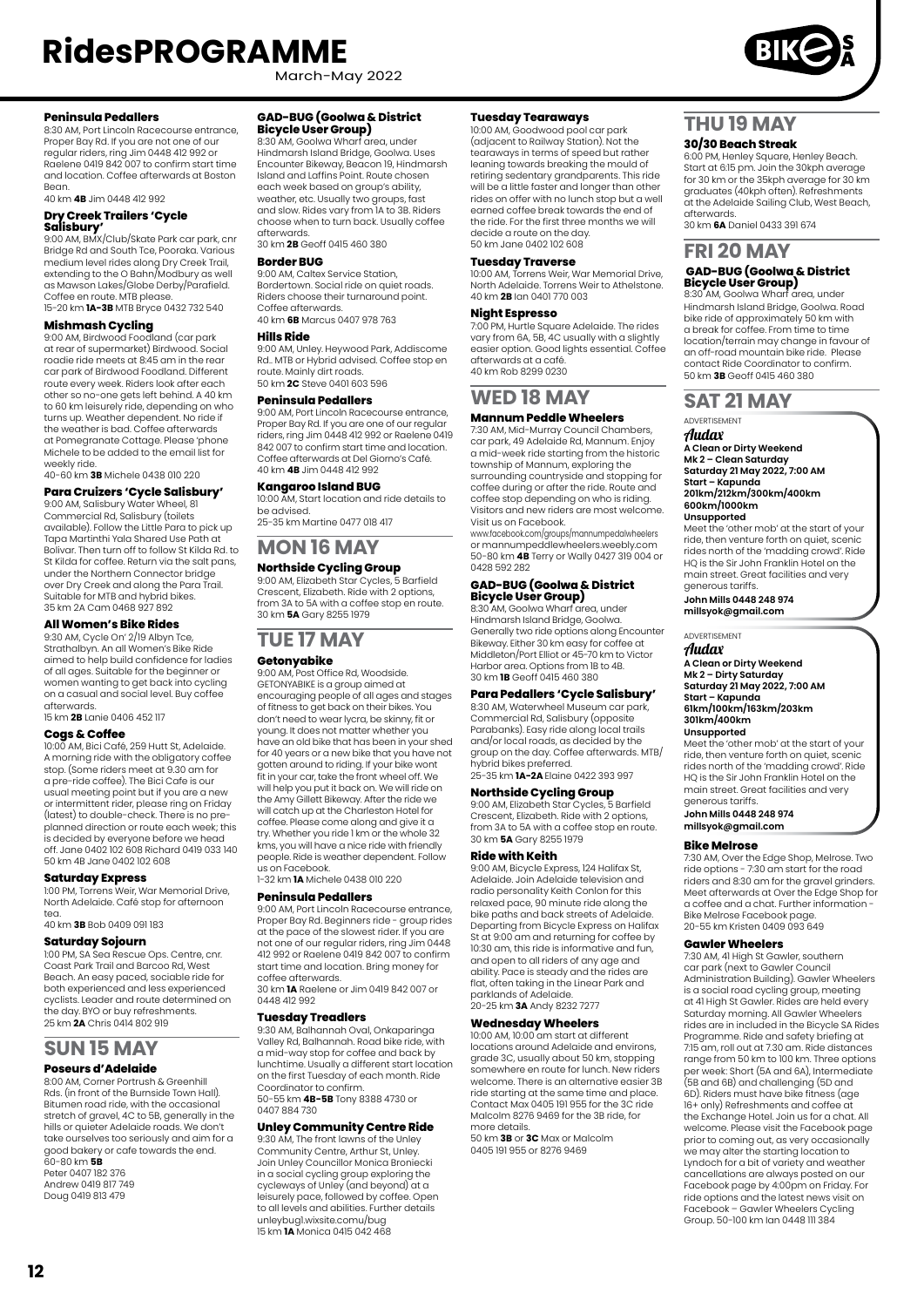# RidesPROGRAMME

March-May 2022

### Peninsula Pedallers

8:30 AM, Port Lincoln Racecourse entrance, Proper Bay Rd. If you are not one of our regular riders, ring Jim 0448 412 992 or Raelene 0419 842 007 to confirm start time and location. Coffee afterwards at Boston Bean.

40 km **4B** Jim 0448 412 992

### Dry Creek Trailers 'Cycle Salisbury'

9:00 AM, BMX/Club/Skate Park car park, cnr Bridge Rd and South Tce, Pooraka. Various medium level rides along Dry Creek Trail, extending to the O Bahn/Modbury as well as Mawson Lakes/Globe Derby/Parafield. Coffee en route. MTB please.

15-20 km **1A-3B** MTB Bryce 0432 732 540

### Mishmash Cycling

9:00 AM, Birdwood Foodland (car park at rear of supermarket) Birdwood. Social roadie ride meets at 8:45 am in the rear car park of Birdwood Foodland. Different route every week. Riders look after each other so no-one gets left behind. A 40 km to 60 km leisurely ride, depending on who turns up. Weather dependent. No ride if the weather is bad. Coffee afterwards at Pomegranate Cottage. Please 'phone Michele to be added to the email list for weekly ride.

40-60 km **3B** Michele 0438 010 220

### Para Cruizers 'Cycle Salisbury'

9:00 AM, Salisbury Water Wheel, 81 Commercial Rd, Salisbury (toilets available). Follow the Little Para to pick up Tapa Martinthi Yala Shared Use Path at Bolivar. Then turn off to follow St Kilda Rd. to St Kilda for coffee. Return via the salt pans, under the Northern Connector bridge over Dry Creek and along the Para Trail. Suitable for MTB and hybrid bikes.

35 km 2A Cam 0468 927 892

### All Women's Bike Rides

9:30 AM, Cycle On' 2/19 Albyn Tce, Strathalbyn. An all Women's Bike Ride aimed to help build confidence for ladies of all ages. Suitable for the beginner or women wanting to get back into cycling on a casual and social level. Buy coffee afterwards.

15 km **2B** Lanie 0406 452 117

### Cogs & Coffee

10:00 AM, Bici Café, 259 Hutt St, Adelaide. A morning ride with the obligatory coffee stop. (Some riders meet at 9.30 am for a pre-ride coffee). The Bici Cafe is our usual meeting point but if you are a new or intermittent rider, please ring on Friday (latest) to double-check. There is no pre-planned direction or route each week; this is decided by everyone before we head off. Jane 0402 102 608 Richard 0419 033 140

50 km 4B Jane 0402 102 608

### Saturday Express

1:00 PM, Torrens Weir, War Memorial Drive, North Adelaide. Café stop for afternoon tea.

40 km **3B** Bob 0409 091 183

### Saturday Sojourn

1:00 PM, SA Sea Rescue Ops. Centre, cnr. Coast Park Trail and Barcoo Rd, West Beach. An easy paced, sociable ride for both experienced and less experienced cyclists. Leader and route determined on the day. BYO or buy refreshments.

25 km **2A** Chris 0414 802 919

## SUN 15 MAY

### Poseurs d'Adelaide

8:00 AM, Corner Portrush & Greenhill Rds. (in front of the Burnside Town Hall). Bitumen road ride, with the occasional stretch of gravel, 4C to 5B, generally in the hills or quieter Adelaide roads. We don't take ourselves too seriously and aim for a good bakery or cafe towards the end.

60-80 km **5B**

Peter 0407 182 376
Andrew 0419 817 749
Doug 0419 813 479

### GAD-BUG (Goolwa & District Bicycle User Group)

8:30 AM, Goolwa Wharf area, under Hindmarsh Island Bridge, Goolwa. Uses Encounter Bikeway, Beacon 19, Hindmarsh Island and Laffins Point. Route chosen each week based on group's ability, weather, etc. Usually two groups, fast and slow. Rides vary from 1A to 3B. Riders choose when to turn back. Usually coffee afterwards.

30 km **2B** Geoff 0415 460 380

### Border BUG

9:00 AM, Caltex Service Station, Bordertown. Social ride on quiet roads. Riders choose their turnaround point. Coffee afterwards.

40 km **6B** Marcus 0407 978 763

### Hills Ride

9:00 AM, Unley. Heywood Park, Addiscome Rd.. MTB or Hybrid advised. Coffee stop en route. Mainly dirt roads.

50 km **2C** Steve 0401 603 596

### Peninsula Pedallers

9:00 AM, Port Lincoln Racecourse entrance, Proper Bay Rd. If you are one of our regular riders, ring Jim 0448 412 992 or Raelene 0419 842 007 to confirm start time and location. Coffee afterwards at Del Giorno's Café.

40 km **4B** Jim 0448 412 992

### Kangaroo Island BUG

10:00 AM, Start location and ride details to be advised.

25-35 km Martine 0477 018 417

## MON 16 MAY

### Northside Cycling Group

9:00 AM, Elizabeth Star Cycles, 5 Barfield Crescent, Elizabeth. Ride with 2 options, from 3A to 5A with a coffee stop en route.

30 km **5A** Gary 8255 1979

## TUE 17 MAY

### Getonyabike

9:00 AM, Post Office Rd, Woodside. GETONYABIKE is a group aimed at encouraging people of all ages and stages of fitness to get back on their bikes. You don't need to wear lycra, be skinny, fit or young. It does not matter whether you have an old bike that has been in your shed for 40 years or a new bike that you have not gotten around to riding. If your bike wont fit in your car, take the front wheel off. We will help you put it back on. We will ride on the Amy Gillett Bikeway. After the ride we will catch up at the Charleston Hotel for coffee. Please come along and give it a try. Whether you ride 1 km or the whole 32 kms, you will have a nice ride with friendly people. Ride is weather dependent. Follow us on Facebook.

1-32 km **1A** Michele 0438 010 220

### Peninsula Pedallers

9:00 AM, Port Lincoln Racecourse entrance, Proper Bay Rd. Beginners ride - group rides at the pace of the slowest rider. If you are not one of our regular riders, ring Jim 0448 412 992 or Raelene 0419 842 007 to confirm start time and location. Bring money for coffee afterwards.

30 km **1A** Raelene or Jim 0419 842 007 or 0448 412 992

### Tuesday Treadlers

9:30 AM, Balhannah Oval, Onkaparinga Valley Rd, Balhannah. Road bike ride, with a mid-way stop for coffee and back by lunchtime. Usually a different start location on the first Tuesday of each month. Ride Coordinator to confirm.

50-55 km **4B-5B** Tony 8388 4730 or 0407 884 730

### Unley Community Centre Ride

9:30 AM, The front lawns of the Unley Community Centre, Arthur St, Unley. Join Unley Councillor Monica Broniecki in a social cycling group exploring the cycleways of Unley (and beyond) at a leisurely pace, followed by coffee. Open to all levels and abilities. Further details unleybug1.wixsite.comu/bug

15 km **1A** Monica 0415 042 468

### Tuesday Tearaways

10:00 AM, Goodwood pool car park (adjacent to Railway Station). Not the tearaways in terms of speed but rather leaning towards breaking the mould of retiring sedentary grandparents. This ride will be a little faster and longer than other rides on offer with no lunch stop but a well earned coffee break towards the end of the ride. For the first three months we will decide a route on the day.

50 km Jane 0402 102 608

### Tuesday Traverse

10:00 AM, Torrens Weir, War Memorial Drive, North Adelaide. Torrens Weir to Athelstone.

40 km **2B** Ian 0401 770 003

### Night Espresso

7:00 PM, Hurtle Square Adelaide. The rides vary from 6A, 5B, 4C usually with a slightly easier option. Good lights essential. Coffee afterwards at a café.

40 km Rob 8299 0230

## WED 18 MAY

### Mannum Peddle Wheelers

7:30 AM, Mid-Murray Council Chambers, car park, 49 Adelaide Rd, Mannum. Enjoy a mid-week ride starting from the historic township of Mannum, exploring the surrounding countryside and stopping for coffee during or after the ride. Route and coffee stop depending on who is riding. Visitors and new riders are most welcome. Visit us on Facebook.

www.facebook.com/groups/mannumpedalwheelers or mannumpeddlewheelers.weebly.com

50-80 km **4B** Terry or Wally 0427 319 004 or 0428 592 282

### GAD-BUG (Goolwa & District Bicycle User Group)

8:30 AM, Goolwa Wharf area, under Hindmarsh Island Bridge, Goolwa. Generally two ride options along Encounter Bikeway. Either 30 km easy for coffee at Middleton/Port Elliot or 45-70 km to Victor Harbor area. Options from 1B to 4B.

30 km **1B** Geoff 0415 460 380

### Para Pedallers 'Cycle Salisbury'

8:30 AM, Waterwheel Museum car park, Commercial Rd, Salisbury (opposite Parabanks). Easy ride along local trails and/or local roads, as decided by the group on the day. Coffee afterwards. MTB/ hybrid bikes preferred.

25-35 km **1A-2A** Elaine 0422 393 997

### Northside Cycling Group

9:00 AM, Elizabeth Star Cycles, 5 Barfield Crescent, Elizabeth. Ride with 2 options, from 3A to 5A with a coffee stop en route.

30 km **5A** Gary 8255 1979

### Ride with Keith

9:00 AM, Bicycle Express, 124 Halifax St, Adelaide. Join Adelaide television and radio personality Keith Conlon for this relaxed pace, 90 minute ride along the bike paths and back streets of Adelaide. Departing from Bicycle Express on Halifax St at 9:00 am and returning for coffee by 10:30 am, this ride is informative and fun, and open to all riders of any age and ability. Pace is steady and the rides are flat, often taking in the Linear Park and parklands of Adelaide.

20-25 km **3A** Andy 8232 7277

### Wednesday Wheelers

10:00 AM, 10:00 am start at different locations around Adelaide and environs, grade 3C, usually about 50 km, stopping somewhere en route for lunch. New riders welcome. There is an alternative easier 3B ride starting at the same time and place. Contact Max 0405 191 955 for the 3C ride Malcolm 8276 9469 for the 3B ride, for more details.

50 km **3B** or **3C** Max or Malcolm 0405 191 955 or 8276 9469

## THU 19 MAY

### 30/30 Beach Streak

6:00 PM, Henley Square, Henley Beach. Start at 6:15 pm. Join the 30kph average for 30 km or the 35kph average for 30 km graduates (40kph often). Refreshments at the Adelaide Sailing Club, West Beach, afterwards.

30 km **6A** Daniel 0433 391 674

## FRI 20 MAY

### GAD-BUG (Goolwa & District Bicycle User Group)

8:30 AM, Goolwa Wharf area, under Hindmarsh Island Bridge, Goolwa. Road bike ride of approximately 50 km with a break for coffee. From time to time location/terrain may change in favour of an off-road mountain bike ride. Please contact Ride Coordinator to confirm.

50 km **3B** Geoff 0415 460 380

## SAT 21 MAY

ADVERTISEMENT

*Audax*

**A Clean or Dirty Weekend**
**Mk 2 – Clean Saturday**
**Saturday 21 May 2022, 7:00 AM**
**Start – Kapunda**
**201km/212km/300km/400km 600km/1000km**
**Unsupported**

Meet the 'other mob' at the start of your ride, then venture forth on quiet, scenic rides north of the 'madding crowd'. Ride HQ is the Sir John Franklin Hotel on the main street. Great facilities and very generous tariffs.

**John Mills 0448 248 974**
**millsyok@gmail.com**

ADVERTISEMENT

*Audax*

**A Clean or Dirty Weekend**
**Mk 2 – Dirty Saturday**
**Saturday 21 May 2022, 7:00 AM**
**Start – Kapunda**
**61km/100km/163km/203km 301km/400km**
**Unsupported**

Meet the 'other mob' at the start of your ride, then venture forth on quiet, scenic rides north of the 'madding crowd'. Ride HQ is the Sir John Franklin Hotel on the main street. Great facilities and very generous tariffs.

**John Mills 0448 248 974**
**millsyok@gmail.com**

### Bike Melrose

7:30 AM, Over the Edge Shop, Melrose. Two ride options - 7:30 am start for the road riders and 8:30 am for the gravel grinders. Meet afterwards at Over the Edge Shop for a coffee and a chat. Further information - Bike Melrose Facebook page.

20-55 km Kristen 0409 093 649

### Gawler Wheelers

7:30 AM, 41 High St Gawler, southern car park (next to Gawler Council Administration Building). Gawler Wheelers is a social road cycling group, meeting at 41 High St Gawler. Rides are held every Saturday morning. All Gawler Wheelers rides are included in the Bicycle SA Rides Programme. Ride and safety briefing at 7:15 am, roll out at 7:30 am. Ride distances range from 50 km to 100 km. Three options per week: Short (5A and 6A), Intermediate (5B and 6B) and challenging (5D and 6D). Riders must have bike fitness (age 16+ only) Refreshments and coffee at the Exchange Hotel. Join us for a chat. All welcome. Please visit the Facebook page prior to coming out, as very occasionally we may alter the starting location to Lyndoch for a bit of variety and weather cancellations are always posted on our Facebook page by 4:00pm on Friday. For ride options and the latest news visit on Facebook – Gawler Wheelers Cycling Group. 50-100 km Ian 0448 111 384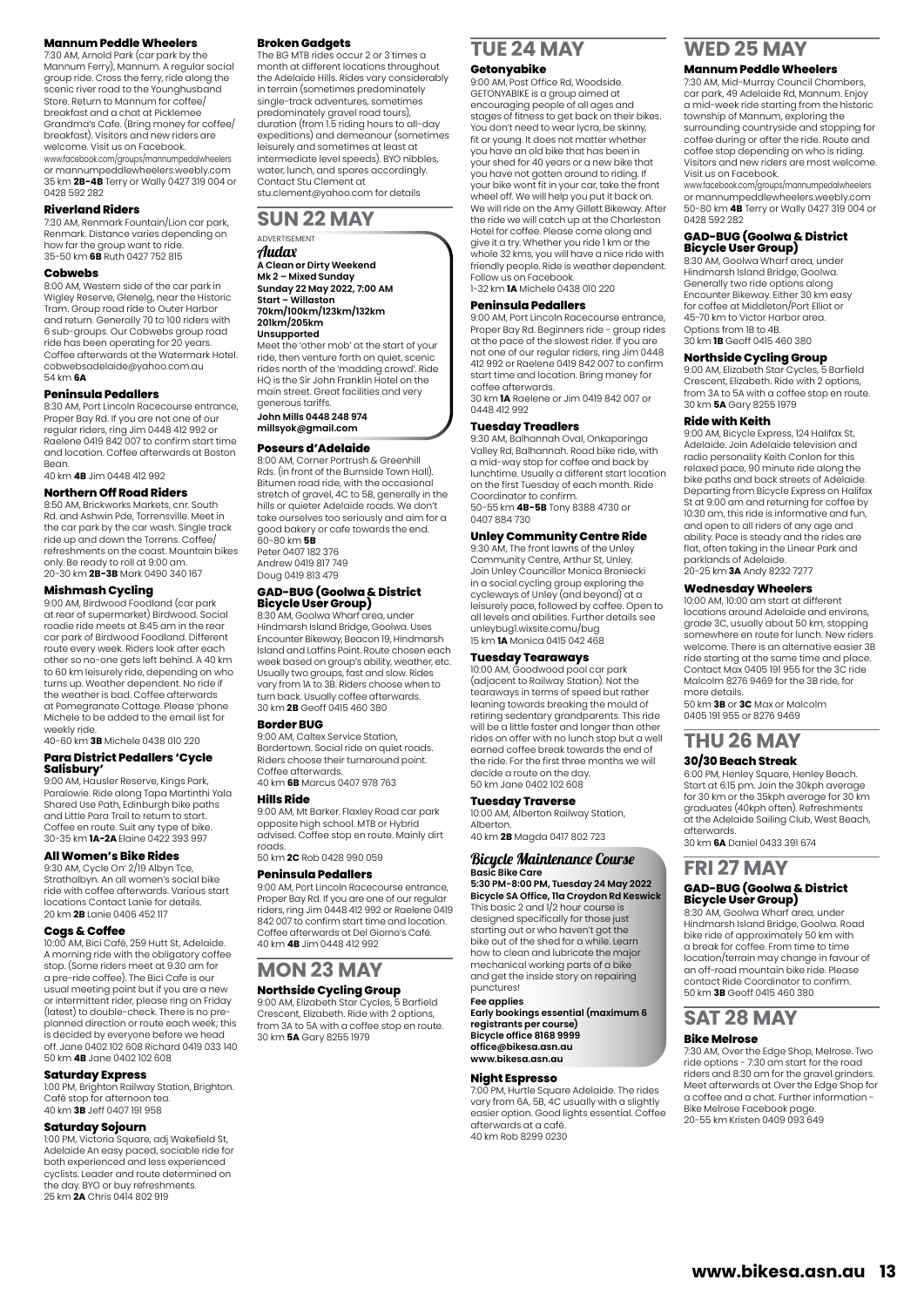### Mannum Peddle Wheelers

7:30 AM, Arnold Park (car park by the Mannum Ferry), Mannum. A regular social group ride. Cross the ferry, ride along the scenic river road to the Younghusband Store. Return to Mannum for coffee/breakfast and a chat at Picklemee Grandma's Cafe. (Bring money for coffee/breakfast). Visitors and new riders are welcome. Visit us on Facebook.
www.facebook.com/groups/mannumpedalwheelers or mannumpeddlewheelers.weebly.com
35 km **2B-4B** Terry or Wally 0427 319 004 or 0428 592 282

### Riverland Riders

7:30 AM, Renmark Fountain/Lion car park, Renmark. Distance varies depending on how far the group want to ride.
35-50 km **6B** Ruth 0427 752 815

### Cobwebs

8:00 AM, Western side of the car park in Wigley Reserve, Glenelg, near the Historic Tram. Group road ride to Outer Harbor and return. Generally 70 to 100 riders with 6 sub-groups. Our Cobwebs group road ride has been operating for 20 years. Coffee afterwards at the Watermark Hotel. cobwebsadelaide@yahoo.com.au
54 km **6A**

### Peninsula Pedallers

8:30 AM, Port Lincoln Racecourse entrance, Proper Bay Rd. If you are not one of our regular riders, ring Jim 0448 412 992 or Raelene 0419 842 007 to confirm start time and location. Coffee afterwards at Boston Bean.
40 km **4B** Jim 0448 412 992

### Northern Off Road Riders

8:50 AM, Brickworks Markets, cnr. South Rd. and Ashwin Pde, Torrensville. Meet in the car park by the car wash. Single track ride up and down the Torrens. Coffee/refreshments on the coast. Mountain bikes only. Be ready to roll at 9:00 am.
20-30 km **2B-3B** Mark 0490 340 167

### Mishmash Cycling

9:00 AM, Birdwood Foodland (car park at rear of supermarket) Birdwood. Social roadie ride meets at 8:45 am in the rear car park of Birdwood Foodland. Different route every week. Riders look after each other so no-one gets left behind. A 40 km to 60 km leisurely ride, depending on who turns up. Weather dependent. No ride if the weather is bad. Coffee afterwards at Pomegranate Cottage. Please 'phone Michele to be added to the email list for weekly ride.
40-60 km **3B** Michele 0438 010 220

### Para District Pedallers 'Cycle Salisbury'

9:00 AM, Hausler Reserve, Kings Park, Paralowie. Ride along Tapa Martinthi Yala Shared Use Path, Edinburgh bike paths and Little Para Trail to return to start. Coffee en route. Suit any type of bike.
30-35 km **1A-2A** Elaine 0422 393 997

### All Women's Bike Rides

9:30 AM, Cycle On' 2/19 Albyn Tce, Strathalbyn. An all women's social bike ride with coffee afterwards. Various start locations Contact Lanie for details.
20 km **2B** Lanie 0406 452 117

### Cogs & Coffee

10:00 AM, Bici Café, 259 Hutt St, Adelaide. A morning ride with the obligatory coffee stop. (Some riders meet at 9.30 am for a pre-ride coffee). The Bici Cafe is our usual meeting point but if you are a new or intermittent rider, please ring on Friday (latest) to double-check. There is no pre-planned direction or route each week; this is decided by everyone before we head off. Jane 0402 102 608 Richard 0419 033 140
50 km **4B** Jane 0402 102 608

### Saturday Express

1:00 PM, Brighton Railway Station, Brighton. Café stop for afternoon tea.
40 km **3B** Jeff 0407 191 958

### Saturday Sojourn

1:00 PM, Victoria Square, adj Wakefield St, Adelaide An easy paced, sociable ride for both experienced and less experienced cyclists. Leader and route determined on the day. BYO or buy refreshments.
25 km **2A** Chris 0414 802 919

### Broken Gadgets

The BG MTB rides occur 2 or 3 times a month at different locations throughout the Adelaide Hills. Rides vary considerably in terrain (sometimes predominately single-track adventures, sometimes predominately gravel road tours), duration (from 1.5 riding hours to all-day expeditions) and demeanour (sometimes leisurely and sometimes at least at intermediate level speeds). BYO nibbles, water, lunch, and spares accordingly. Contact Stu Clement at stu.clement@yahoo.com for details

## SUN 22 MAY

ADVERTISEMENT

*Audax*

**A Clean or Dirty Weekend**
**Mk 2 – Mixed Sunday**
**Sunday 22 May 2022, 7:00 AM**
**Start – Willaston**
**70km/100km/123km/132km 201km/205km**
**Unsupported**

Meet the 'other mob' at the start of your ride, then venture forth on quiet, scenic rides north of the 'madding crowd'. Ride HQ is the Sir John Franklin Hotel on the main street. Great facilities and very generous tariffs.

**John Mills 0448 248 974**
**millsyok@gmail.com**

### Poseurs d'Adelaide

8:00 AM, Corner Portrush & Greenhill Rds. (in front of the Burnside Town Hall). Bitumen road ride, with the occasional stretch of gravel, 4C to 5B, generally in the hills or quieter Adelaide roads. We don't take ourselves too seriously and aim for a good bakery or cafe towards the end.
60-80 km **5B**
Peter 0407 182 376
Andrew 0419 817 749
Doug 0419 813 479

### GAD-BUG (Goolwa & District Bicycle User Group)

8:30 AM, Goolwa Wharf area, under Hindmarsh Island Bridge, Goolwa. Uses Encounter Bikeway, Beacon 19, Hindmarsh Island and Laffins Point. Route chosen each week based on group's ability, weather, etc. Usually two groups, fast and slow. Rides vary from 1A to 3B. Riders choose when to turn back. Usually coffee afterwards.
30 km **2B** Geoff 0415 460 380

### Border BUG

9:00 AM, Caltex Service Station, Bordertown. Social ride on quiet roads. Riders choose their turnaround point. Coffee afterwards.
40 km **6B** Marcus 0407 978 763

### Hills Ride

9:00 AM, Mt Barker. Flaxley Road car park opposite high school. MTB or Hybrid advised. Coffee stop en route. Mainly dirt roads.
50 km **2C** Rob 0428 990 059

### Peninsula Pedallers

9:00 AM, Port Lincoln Racecourse entrance, Proper Bay Rd. If you are one of our regular riders, ring Jim 0448 412 992 or Raelene 0419 842 007 to confirm start time and location. Coffee afterwards at Del Giorno's Café.
40 km **4B** Jim 0448 412 992

## MON 23 MAY

### Northside Cycling Group

9:00 AM, Elizabeth Star Cycles, 5 Barfield Crescent, Elizabeth. Ride with 2 options, from 3A to 5A with a coffee stop en route.
30 km **5A** Gary 8255 1979

## TUE 24 MAY

### Getonyabike

9:00 AM, Post Office Rd, Woodside. GETONYABIKE is a group aimed at encouraging people of all ages and stages of fitness to get back on their bikes. You don't need to wear lycra, be skinny, fit or young. It does not matter whether you have an old bike that has been in your shed for 40 years or a new bike that you have not gotten around to riding. If your bike wont fit in your car, take the front wheel off. We will help you put it back on. We will ride on the Amy Gillett Bikeway. After the ride we will catch up at the Charleston Hotel for coffee. Please come along and give it a try. Whether you ride 1 km or the whole 32 kms, you will have a nice ride with friendly people. Ride is weather dependent. Follow us on Facebook.
1-32 km **1A** Michele 0438 010 220

### Peninsula Pedallers

9:00 AM, Port Lincoln Racecourse entrance, Proper Bay Rd. Beginners ride - group rides at the pace of the slowest rider. If you are not one of our regular riders, ring Jim 0448 412 992 or Raelene 0419 842 007 to confirm start time and location. Bring money for coffee afterwards.
30 km **1A** Raelene or Jim 0419 842 007 or 0448 412 992

### Tuesday Treadlers

9:30 AM, Balhannah Oval, Onkaparinga Valley Rd, Balhannah. Road bike ride, with a mid-way stop for coffee and back by lunchtime. Usually a different start location on the first Tuesday of each month. Ride Coordinator to confirm.
50-55 km **4B-5B** Tony 8388 4730 or 0407 884 730

### Unley Community Centre Ride

9:30 AM, The front lawns of the Unley Community Centre, Arthur St, Unley. Join Unley Councillor Monica Broniecki in a social cycling group exploring the cycleways of Unley (and beyond) at a leisurely pace, followed by coffee. Open to all levels and abilities. Further details see unleybug1.wixsite.comu/bug
15 km **1A** Monica 0415 042 468

### Tuesday Tearaways

10:00 AM, Goodwood pool car park (adjacent to Railway Station). Not the tearaways in terms of speed but rather leaning towards breaking the mould of retiring sedentary grandparents. This ride will be a little faster and longer than other rides on offer with no lunch stop but a well earned coffee break towards the end of the ride. For the first three months we will decide a route on the day.
50 km Jane 0402 102 608

### Tuesday Traverse

10:00 AM, Alberton Railway Station, Alberton.
40 km **2B** Magda 0417 802 723

### *Bicycle Maintenance Course*

**Basic Bike Care**
**5:30 PM-8:00 PM, Tuesday 24 May 2022**
**Bicycle SA Office, 11a Croydon Rd Keswick**

This basic 2 and 1/2 hour course is designed specifically for those just starting out or who haven't got the bike out of the shed for a while. Learn how to clean and lubricate the major mechanical working parts of a bike and get the inside story on repairing punctures!

**Fee applies**
**Early bookings essential (maximum 6 registrants per course)**
**Bicycle office 8168 9999**
**office@bikesa.asn.au**
**www.bikesa.asn.au**

### Night Espresso

7:00 PM, Hurtle Square Adelaide. The rides vary from 6A, 5B, 4C usually with a slightly easier option. Good lights essential. Coffee afterwards at a café.
40 km Rob 8299 0230

## WED 25 MAY

### Mannum Peddle Wheelers

7:30 AM, Mid-Murray Council Chambers, car park, 49 Adelaide Rd, Mannum. Enjoy a mid-week ride starting from the historic township of Mannum, exploring the surrounding countryside and stopping for coffee during or after the ride. Route and coffee stop depending on who is riding. Visitors and new riders are most welcome. Visit us on Facebook.
www.facebook.com/groups/mannumpedalwheelers or mannumpeddlewheelers.weebly.com
50-80 km **4B** Terry or Wally 0427 319 004 or 0428 592 282

### GAD-BUG (Goolwa & District Bicycle User Group)

8:30 AM, Goolwa Wharf area, under Hindmarsh Island Bridge, Goolwa. Generally two ride options along Encounter Bikeway. Either 30 km easy for coffee at Middleton/Port Elliot or 45-70 km to Victor Harbor area. Options from 1B to 4B.
30 km **1B** Geoff 0415 460 380

### Northside Cycling Group

9:00 AM, Elizabeth Star Cycles, 5 Barfield Crescent, Elizabeth. Ride with 2 options, from 3A to 5A with a coffee stop en route.
30 km **5A** Gary 8255 1979

### Ride with Keith

9:00 AM, Bicycle Express, 124 Halifax St, Adelaide. Join Adelaide television and radio personality Keith Conlon for this relaxed pace, 90 minute ride along the bike paths and back streets of Adelaide. Departing from Bicycle Express on Halifax St at 9:00 am and returning for coffee by 10:30 am, this ride is informative and fun, and open to all riders of any age and ability. Pace is steady and the rides are flat, often taking in the Linear Park and parklands of Adelaide.
20-25 km **3A** Andy 8232 7277

### Wednesday Wheelers

10:00 AM, 10:00 am start at different locations around Adelaide and environs, grade 3C, usually about 50 km, stopping somewhere en route for lunch. New riders welcome. There is an alternative easier 3B ride starting at the same time and place. Contact Max 0405 191 955 for the 3C ride Malcolm 8276 9469 for the 3B ride, for more details.
50 km **3B** or **3C** Max or Malcolm 0405 191 955 or 8276 9469

## THU 26 MAY

### 30/30 Beach Streak

6:00 PM, Henley Square, Henley Beach. Start at 6:15 pm. Join the 30kph average for 30 km or the 35kph average for 30 km graduates (40kph often). Refreshments at the Adelaide Sailing Club, West Beach, afterwards.
30 km **6A** Daniel 0433 391 674

## FRI 27 MAY

### GAD-BUG (Goolwa & District Bicycle User Group)

8:30 AM, Goolwa Wharf area, under Hindmarsh Island Bridge, Goolwa. Road bike ride of approximately 50 km with a break for coffee. From time to time location/terrain may change in favour of an off-road mountain bike ride. Please contact Ride Coordinator to confirm.
50 km **3B** Geoff 0415 460 380

## SAT 28 MAY

### Bike Melrose

7:30 AM, Over the Edge Shop, Melrose. Two ride options - 7:30 am start for the road riders and 8:30 am for the gravel grinders. Meet afterwards at Over the Edge Shop for a coffee and a chat. Further information - Bike Melrose Facebook page.
20-55 km Kristen 0409 093 649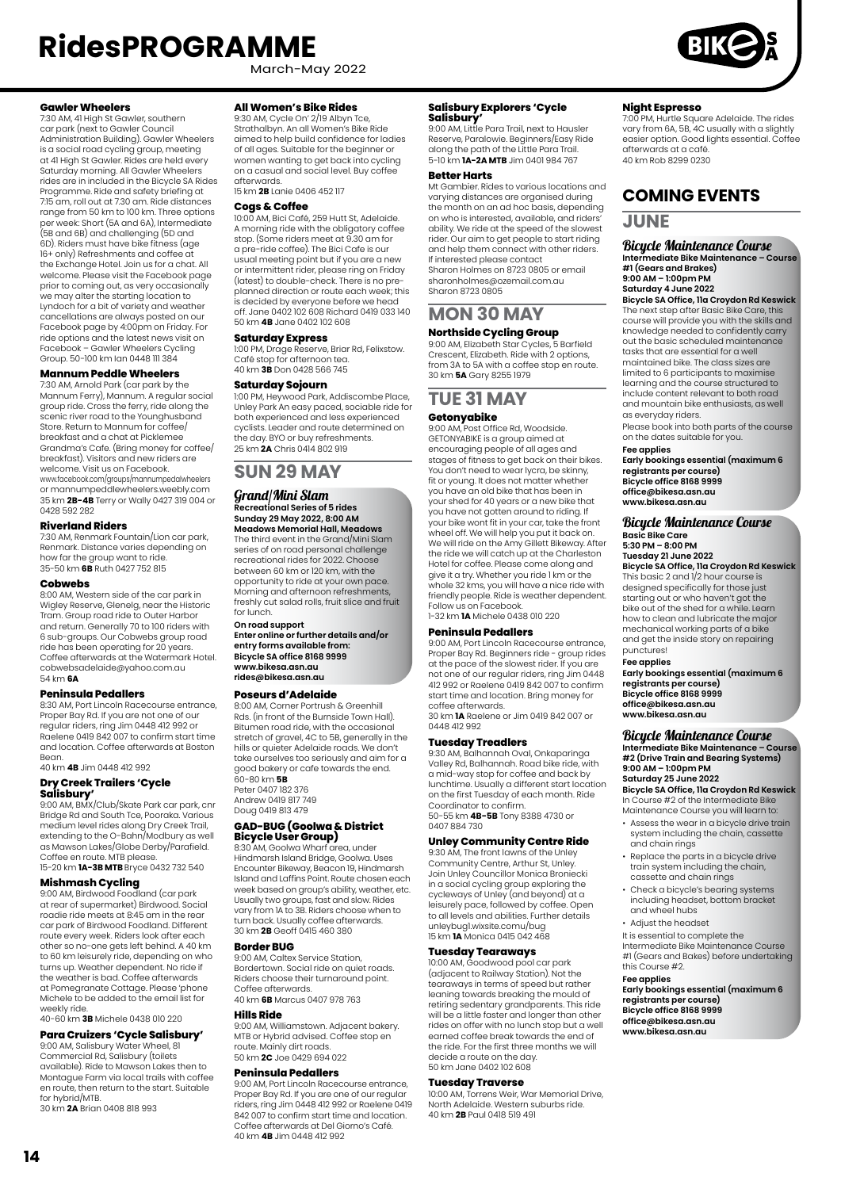# RidesPROGRAMME

March-May 2022

#### Gawler Wheelers

7:30 AM, 41 High St Gawler, southern car park (next to Gawler Council Administration Building). Gawler Wheelers is a social road cycling group, meeting at 41 High St Gawler. Rides are held every Saturday morning. All Gawler Wheelers rides are in included in the Bicycle SA Rides Programme. Ride and safety briefing at 7:15 am, roll out at 7.30 am. Ride distances range from 50 km to 100 km. Three options per week: Short (5A and 6A), Intermediate (5B and 6B) and challenging (5D and 6D). Riders must have bike fitness (age 16+ only) Refreshments and coffee at the Exchange Hotel. Join us for a chat. All welcome. Please visit the Facebook page prior to coming out, as very occasionally we may alter the starting location to Lyndoch for a bit of variety and weather cancellations are always posted on our Facebook page by 4:00pm on Friday. For ride options and the latest news visit on Facebook – Gawler Wheelers Cycling Group. 50-100 km Ian 0448 111 384

#### Mannum Peddle Wheelers

7:30 AM, Arnold Park (car park by the Mannum Ferry), Mannum. A regular social group ride. Cross the ferry, ride along the scenic river road to the Younghusband Store. Return to Mannum for coffee/breakfast and a chat at Picklemee Grandma's Cafe. (Bring money for coffee/breakfast). Visitors and new riders are welcome. Visit us on Facebook. www.facebook.com/groups/mannumpeddlewheelers or mannumpeddlewheelers.weebly.com
35 km **2B-4B** Terry or Wally 0427 319 004 or 0428 592 282

#### Riverland Riders

7:30 AM, Renmark Fountain/Lion car park, Renmark. Distance varies depending on how far the group want to ride.
35-50 km **6B** Ruth 0427 752 815

#### Cobwebs

8:00 AM, Western side of the car park in Wigley Reserve, Glenelg, near the Historic Tram. Group road ride to Outer Harbor and return. Generally 70 to 100 riders with 6 sub-groups. Our Cobwebs group road ride has been operating for 20 years. Coffee afterwards at the Watermark Hotel. cobwebsadelaide@yahoo.com.au
54 km **6A**

#### Peninsula Pedallers

8:30 AM, Port Lincoln Racecourse entrance, Proper Bay Rd. If you are not one of our regular riders, ring Jim 0448 412 992 or Raelene 0419 842 007 to confirm start time and location. Coffee afterwards at Boston Bean.
40 km **4B** Jim 0448 412 992

#### Dry Creek Trailers 'Cycle Salisbury'

9:00 AM, BMX/Club/Skate Park car park, cnr Bridge Rd and South Tce, Pooraka. Various medium level rides along Dry Creek Trail, extending to the O-Bahn/Modbury as well as Mawson Lakes/Globe Derby/Parafield. Coffee en route. MTB please.
15-20 km **1A-3B MTB** Bryce 0432 732 540

#### Mishmash Cycling

9:00 AM, Birdwood Foodland (car park at rear of supermarket) Birdwood. Social roadie ride meets at 8:45 am in the rear car park of Birdwood Foodland. Different route every week. Riders look after each other so no-one gets left behind. A 40 km to 60 km leisurely ride, depending on who turns up. Weather dependent. No ride if the weather is bad. Coffee afterwards at Pomegranate Cottage. Please 'phone Michele to be added to the email list for weekly ride.
40-60 km **3B** Michele 0438 010 220

#### Para Cruizers 'Cycle Salisbury'

9:00 AM, Salisbury Water Wheel, 81 Commercial Rd, Salisbury (toilets available). Ride to Mawson Lakes then to Montague Farm via local trails with coffee en route, then return to the start. Suitable for hybrid/MTB.
30 km **2A** Brian 0408 818 993

#### All Women's Bike Rides

9:30 AM, Cycle On' 2/19 Albyn Tce, Strathalbyn. An all Women's Bike Ride aimed to help build confidence for ladies of all ages. Suitable for the beginner or women wanting to get back into cycling on a casual and social level. Buy coffee afterwards.
15 km **2B** Lanie 0406 452 117

#### Cogs & Coffee

10:00 AM, Bici Café, 259 Hutt St, Adelaide. A morning ride with the obligatory coffee stop. (Some riders meet at 9.30 am for a pre-ride coffee). The Bici Cafe is our usual meeting point but if you are a new or intermittent rider, please ring on Friday (latest) to double-check. There is no pre-planned direction or route each week; this is decided by everyone before we head off. Jane 0402 102 608 Richard 0419 033 140
50 km **4B** Jane 0402 102 608

#### Saturday Express

1:00 PM, Drage Reserve, Briar Rd, Felixstow. Café stop for afternoon tea.
40 km **3B** Don 0428 566 745

#### Saturday Sojourn

1:00 PM, Heywood Park, Addiscombe Place, Unley Park An easy paced, sociable ride for both experienced and less experienced cyclists. Leader and route determined on the day. BYO or buy refreshments.
25 km **2A** Chris 0414 802 919

## SUN 29 MAY

### *Grand/Mini Slam*

**Recreational Series of 5 rides**
**Sunday 29 May 2022, 8:00 AM**
**Meadows Memorial Hall, Meadows**
The third event in the Grand/Mini Slam series of on road personal challenge recreational rides for 2022. Choose between 60 km or 120 km, with the opportunity to ride at your own pace. Morning and afternoon refreshments, freshly cut salad rolls, fruit slice and fruit for lunch.
**On road support**
**Enter online or further details and/or entry forms available from:**
**Bicycle SA office 8168 9999**
**www.bikesa.asn.au**
**rides@bikesa.asn.au**

#### Poseurs d'Adelaide

8:00 AM, Corner Portrush & Greenhill Rds. (in front of the Burnside Town Hall). Bitumen road ride, with the occasional stretch of gravel, 4C to 5B, generally in the hills or quieter Adelaide roads. We don't take ourselves too seriously and aim for a good bakery or cafe towards the end.
60-80 km **5B**
Peter 0407 182 376
Andrew 0419 817 749
Doug 0419 813 479

#### GAD-BUG (Goolwa & District Bicycle User Group)

8:30 AM, Goolwa Wharf area, under Hindmarsh Island Bridge, Goolwa. Uses Encounter Bikeway, Beacon 19, Hindmarsh Island and Laffins Point. Route chosen each week based on group's ability, weather, etc. Usually two groups, fast and slow. Rides vary from 1A to 3B. Riders choose when to turn back. Usually coffee afterwards.
30 km **2B** Geoff 0415 460 380

#### Border BUG

9:00 AM, Caltex Service Station, Bordertown. Social ride on quiet roads. Riders choose their turnaround point. Coffee afterwards.
40 km **6B** Marcus 0407 978 763

#### Hills Ride

9:00 AM, Williamstown. Adjacent bakery. MTB or Hybrid advised. Coffee stop en route. Mainly dirt roads.
50 km **2C** Joe 0429 694 022

#### Peninsula Pedallers

9:00 AM, Port Lincoln Racecourse entrance, Proper Bay Rd. If you are not one of our regular riders, ring Jim 0448 412 992 or Raelene 0419 842 007 to confirm start time and location. Coffee afterwards at Del Giorno's Café.
40 km **4B** Jim 0448 412 992

#### Salisbury Explorers 'Cycle Salisbury'

9:00 AM, Little Para Trail, next to Hausler Reserve, Paralowie. Beginners/Easy Ride along the path of the Little Para Trail.
5-10 km **1A-2A MTB** Jim 0401 984 767

#### Better Harts

Mt Gambier. Rides to various locations and varying distances are organised during the month on an ad hoc basis, depending on who is interested, available, and riders' ability. We ride at the speed of the slowest rider. Our aim to get people to start riding and help them connect with other riders. If interested please contact Sharon Holmes on 8723 0805 or email sharonholmes@ozemail.com.au
Sharon 8723 0805

## MON 30 MAY

#### Northside Cycling Group

9:00 AM, Elizabeth Star Cycles, 5 Barfield Crescent, Elizabeth. Ride with 2 options, from 3A to 5A with a coffee stop en route.
30 km **5A** Gary 8255 1979

## TUE 31 MAY

#### Getonyabike

9:00 AM, Post Office Rd, Woodside. GETONYABIKE is a group aimed at encouraging people of all ages and stages of fitness to get back on their bikes. You don't need to wear lycra, be skinny, fit or young. It does not matter whether you have an old bike that has been in your shed for 40 years or a new bike that you have not gotten around to riding. If your bike wont fit in your car, take the front wheel off. We will help you put it back on. We will ride on the Amy Gillett Bikeway. After the ride we will catch up at the Charleston Hotel for coffee. Please come along and give it a try. Whether you ride 1 km or the whole 32 kms, you will have a nice ride with friendly people. Ride is weather dependent. Follow us on Facebook.
1-32 km **1A** Michele 0438 010 220

#### Peninsula Pedallers

9:00 AM, Port Lincoln Racecourse entrance, Proper Bay Rd. Beginners ride - group rides at the pace of the slowest rider. If you are not one of our regular riders, ring Jim 0448 412 992 or Raelene 0419 842 007 to confirm start time and location. Bring money for coffee afterwards.
30 km **1A** Raelene or Jim 0419 842 007 or 0448 412 992

#### Tuesday Treadlers

9:30 AM, Balhannah Oval, Onkaparinga Valley Rd, Balhannah. Road bike ride, with a mid-way stop for coffee and back by lunchtime. Usually a different start location on the first Tuesday of each month. Ride Coordinator to confirm.
50-55 km **4B-5B** Tony 8388 4730 or 0407 884 730

#### Unley Community Centre Ride

9:30 AM, The front lawns of the Unley Community Centre, Arthur St, Unley. Join Unley Councillor Monica Broniecki in a social cycling group exploring the cycleways of Unley (and beyond) at a leisurely pace, followed by coffee. Open to all levels and abilities. Further details unleybug1.wixsite.comu/bug
15 km **1A** Monica 0415 042 468

#### Tuesday Tearaways

10:00 AM, Goodwood pool car park (adjacent to Railway Station). Not the tearaways in terms of speed but rather leaning towards breaking the mould of retiring sedentary grandparents. This ride will be a little faster and longer than other rides on offer with no lunch stop but a well earned coffee break towards the end of the ride. For the first three months we will decide a route on the day.
50 km Jane 0402 102 608

#### Tuesday Traverse

10:00 AM, Torrens Weir, War Memorial Drive, North Adelaide. Western suburbs ride.
40 km **2B** Paul 0418 519 491

#### Night Espresso

7:00 PM, Hurtle Square Adelaide. The rides vary from 6A, 5B, 4C usually with a slightly easier option. Good lights essential. Coffee afterwards at a café.
40 km Rob 8299 0230

## COMING EVENTS

## JUNE

### *Bicycle Maintenance Course*

**Intermediate Bike Maintenance – Course #1 (Gears and Brakes)**
**9:00 AM – 1:00pm PM**
**Saturday 4 June 2022**
**Bicycle SA Office, 11a Croydon Rd Keswick**
The next step after Basic Bike Care, this course will provide you with the skills and knowledge needed to confidently carry out the basic scheduled maintenance tasks that are essential for a well maintained bike. The class sizes are limited to 6 participants to maximise learning and the course structured to include content relevant to both road and mountain bike enthusiasts, as well as everyday riders.
Please book into both parts of the course on the dates suitable for you.
**Fee applies**
**Early bookings essential (maximum 6 registrants per course)**
**Bicycle office 8168 9999**
**office@bikesa.asn.au**
**www.bikesa.asn.au**

### *Bicycle Maintenance Course*

**Basic Bike Care**
**5:30 PM – 8:00 PM**
**Tuesday 21 June 2022**
**Bicycle SA Office, 11a Croydon Rd Keswick**
This basic 2 and 1/2 hour course is designed specifically for those just starting out or who haven't got the bike out of the shed for a while. Learn how to clean and lubricate the major mechanical working parts of a bike and get the inside story on repairing punctures!
**Fee applies**
**Early bookings essential (maximum 6 registrants per course)**
**Bicycle office 8168 9999**
**office@bikesa.asn.au**
**www.bikesa.asn.au**

### *Bicycle Maintenance Course*

**Intermediate Bike Maintenance – Course #2 (Drive Train and Bearing Systems)**
**9:00 AM – 1:00pm PM**
**Saturday 25 June 2022**
**Bicycle SA Office, 11a Croydon Rd Keswick**
In Course #2 of the Intermediate Bike Maintenance Course you will learn to:

- Assess the wear in a bicycle drive train system including the chain, cassette and chain rings
- Replace the parts in a bicycle drive train system including the chain, cassette and chain rings
- Check a bicycle's bearing systems including headset, bottom bracket and wheel hubs
- Adjust the headset

It is essential to complete the Intermediate Bike Maintenance Course #1 (Gears and Bakes) before undertaking this Course #2.
**Fee applies**
**Early bookings essential (maximum 6 registrants per course)**
**Bicycle office 8168 9999**
**office@bikesa.asn.au**
**www.bikesa.asn.au**